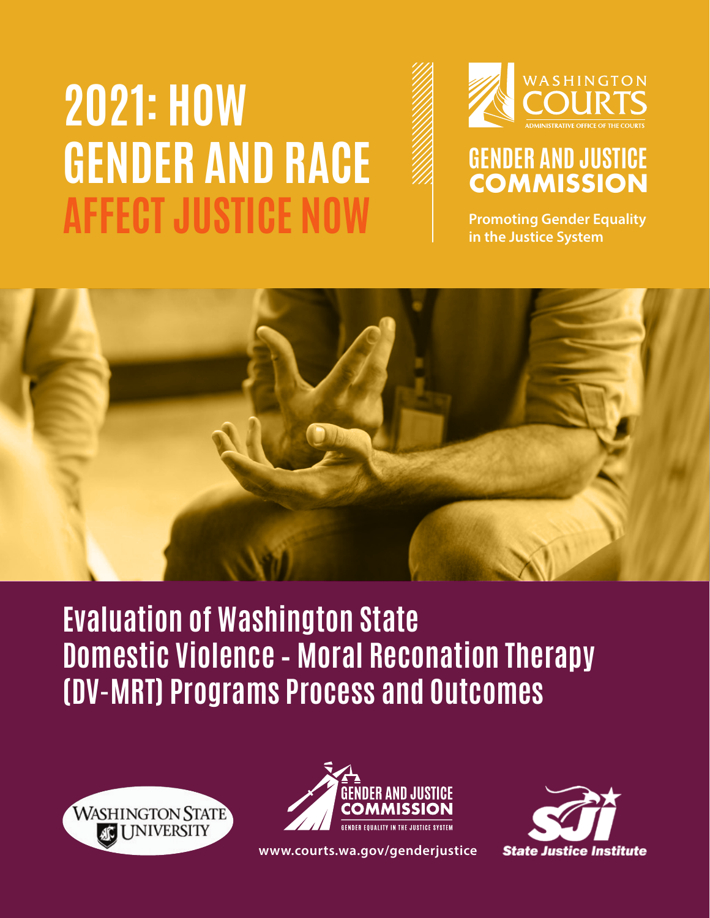# 2021: HOW GENDER AND RACE AFFECT JUSTICE NOW

WASHINGTON COURTS

ADMINISTRATIVE OFFICE OF THE COURTS

GENDER AND JUSTICE COMMISSION

Promoting Gender Equality in the Justice System

## Evaluation of Washington State Domestic Violence - Moral Reconation Therapy (DV-MRT) Programs Process and Outcomes

WASHINGTON STATE UNIVERSITY

GENDER AND JUSTICE COMMISSION

GENDER EQUALITY IN THE JUSTICE SYSTEM

www.courts.wa.gov/genderjustice

State Justice Institute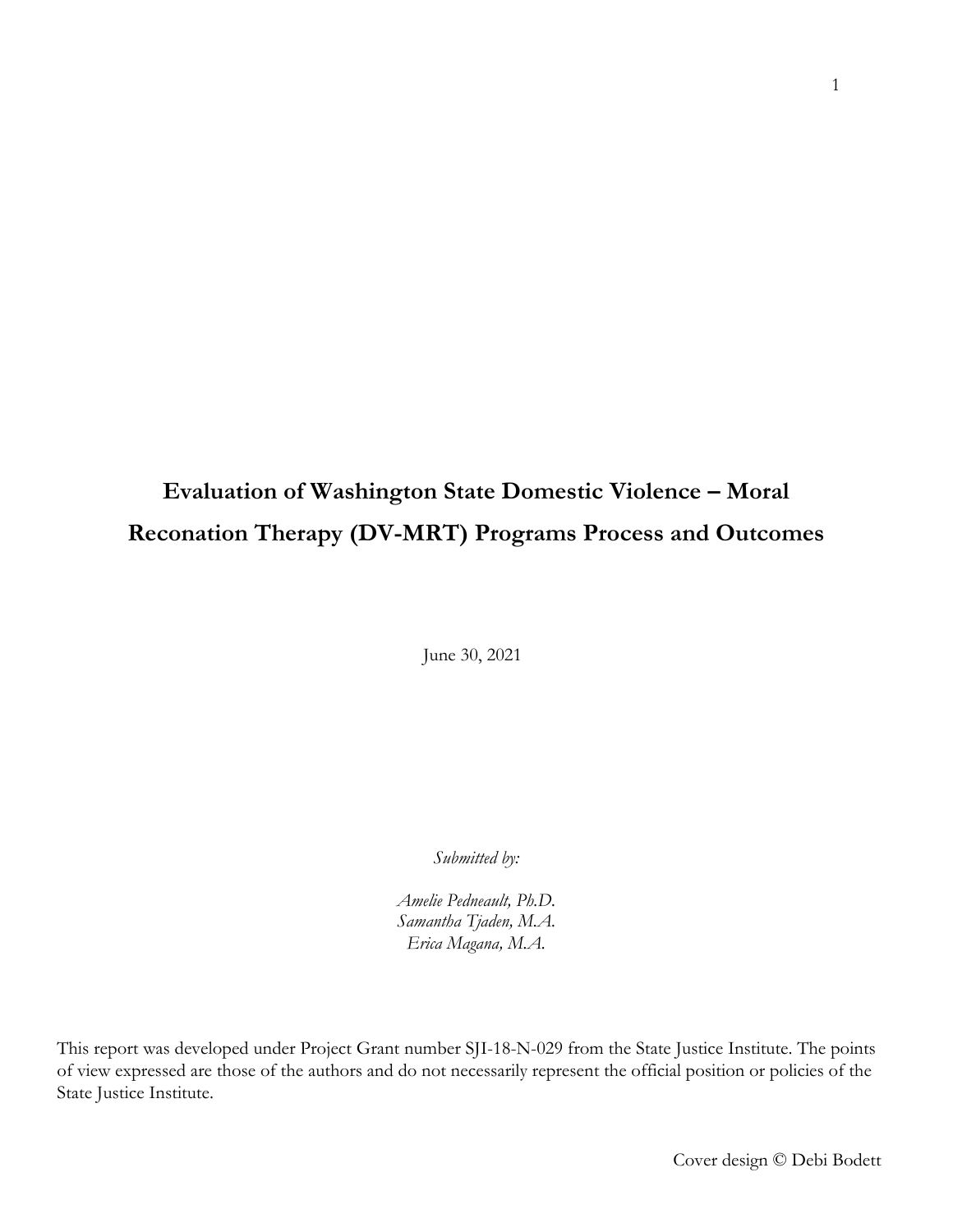# Evaluation of Washington State Domestic Violence – Moral Reconation Therapy (DV-MRT) Programs Process and Outcomes

June 30, 2021

*Submitted by:*

*Amelie Pedneault, Ph.D.*
*Samantha Tjaden, M.A.*
*Erica Magana, M.A.*

This report was developed under Project Grant number SJI-18-N-029 from the State Justice Institute. The points of view expressed are those of the authors and do not necessarily represent the official position or policies of the State Justice Institute.

Cover design © Debi Bodett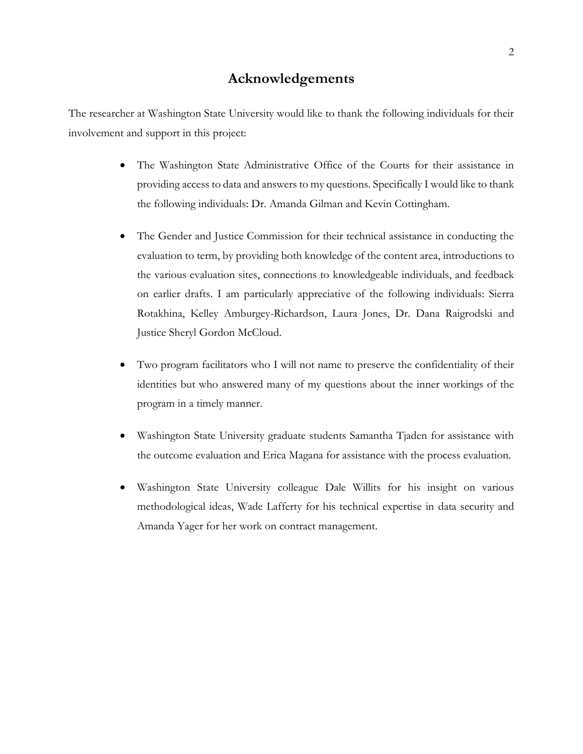# Acknowledgements

The researcher at Washington State University would like to thank the following individuals for their involvement and support in this project:

- The Washington State Administrative Office of the Courts for their assistance in providing access to data and answers to my questions. Specifically I would like to thank the following individuals: Dr. Amanda Gilman and Kevin Cottingham.

- The Gender and Justice Commission for their technical assistance in conducting the evaluation to term, by providing both knowledge of the content area, introductions to the various evaluation sites, connections to knowledgeable individuals, and feedback on earlier drafts. I am particularly appreciative of the following individuals: Sierra Rotakhina, Kelley Amburgey-Richardson, Laura Jones, Dr. Dana Raigrodski and Justice Sheryl Gordon McCloud.

- Two program facilitators who I will not name to preserve the confidentiality of their identities but who answered many of my questions about the inner workings of the program in a timely manner.

- Washington State University graduate students Samantha Tjaden for assistance with the outcome evaluation and Erica Magana for assistance with the process evaluation.

- Washington State University colleague Dale Willits for his insight on various methodological ideas, Wade Lafferty for his technical expertise in data security and Amanda Yager for her work on contract management.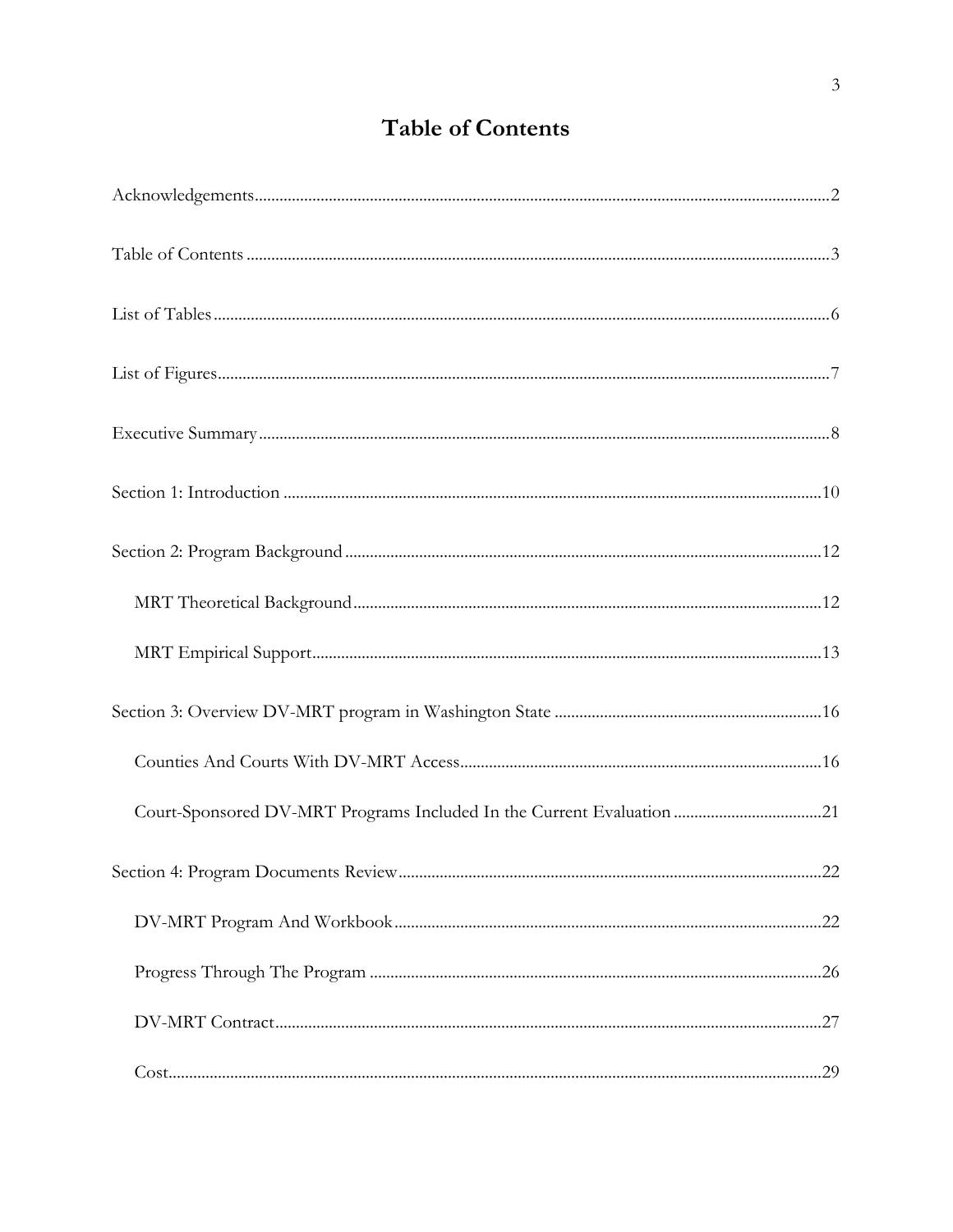# Table of Contents

Acknowledgements..........2

Table of Contents..........3

List of Tables..........6

List of Figures..........7

Executive Summary..........8

Section 1: Introduction..........10

Section 2: Program Background..........12

- MRT Theoretical Background..........12
- MRT Empirical Support..........13

Section 3: Overview DV-MRT program in Washington State..........16

- Counties And Courts With DV-MRT Access..........16
- Court-Sponsored DV-MRT Programs Included In the Current Evaluation..........21

Section 4: Program Documents Review..........22

- DV-MRT Program And Workbook..........22
- Progress Through The Program..........26
- DV-MRT Contract..........27
- Cost..........29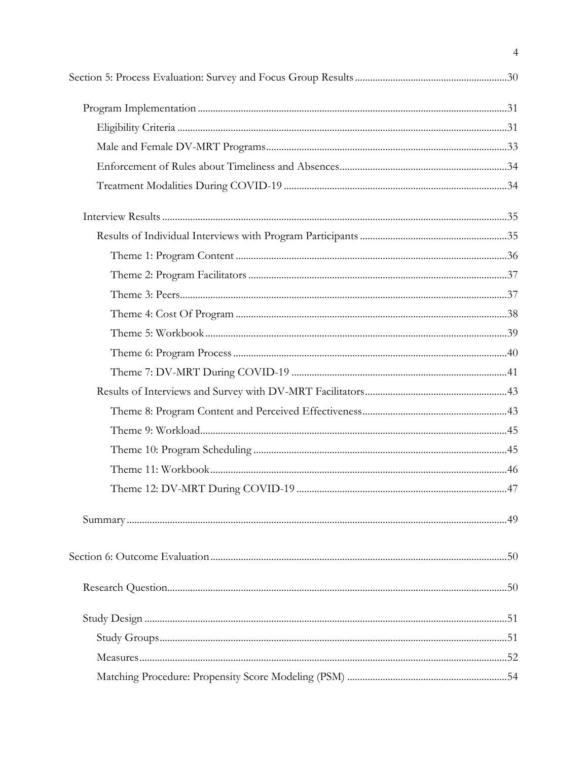Section 5: Process Evaluation: Survey and Focus Group Results ........................................................ 30

- Program Implementation ........................................................................................................ 31
  - Eligibility Criteria ................................................................................................................ 31
  - Male and Female DV-MRT Programs .................................................................................. 33
  - Enforcement of Rules about Timeliness and Absences .......................................................... 34
  - Treatment Modalities During COVID-19 ............................................................................. 34
- Interview Results ..................................................................................................................... 35
  - Results of Individual Interviews with Program Participants ................................................... 35
    - Theme 1: Program Content ............................................................................................... 36
    - Theme 2: Program Facilitators .......................................................................................... 37
    - Theme 3: Peers ................................................................................................................. 37
    - Theme 4: Cost Of Program ................................................................................................ 38
    - Theme 5: Workbook ......................................................................................................... 39
    - Theme 6: Program Process ................................................................................................ 40
    - Theme 7: DV-MRT During COVID-19 .............................................................................. 41
  - Results of Interviews and Survey with DV-MRT Facilitators ................................................. 43
    - Theme 8: Program Content and Perceived Effectiveness .................................................... 43
    - Theme 9: Workload .......................................................................................................... 45
    - Theme 10: Program Scheduling ......................................................................................... 45
    - Theme 11: Workbook ........................................................................................................ 46
    - Theme 12: DV-MRT During COVID-19 ............................................................................ 47
- Summary ................................................................................................................................. 49

Section 6: Outcome Evaluation .................................................................................................. 50

- Research Question ................................................................................................................... 50
- Study Design ........................................................................................................................... 51
  - Study Groups ....................................................................................................................... 51
  - Measures .............................................................................................................................. 52
  - Matching Procedure: Propensity Score Modeling (PSM) ........................................................ 54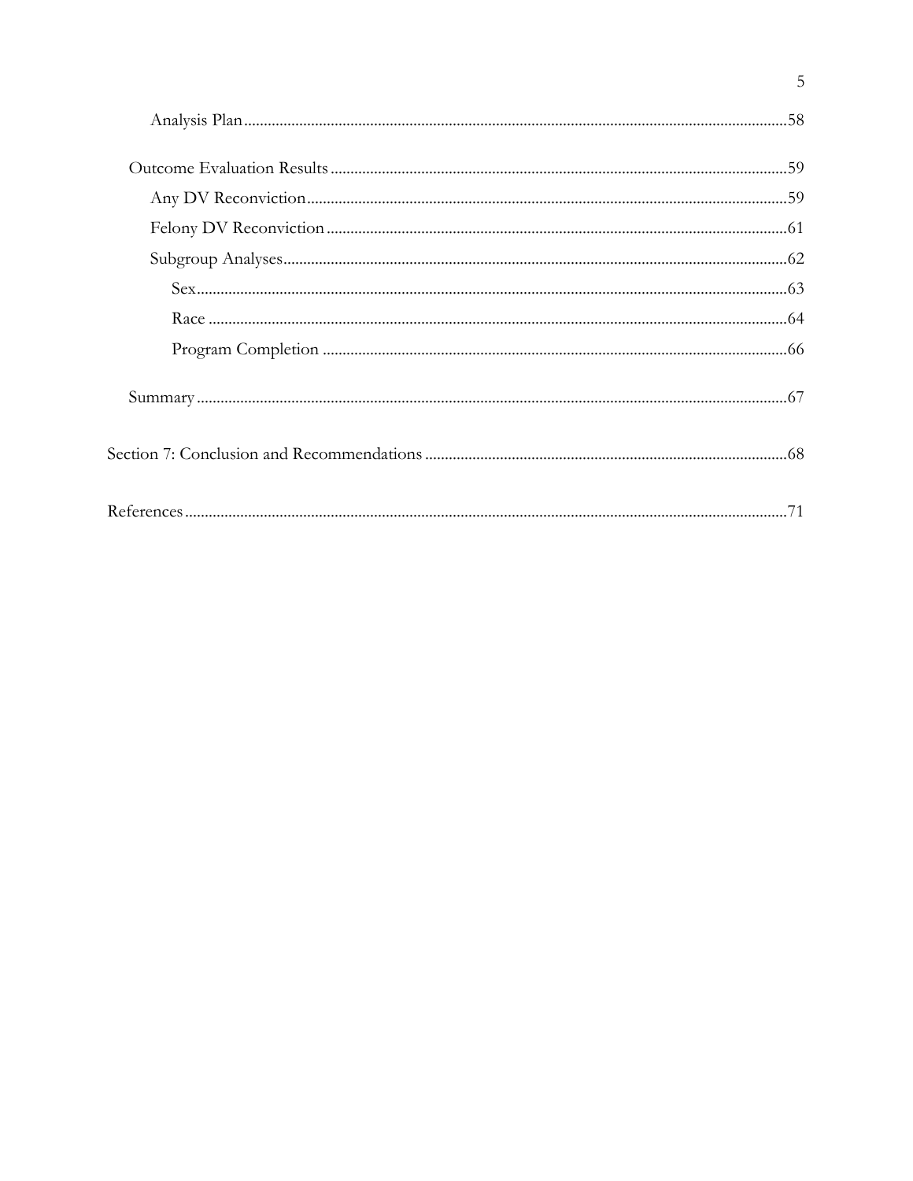Analysis Plan ........................................................................................................................................58

Outcome Evaluation Results ...............................................................................................................59

Any DV Reconviction .........................................................................................................................59

Felony DV Reconviction ....................................................................................................................61

Subgroup Analyses ..............................................................................................................................62

Sex ....................................................................................................................................................63

Race ..................................................................................................................................................64

Program Completion ......................................................................................................................66

Summary ..................................................................................................................................................67

Section 7: Conclusion and Recommendations ...........................................................................................68

References ......................................................................................................................................................71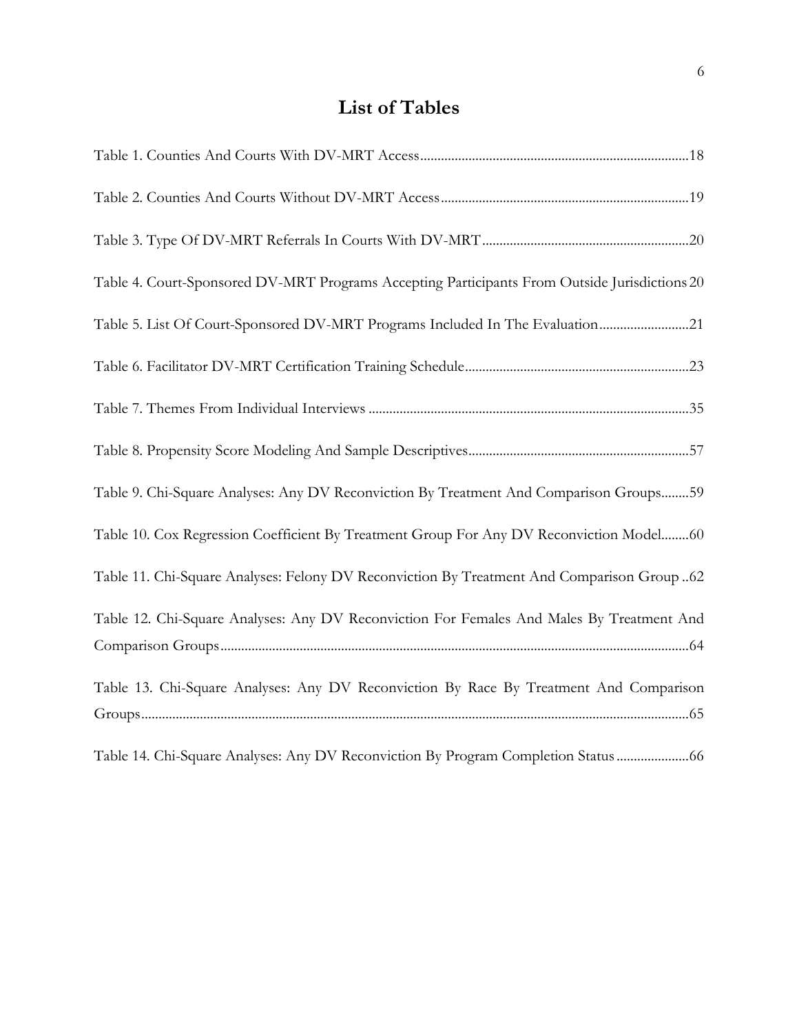# List of Tables

Table 1. Counties And Courts With DV-MRT Access....18

Table 2. Counties And Courts Without DV-MRT Access....19

Table 3. Type Of DV-MRT Referrals In Courts With DV-MRT....20

Table 4. Court-Sponsored DV-MRT Programs Accepting Participants From Outside Jurisdictions 20

Table 5. List Of Court-Sponsored DV-MRT Programs Included In The Evaluation....21

Table 6. Facilitator DV-MRT Certification Training Schedule....23

Table 7. Themes From Individual Interviews....35

Table 8. Propensity Score Modeling And Sample Descriptives....57

Table 9. Chi-Square Analyses: Any DV Reconviction By Treatment And Comparison Groups....59

Table 10. Cox Regression Coefficient By Treatment Group For Any DV Reconviction Model....60

Table 11. Chi-Square Analyses: Felony DV Reconviction By Treatment And Comparison Group ..62

Table 12. Chi-Square Analyses: Any DV Reconviction For Females And Males By Treatment And Comparison Groups....64

Table 13. Chi-Square Analyses: Any DV Reconviction By Race By Treatment And Comparison Groups....65

Table 14. Chi-Square Analyses: Any DV Reconviction By Program Completion Status....66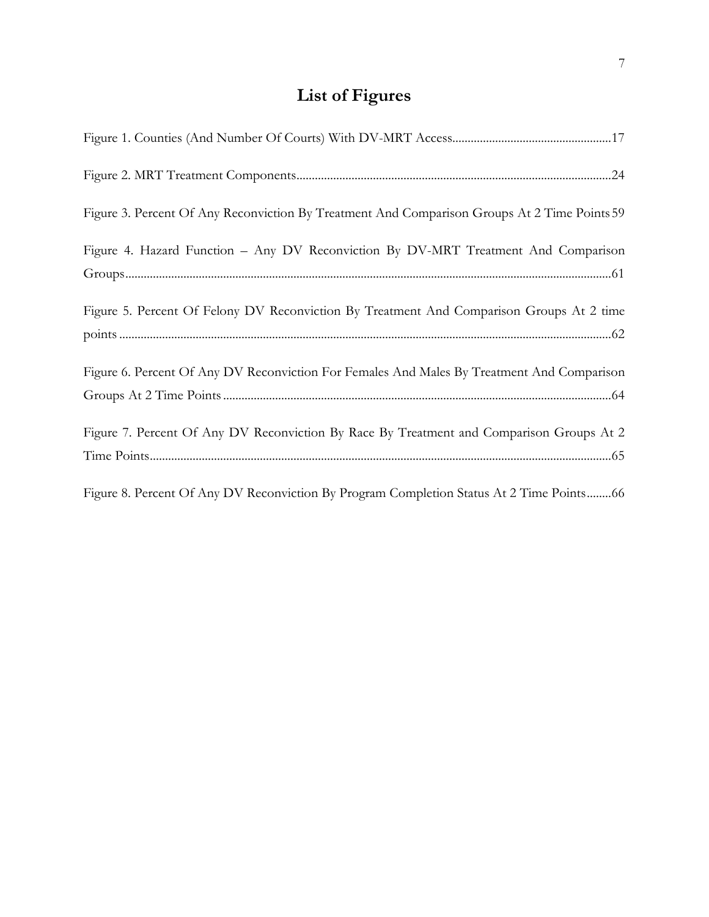# List of Figures

Figure 1. Counties (And Number Of Courts) With DV-MRT Access....................................................17

Figure 2. MRT Treatment Components......................................................................................24

Figure 3. Percent Of Any Reconviction By Treatment And Comparison Groups At 2 Time Points 59

Figure 4. Hazard Function – Any DV Reconviction By DV-MRT Treatment And Comparison Groups.............................................................................................................................61

Figure 5. Percent Of Felony DV Reconviction By Treatment And Comparison Groups At 2 time points..............................................................................................................................62

Figure 6. Percent Of Any DV Reconviction For Females And Males By Treatment And Comparison Groups At 2 Time Points..............................................................................................................64

Figure 7. Percent Of Any DV Reconviction By Race By Treatment and Comparison Groups At 2 Time Points......................................................................................................................65

Figure 8. Percent Of Any DV Reconviction By Program Completion Status At 2 Time Points........66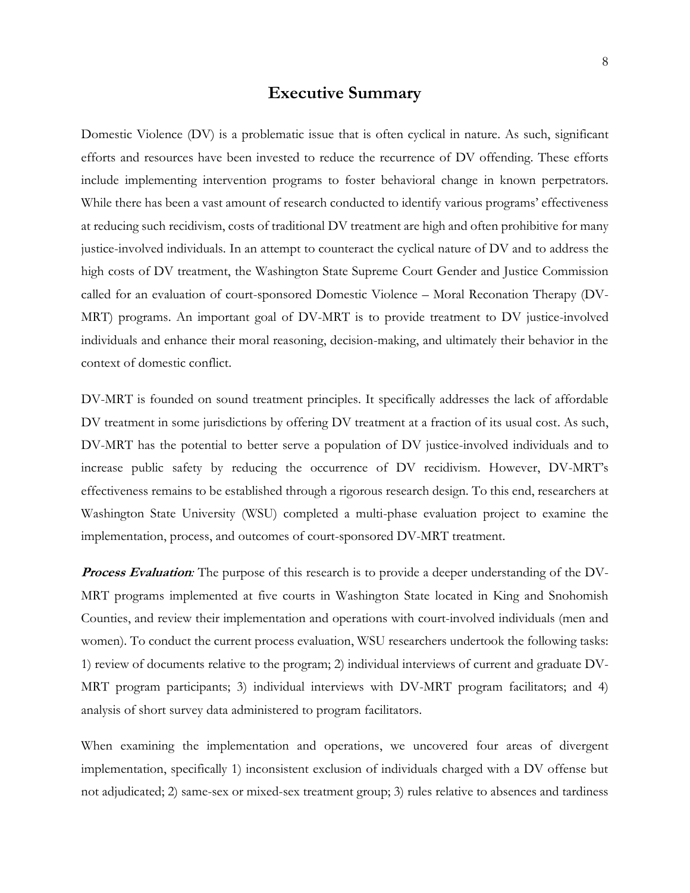# Executive Summary

Domestic Violence (DV) is a problematic issue that is often cyclical in nature. As such, significant efforts and resources have been invested to reduce the recurrence of DV offending. These efforts include implementing intervention programs to foster behavioral change in known perpetrators. While there has been a vast amount of research conducted to identify various programs' effectiveness at reducing such recidivism, costs of traditional DV treatment are high and often prohibitive for many justice-involved individuals. In an attempt to counteract the cyclical nature of DV and to address the high costs of DV treatment, the Washington State Supreme Court Gender and Justice Commission called for an evaluation of court-sponsored Domestic Violence – Moral Reconation Therapy (DV-MRT) programs. An important goal of DV-MRT is to provide treatment to DV justice-involved individuals and enhance their moral reasoning, decision-making, and ultimately their behavior in the context of domestic conflict.

DV-MRT is founded on sound treatment principles. It specifically addresses the lack of affordable DV treatment in some jurisdictions by offering DV treatment at a fraction of its usual cost. As such, DV-MRT has the potential to better serve a population of DV justice-involved individuals and to increase public safety by reducing the occurrence of DV recidivism. However, DV-MRT's effectiveness remains to be established through a rigorous research design. To this end, researchers at Washington State University (WSU) completed a multi-phase evaluation project to examine the implementation, process, and outcomes of court-sponsored DV-MRT treatment.

***Process Evaluation:*** The purpose of this research is to provide a deeper understanding of the DV-MRT programs implemented at five courts in Washington State located in King and Snohomish Counties, and review their implementation and operations with court-involved individuals (men and women). To conduct the current process evaluation, WSU researchers undertook the following tasks: 1) review of documents relative to the program; 2) individual interviews of current and graduate DV-MRT program participants; 3) individual interviews with DV-MRT program facilitators; and 4) analysis of short survey data administered to program facilitators.

When examining the implementation and operations, we uncovered four areas of divergent implementation, specifically 1) inconsistent exclusion of individuals charged with a DV offense but not adjudicated; 2) same-sex or mixed-sex treatment group; 3) rules relative to absences and tardiness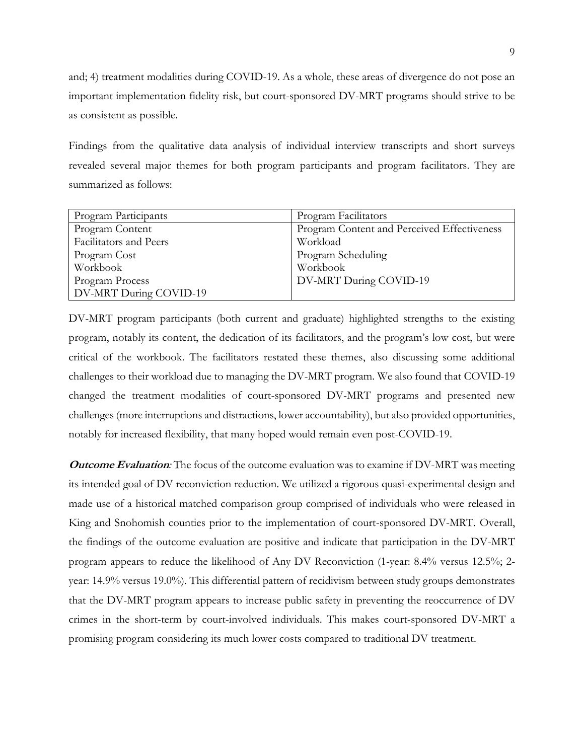and; 4) treatment modalities during COVID-19. As a whole, these areas of divergence do not pose an important implementation fidelity risk, but court-sponsored DV-MRT programs should strive to be as consistent as possible.

Findings from the qualitative data analysis of individual interview transcripts and short surveys revealed several major themes for both program participants and program facilitators. They are summarized as follows:

| Program Participants | Program Facilitators |
|---|---|
| Program Content | Program Content and Perceived Effectiveness |
| Facilitators and Peers | Workload |
| Program Cost | Program Scheduling |
| Workbook | Workbook |
| Program Process | DV-MRT During COVID-19 |
| DV-MRT During COVID-19 | |

DV-MRT program participants (both current and graduate) highlighted strengths to the existing program, notably its content, the dedication of its facilitators, and the program's low cost, but were critical of the workbook. The facilitators restated these themes, also discussing some additional challenges to their workload due to managing the DV-MRT program. We also found that COVID-19 changed the treatment modalities of court-sponsored DV-MRT programs and presented new challenges (more interruptions and distractions, lower accountability), but also provided opportunities, notably for increased flexibility, that many hoped would remain even post-COVID-19.

***Outcome Evaluation:*** The focus of the outcome evaluation was to examine if DV-MRT was meeting its intended goal of DV reconviction reduction. We utilized a rigorous quasi-experimental design and made use of a historical matched comparison group comprised of individuals who were released in King and Snohomish counties prior to the implementation of court-sponsored DV-MRT. Overall, the findings of the outcome evaluation are positive and indicate that participation in the DV-MRT program appears to reduce the likelihood of Any DV Reconviction (1-year: 8.4% versus 12.5%; 2-year: 14.9% versus 19.0%). This differential pattern of recidivism between study groups demonstrates that the DV-MRT program appears to increase public safety in preventing the reoccurrence of DV crimes in the short-term by court-involved individuals. This makes court-sponsored DV-MRT a promising program considering its much lower costs compared to traditional DV treatment.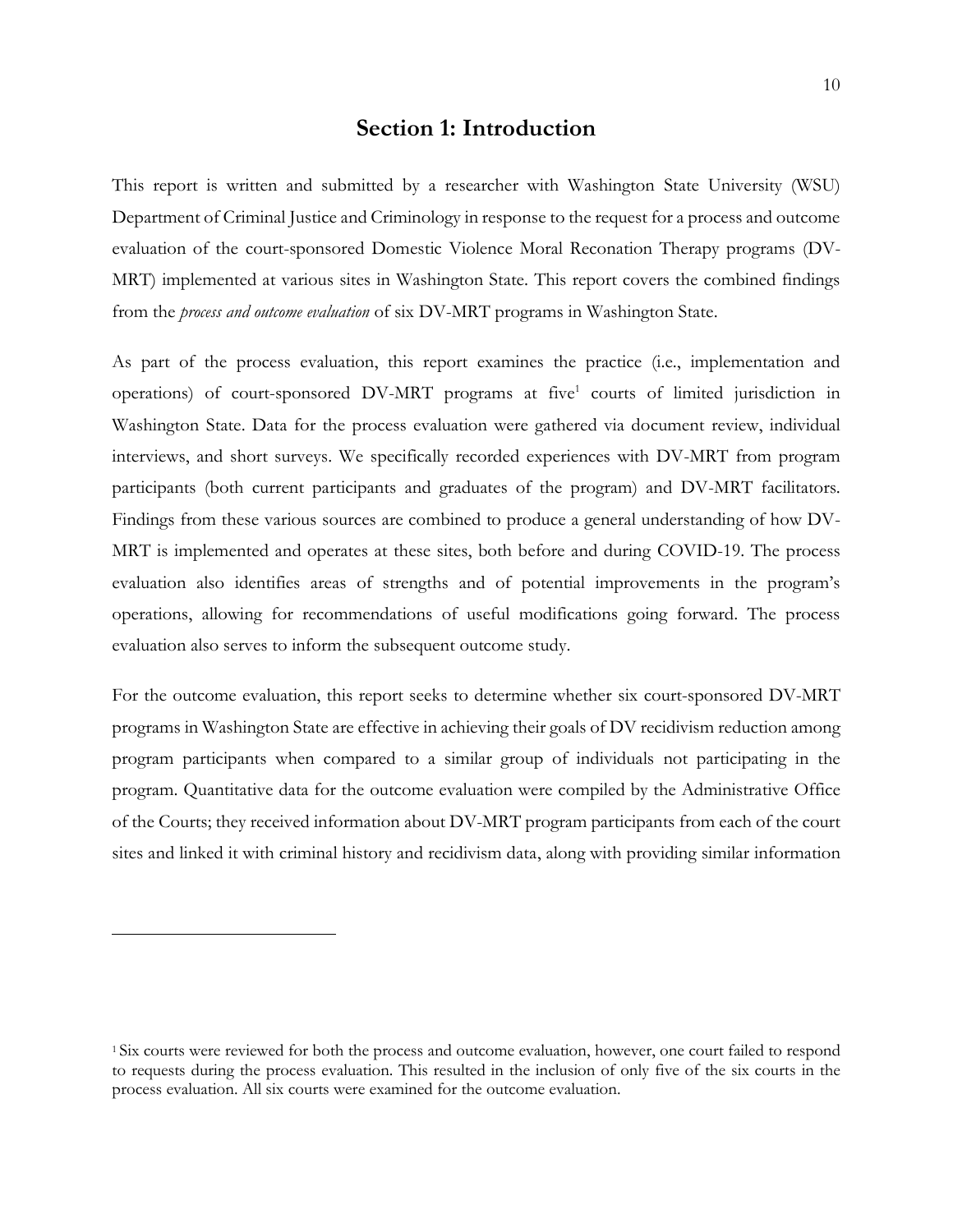# Section 1: Introduction

This report is written and submitted by a researcher with Washington State University (WSU) Department of Criminal Justice and Criminology in response to the request for a process and outcome evaluation of the court-sponsored Domestic Violence Moral Reconation Therapy programs (DV-MRT) implemented at various sites in Washington State. This report covers the combined findings from the *process and outcome evaluation* of six DV-MRT programs in Washington State.

As part of the process evaluation, this report examines the practice (i.e., implementation and operations) of court-sponsored DV-MRT programs at five[1] courts of limited jurisdiction in Washington State. Data for the process evaluation were gathered via document review, individual interviews, and short surveys. We specifically recorded experiences with DV-MRT from program participants (both current participants and graduates of the program) and DV-MRT facilitators. Findings from these various sources are combined to produce a general understanding of how DV-MRT is implemented and operates at these sites, both before and during COVID-19. The process evaluation also identifies areas of strengths and of potential improvements in the program's operations, allowing for recommendations of useful modifications going forward. The process evaluation also serves to inform the subsequent outcome study.

For the outcome evaluation, this report seeks to determine whether six court-sponsored DV-MRT programs in Washington State are effective in achieving their goals of DV recidivism reduction among program participants when compared to a similar group of individuals not participating in the program. Quantitative data for the outcome evaluation were compiled by the Administrative Office of the Courts; they received information about DV-MRT program participants from each of the court sites and linked it with criminal history and recidivism data, along with providing similar information

[1] Six courts were reviewed for both the process and outcome evaluation, however, one court failed to respond to requests during the process evaluation. This resulted in the inclusion of only five of the six courts in the process evaluation. All six courts were examined for the outcome evaluation.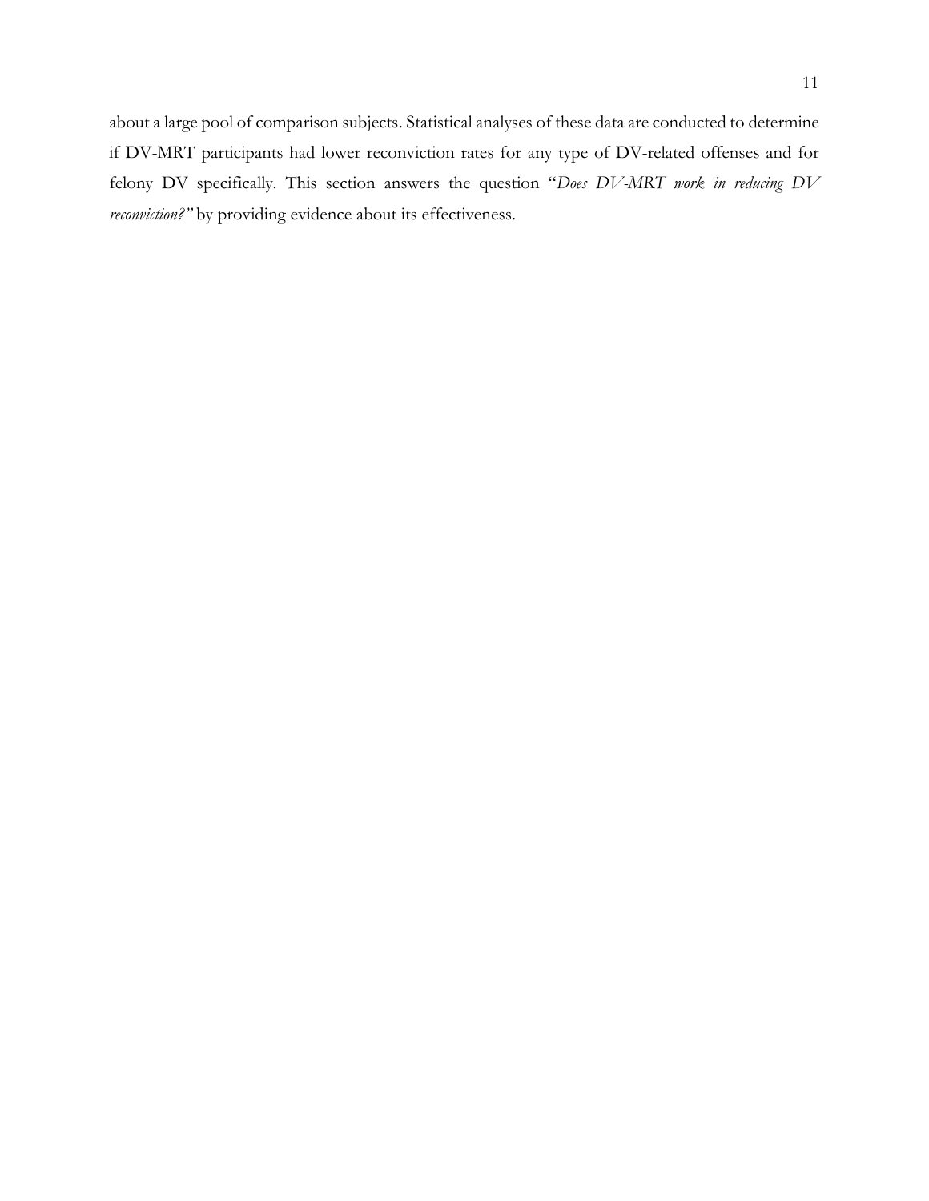about a large pool of comparison subjects. Statistical analyses of these data are conducted to determine if DV-MRT participants had lower reconviction rates for any type of DV-related offenses and for felony DV specifically. This section answers the question "*Does DV-MRT work in reducing DV reconviction?"* by providing evidence about its effectiveness.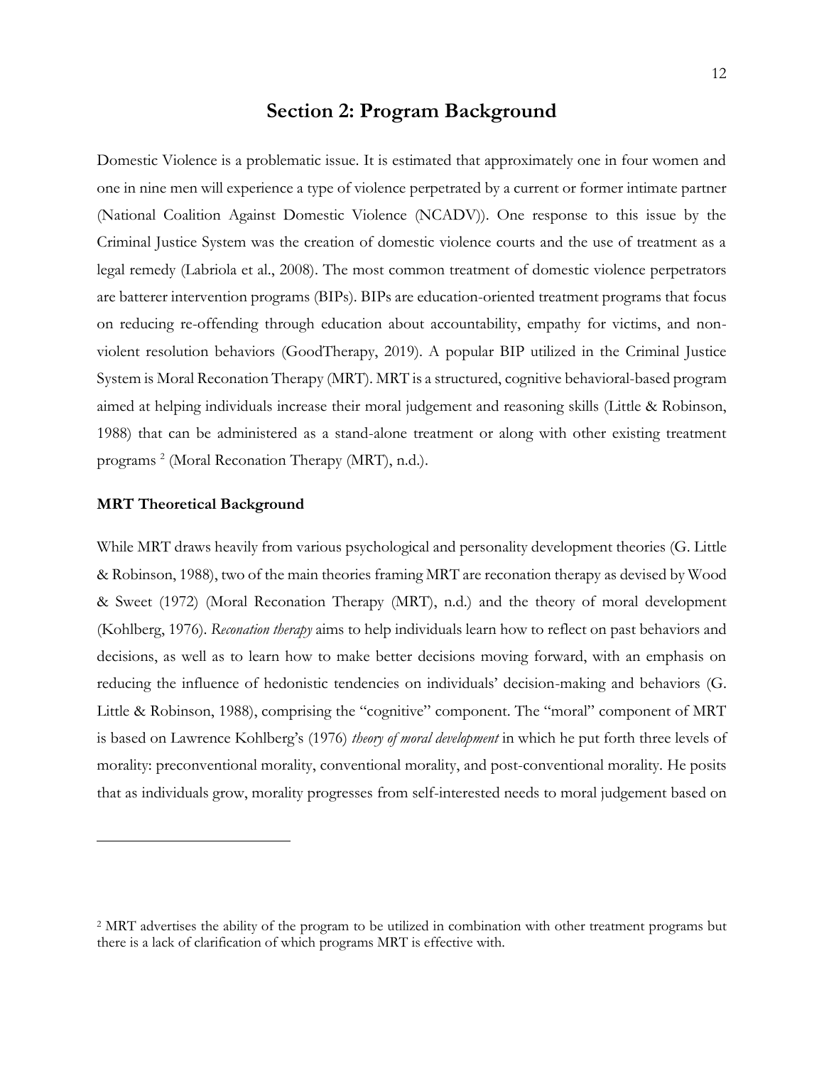## Section 2: Program Background

Domestic Violence is a problematic issue. It is estimated that approximately one in four women and one in nine men will experience a type of violence perpetrated by a current or former intimate partner (National Coalition Against Domestic Violence (NCADV)). One response to this issue by the Criminal Justice System was the creation of domestic violence courts and the use of treatment as a legal remedy (Labriola et al., 2008). The most common treatment of domestic violence perpetrators are batterer intervention programs (BIPs). BIPs are education-oriented treatment programs that focus on reducing re-offending through education about accountability, empathy for victims, and non-violent resolution behaviors (GoodTherapy, 2019). A popular BIP utilized in the Criminal Justice System is Moral Reconation Therapy (MRT). MRT is a structured, cognitive behavioral-based program aimed at helping individuals increase their moral judgement and reasoning skills (Little & Robinson, 1988) that can be administered as a stand-alone treatment or along with other existing treatment programs [2] (Moral Reconation Therapy (MRT), n.d.).

### MRT Theoretical Background

While MRT draws heavily from various psychological and personality development theories (G. Little & Robinson, 1988), two of the main theories framing MRT are reconation therapy as devised by Wood & Sweet (1972) (Moral Reconation Therapy (MRT), n.d.) and the theory of moral development (Kohlberg, 1976). *Reconation therapy* aims to help individuals learn how to reflect on past behaviors and decisions, as well as to learn how to make better decisions moving forward, with an emphasis on reducing the influence of hedonistic tendencies on individuals' decision-making and behaviors (G. Little & Robinson, 1988), comprising the "cognitive" component. The "moral" component of MRT is based on Lawrence Kohlberg's (1976) *theory of moral development* in which he put forth three levels of morality: preconventional morality, conventional morality, and post-conventional morality. He posits that as individuals grow, morality progresses from self-interested needs to moral judgement based on

[2] MRT advertises the ability of the program to be utilized in combination with other treatment programs but there is a lack of clarification of which programs MRT is effective with.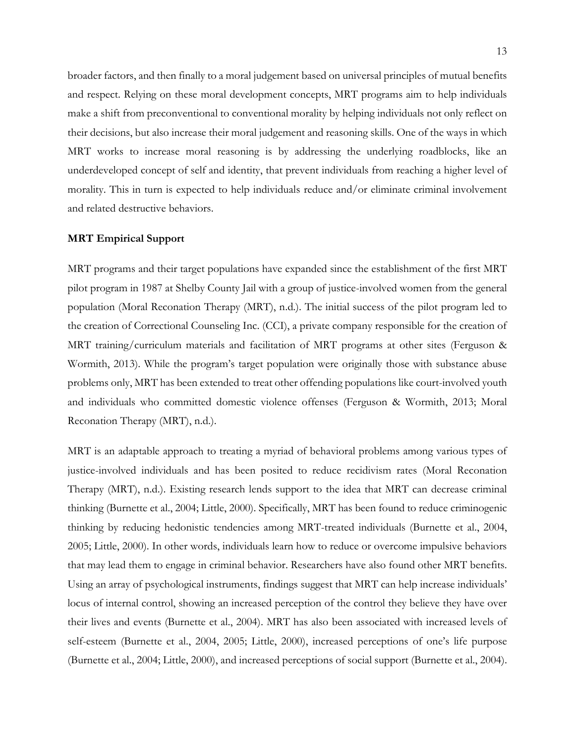broader factors, and then finally to a moral judgement based on universal principles of mutual benefits and respect. Relying on these moral development concepts, MRT programs aim to help individuals make a shift from preconventional to conventional morality by helping individuals not only reflect on their decisions, but also increase their moral judgement and reasoning skills. One of the ways in which MRT works to increase moral reasoning is by addressing the underlying roadblocks, like an underdeveloped concept of self and identity, that prevent individuals from reaching a higher level of morality. This in turn is expected to help individuals reduce and/or eliminate criminal involvement and related destructive behaviors.

**MRT Empirical Support**

MRT programs and their target populations have expanded since the establishment of the first MRT pilot program in 1987 at Shelby County Jail with a group of justice-involved women from the general population (Moral Reconation Therapy (MRT), n.d.). The initial success of the pilot program led to the creation of Correctional Counseling Inc. (CCI), a private company responsible for the creation of MRT training/curriculum materials and facilitation of MRT programs at other sites (Ferguson & Wormith, 2013). While the program's target population were originally those with substance abuse problems only, MRT has been extended to treat other offending populations like court-involved youth and individuals who committed domestic violence offenses (Ferguson & Wormith, 2013; Moral Reconation Therapy (MRT), n.d.).

MRT is an adaptable approach to treating a myriad of behavioral problems among various types of justice-involved individuals and has been posited to reduce recidivism rates (Moral Reconation Therapy (MRT), n.d.). Existing research lends support to the idea that MRT can decrease criminal thinking (Burnette et al., 2004; Little, 2000). Specifically, MRT has been found to reduce criminogenic thinking by reducing hedonistic tendencies among MRT-treated individuals (Burnette et al., 2004, 2005; Little, 2000). In other words, individuals learn how to reduce or overcome impulsive behaviors that may lead them to engage in criminal behavior. Researchers have also found other MRT benefits. Using an array of psychological instruments, findings suggest that MRT can help increase individuals' locus of internal control, showing an increased perception of the control they believe they have over their lives and events (Burnette et al., 2004). MRT has also been associated with increased levels of self-esteem (Burnette et al., 2004, 2005; Little, 2000), increased perceptions of one's life purpose (Burnette et al., 2004; Little, 2000), and increased perceptions of social support (Burnette et al., 2004).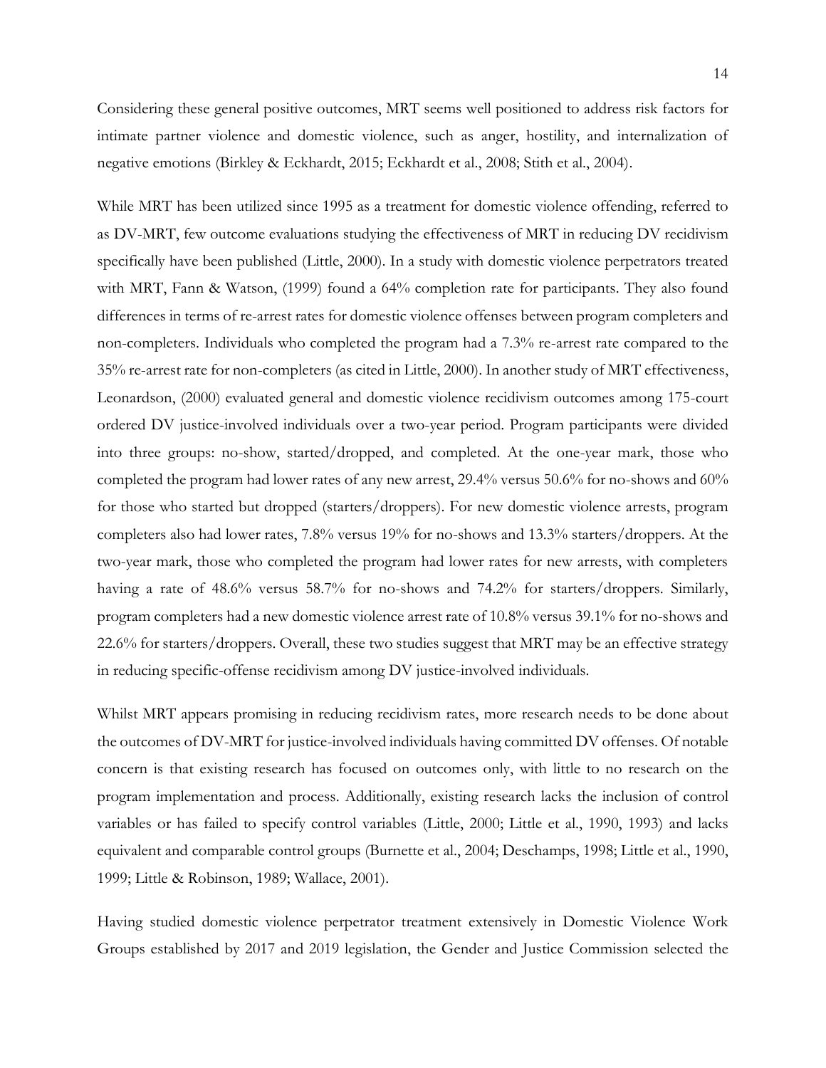Considering these general positive outcomes, MRT seems well positioned to address risk factors for intimate partner violence and domestic violence, such as anger, hostility, and internalization of negative emotions (Birkley & Eckhardt, 2015; Eckhardt et al., 2008; Stith et al., 2004).

While MRT has been utilized since 1995 as a treatment for domestic violence offending, referred to as DV-MRT, few outcome evaluations studying the effectiveness of MRT in reducing DV recidivism specifically have been published (Little, 2000). In a study with domestic violence perpetrators treated with MRT, Fann & Watson, (1999) found a 64% completion rate for participants. They also found differences in terms of re-arrest rates for domestic violence offenses between program completers and non-completers. Individuals who completed the program had a 7.3% re-arrest rate compared to the 35% re-arrest rate for non-completers (as cited in Little, 2000). In another study of MRT effectiveness, Leonardson, (2000) evaluated general and domestic violence recidivism outcomes among 175-court ordered DV justice-involved individuals over a two-year period. Program participants were divided into three groups: no-show, started/dropped, and completed. At the one-year mark, those who completed the program had lower rates of any new arrest, 29.4% versus 50.6% for no-shows and 60% for those who started but dropped (starters/droppers). For new domestic violence arrests, program completers also had lower rates, 7.8% versus 19% for no-shows and 13.3% starters/droppers. At the two-year mark, those who completed the program had lower rates for new arrests, with completers having a rate of 48.6% versus 58.7% for no-shows and 74.2% for starters/droppers. Similarly, program completers had a new domestic violence arrest rate of 10.8% versus 39.1% for no-shows and 22.6% for starters/droppers. Overall, these two studies suggest that MRT may be an effective strategy in reducing specific-offense recidivism among DV justice-involved individuals.

Whilst MRT appears promising in reducing recidivism rates, more research needs to be done about the outcomes of DV-MRT for justice-involved individuals having committed DV offenses. Of notable concern is that existing research has focused on outcomes only, with little to no research on the program implementation and process. Additionally, existing research lacks the inclusion of control variables or has failed to specify control variables (Little, 2000; Little et al., 1990, 1993) and lacks equivalent and comparable control groups (Burnette et al., 2004; Deschamps, 1998; Little et al., 1990, 1999; Little & Robinson, 1989; Wallace, 2001).

Having studied domestic violence perpetrator treatment extensively in Domestic Violence Work Groups established by 2017 and 2019 legislation, the Gender and Justice Commission selected the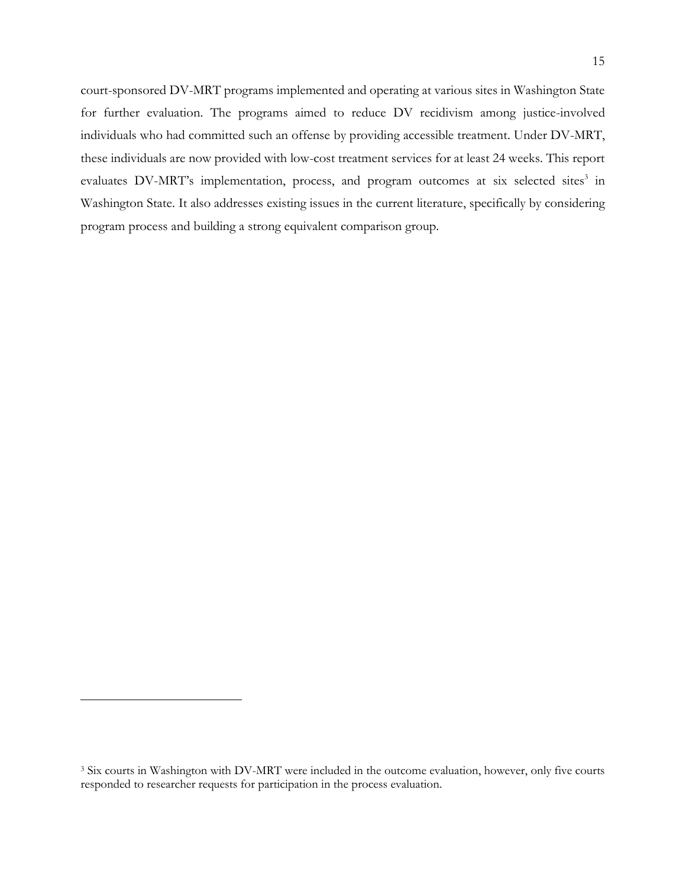court-sponsored DV-MRT programs implemented and operating at various sites in Washington State for further evaluation. The programs aimed to reduce DV recidivism among justice-involved individuals who had committed such an offense by providing accessible treatment. Under DV-MRT, these individuals are now provided with low-cost treatment services for at least 24 weeks. This report evaluates DV-MRT's implementation, process, and program outcomes at six selected sites[3] in Washington State. It also addresses existing issues in the current literature, specifically by considering program process and building a strong equivalent comparison group.

---

[3] Six courts in Washington with DV-MRT were included in the outcome evaluation, however, only five courts responded to researcher requests for participation in the process evaluation.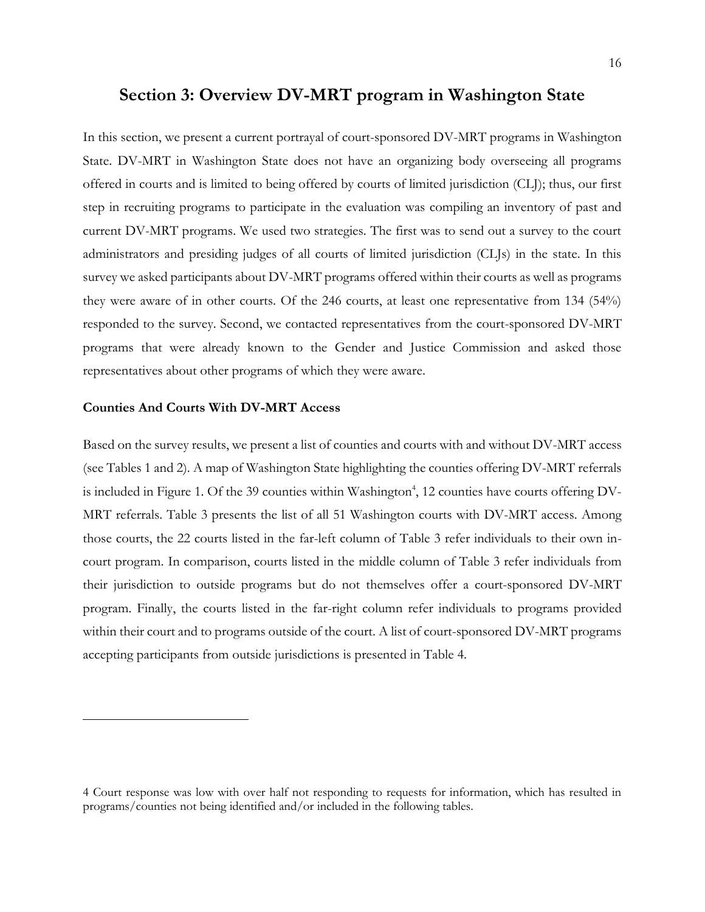## Section 3: Overview DV-MRT program in Washington State

In this section, we present a current portrayal of court-sponsored DV-MRT programs in Washington State. DV-MRT in Washington State does not have an organizing body overseeing all programs offered in courts and is limited to being offered by courts of limited jurisdiction (CLJ); thus, our first step in recruiting programs to participate in the evaluation was compiling an inventory of past and current DV-MRT programs. We used two strategies. The first was to send out a survey to the court administrators and presiding judges of all courts of limited jurisdiction (CLJs) in the state. In this survey we asked participants about DV-MRT programs offered within their courts as well as programs they were aware of in other courts. Of the 246 courts, at least one representative from 134 (54%) responded to the survey. Second, we contacted representatives from the court-sponsored DV-MRT programs that were already known to the Gender and Justice Commission and asked those representatives about other programs of which they were aware.

### Counties And Courts With DV-MRT Access

Based on the survey results, we present a list of counties and courts with and without DV-MRT access (see Tables 1 and 2). A map of Washington State highlighting the counties offering DV-MRT referrals is included in Figure 1. Of the 39 counties within Washington[4], 12 counties have courts offering DV-MRT referrals. Table 3 presents the list of all 51 Washington courts with DV-MRT access. Among those courts, the 22 courts listed in the far-left column of Table 3 refer individuals to their own in-court program. In comparison, courts listed in the middle column of Table 3 refer individuals from their jurisdiction to outside programs but do not themselves offer a court-sponsored DV-MRT program. Finally, the courts listed in the far-right column refer individuals to programs provided within their court and to programs outside of the court. A list of court-sponsored DV-MRT programs accepting participants from outside jurisdictions is presented in Table 4.

---

4 Court response was low with over half not responding to requests for information, which has resulted in programs/counties not being identified and/or included in the following tables.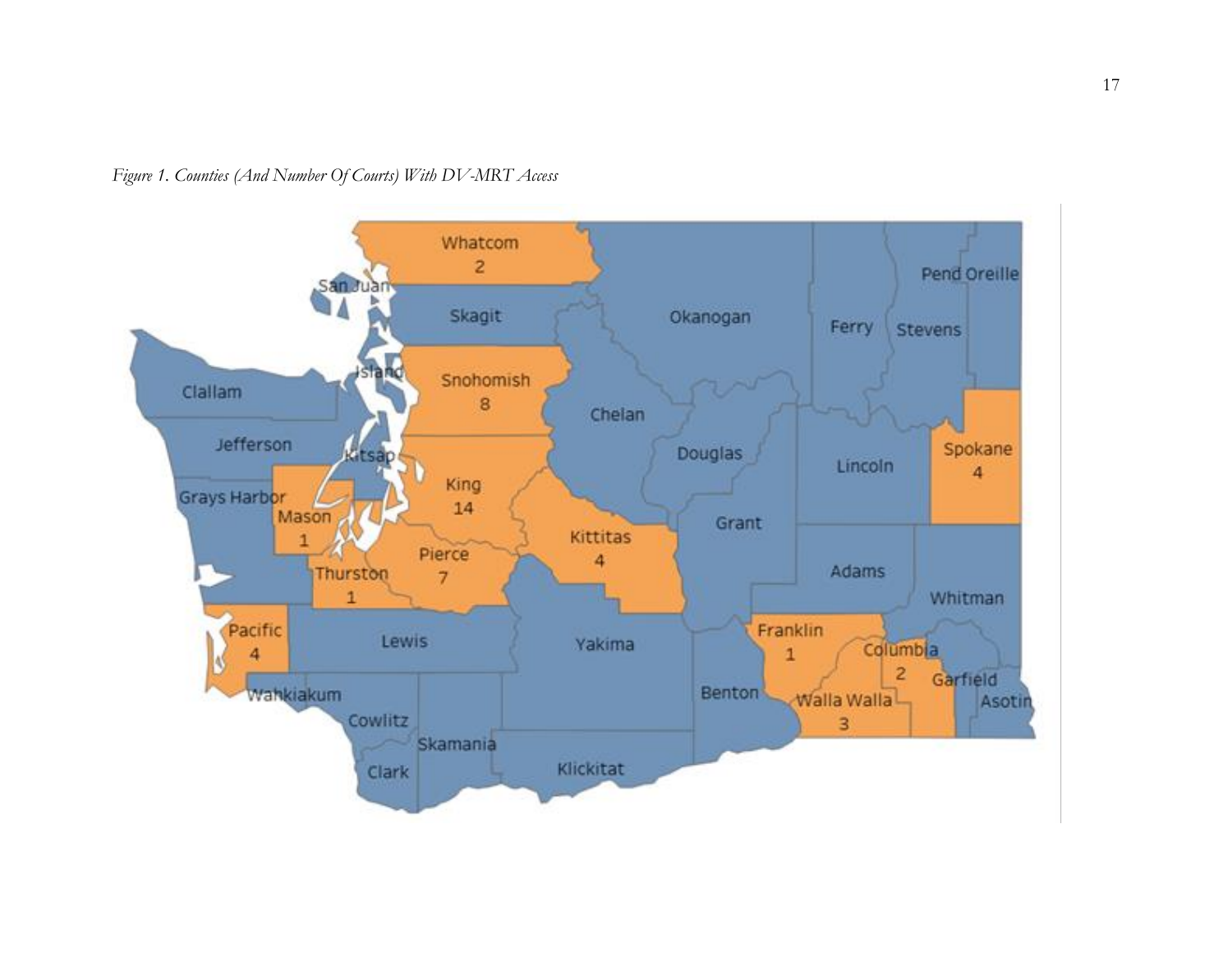*Figure 1. Counties (And Number Of Courts) With DV-MRT Access*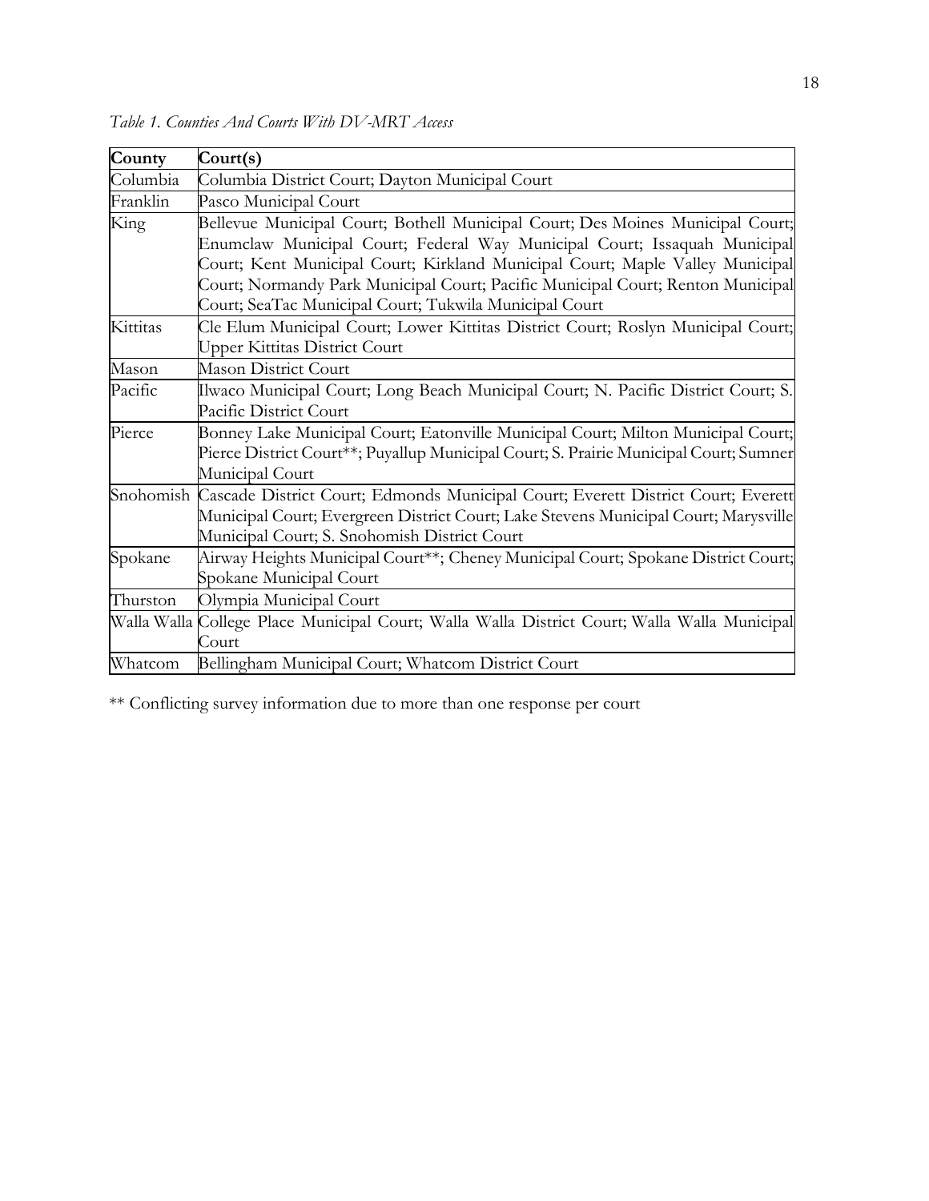*Table 1. Counties And Courts With DV-MRT Access*

| County | Court(s) |
|---|---|
| Columbia | Columbia District Court; Dayton Municipal Court |
| Franklin | Pasco Municipal Court |
| King | Bellevue Municipal Court; Bothell Municipal Court; Des Moines Municipal Court; Enumclaw Municipal Court; Federal Way Municipal Court; Issaquah Municipal Court; Kent Municipal Court; Kirkland Municipal Court; Maple Valley Municipal Court; Normandy Park Municipal Court; Pacific Municipal Court; Renton Municipal Court; SeaTac Municipal Court; Tukwila Municipal Court |
| Kittitas | Cle Elum Municipal Court; Lower Kittitas District Court; Roslyn Municipal Court; Upper Kittitas District Court |
| Mason | Mason District Court |
| Pacific | Ilwaco Municipal Court; Long Beach Municipal Court; N. Pacific District Court; S. Pacific District Court |
| Pierce | Bonney Lake Municipal Court; Eatonville Municipal Court; Milton Municipal Court; Pierce District Court**; Puyallup Municipal Court; S. Prairie Municipal Court; Sumner Municipal Court |
| Snohomish | Cascade District Court; Edmonds Municipal Court; Everett District Court; Everett Municipal Court; Evergreen District Court; Lake Stevens Municipal Court; Marysville Municipal Court; S. Snohomish District Court |
| Spokane | Airway Heights Municipal Court**; Cheney Municipal Court; Spokane District Court; Spokane Municipal Court |
| Thurston | Olympia Municipal Court |
| Walla Walla | College Place Municipal Court; Walla Walla District Court; Walla Walla Municipal Court |
| Whatcom | Bellingham Municipal Court; Whatcom District Court |

** Conflicting survey information due to more than one response per court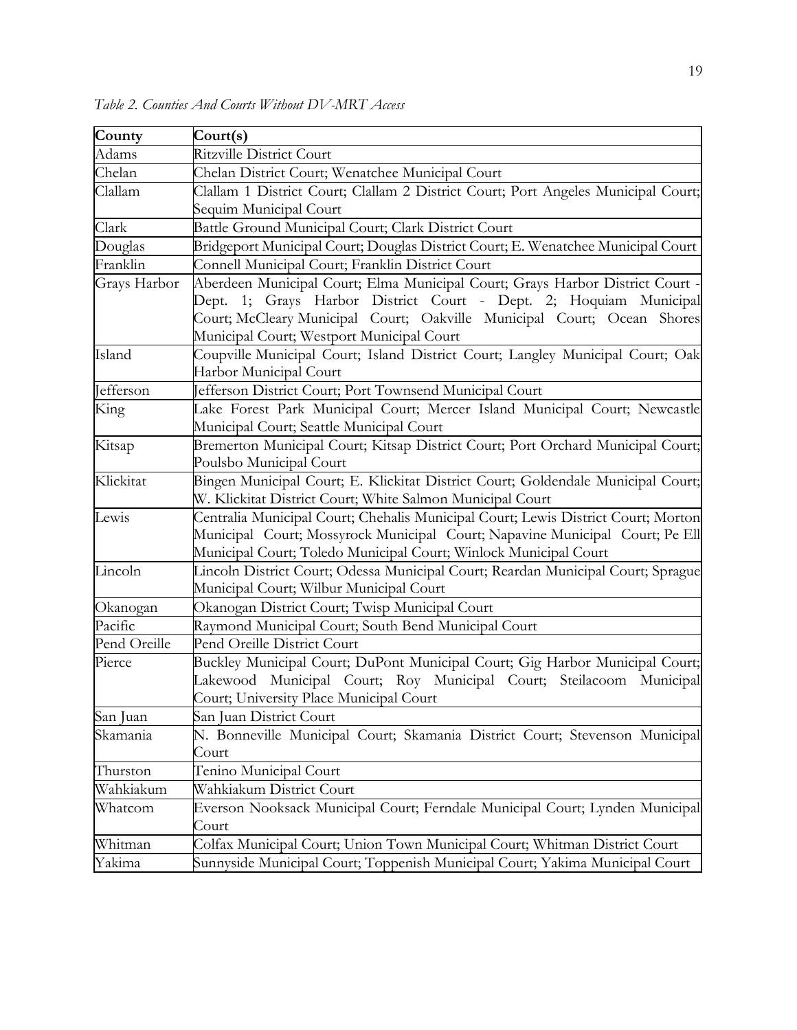*Table 2. Counties And Courts Without DV-MRT Access*

| County | Court(s) |
|---|---|
| Adams | Ritzville District Court |
| Chelan | Chelan District Court; Wenatchee Municipal Court |
| Clallam | Clallam 1 District Court; Clallam 2 District Court; Port Angeles Municipal Court; Sequim Municipal Court |
| Clark | Battle Ground Municipal Court; Clark District Court |
| Douglas | Bridgeport Municipal Court; Douglas District Court; E. Wenatchee Municipal Court |
| Franklin | Connell Municipal Court; Franklin District Court |
| Grays Harbor | Aberdeen Municipal Court; Elma Municipal Court; Grays Harbor District Court - Dept. 1; Grays Harbor District Court - Dept. 2; Hoquiam Municipal Court; McCleary Municipal Court; Oakville Municipal Court; Ocean Shores Municipal Court; Westport Municipal Court |
| Island | Coupville Municipal Court; Island District Court; Langley Municipal Court; Oak Harbor Municipal Court |
| Jefferson | Jefferson District Court; Port Townsend Municipal Court |
| King | Lake Forest Park Municipal Court; Mercer Island Municipal Court; Newcastle Municipal Court; Seattle Municipal Court |
| Kitsap | Bremerton Municipal Court; Kitsap District Court; Port Orchard Municipal Court; Poulsbo Municipal Court |
| Klickitat | Bingen Municipal Court; E. Klickitat District Court; Goldendale Municipal Court; W. Klickitat District Court; White Salmon Municipal Court |
| Lewis | Centralia Municipal Court; Chehalis Municipal Court; Lewis District Court; Morton Municipal Court; Mossyrock Municipal Court; Napavine Municipal Court; Pe Ell Municipal Court; Toledo Municipal Court; Winlock Municipal Court |
| Lincoln | Lincoln District Court; Odessa Municipal Court; Reardan Municipal Court; Sprague Municipal Court; Wilbur Municipal Court |
| Okanogan | Okanogan District Court; Twisp Municipal Court |
| Pacific | Raymond Municipal Court; South Bend Municipal Court |
| Pend Oreille | Pend Oreille District Court |
| Pierce | Buckley Municipal Court; DuPont Municipal Court; Gig Harbor Municipal Court; Lakewood Municipal Court; Roy Municipal Court; Steilacoom Municipal Court; University Place Municipal Court |
| San Juan | San Juan District Court |
| Skamania | N. Bonneville Municipal Court; Skamania District Court; Stevenson Municipal Court |
| Thurston | Tenino Municipal Court |
| Wahkiakum | Wahkiakum District Court |
| Whatcom | Everson Nooksack Municipal Court; Ferndale Municipal Court; Lynden Municipal Court |
| Whitman | Colfax Municipal Court; Union Town Municipal Court; Whitman District Court |
| Yakima | Sunnyside Municipal Court; Toppenish Municipal Court; Yakima Municipal Court |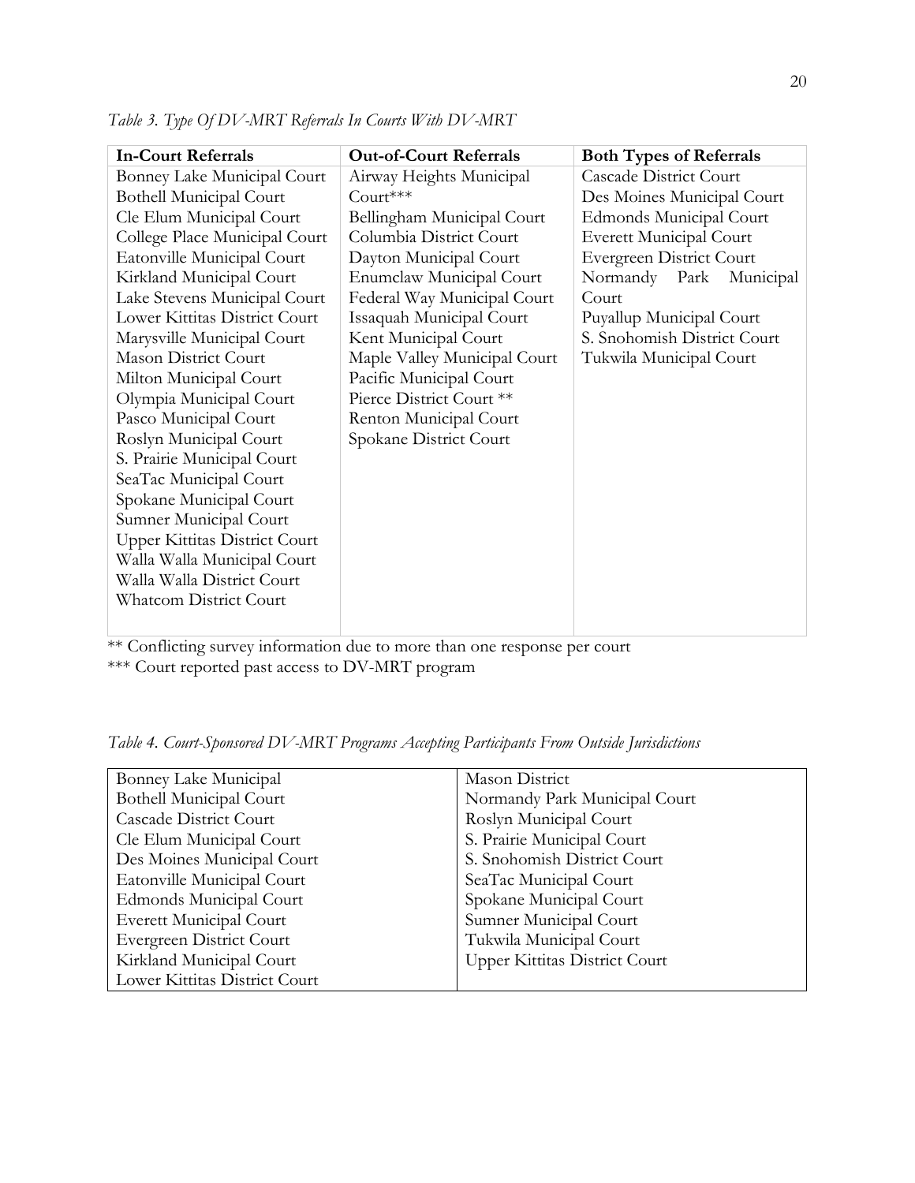*Table 3. Type Of DV-MRT Referrals In Courts With DV-MRT*

| In-Court Referrals | Out-of-Court Referrals | Both Types of Referrals |
|---|---|---|
| Bonney Lake Municipal Court | Airway Heights Municipal Court*** | Cascade District Court |
| Bothell Municipal Court | Bellingham Municipal Court | Des Moines Municipal Court |
| Cle Elum Municipal Court | Columbia District Court | Edmonds Municipal Court |
| College Place Municipal Court | Dayton Municipal Court | Everett Municipal Court |
| Eatonville Municipal Court | Enumclaw Municipal Court | Evergreen District Court |
| Kirkland Municipal Court | Federal Way Municipal Court | Normandy Park Municipal Court |
| Lake Stevens Municipal Court | Issaquah Municipal Court | Puyallup Municipal Court |
| Lower Kittitas District Court | Kent Municipal Court | S. Snohomish District Court |
| Marysville Municipal Court | Maple Valley Municipal Court | Tukwila Municipal Court |
| Mason District Court | Pacific Municipal Court | |
| Milton Municipal Court | Pierce District Court ** | |
| Olympia Municipal Court | Renton Municipal Court | |
| Pasco Municipal Court | Spokane District Court | |
| Roslyn Municipal Court | | |
| S. Prairie Municipal Court | | |
| SeaTac Municipal Court | | |
| Spokane Municipal Court | | |
| Sumner Municipal Court | | |
| Upper Kittitas District Court | | |
| Walla Walla Municipal Court | | |
| Walla Walla District Court | | |
| Whatcom District Court | | |

** Conflicting survey information due to more than one response per court
*** Court reported past access to DV-MRT program

*Table 4. Court-Sponsored DV-MRT Programs Accepting Participants From Outside Jurisdictions*

| | |
|---|---|
| Bonney Lake Municipal | Mason District |
| Bothell Municipal Court | Normandy Park Municipal Court |
| Cascade District Court | Roslyn Municipal Court |
| Cle Elum Municipal Court | S. Prairie Municipal Court |
| Des Moines Municipal Court | S. Snohomish District Court |
| Eatonville Municipal Court | SeaTac Municipal Court |
| Edmonds Municipal Court | Spokane Municipal Court |
| Everett Municipal Court | Sumner Municipal Court |
| Evergreen District Court | Tukwila Municipal Court |
| Kirkland Municipal Court | Upper Kittitas District Court |
| Lower Kittitas District Court | |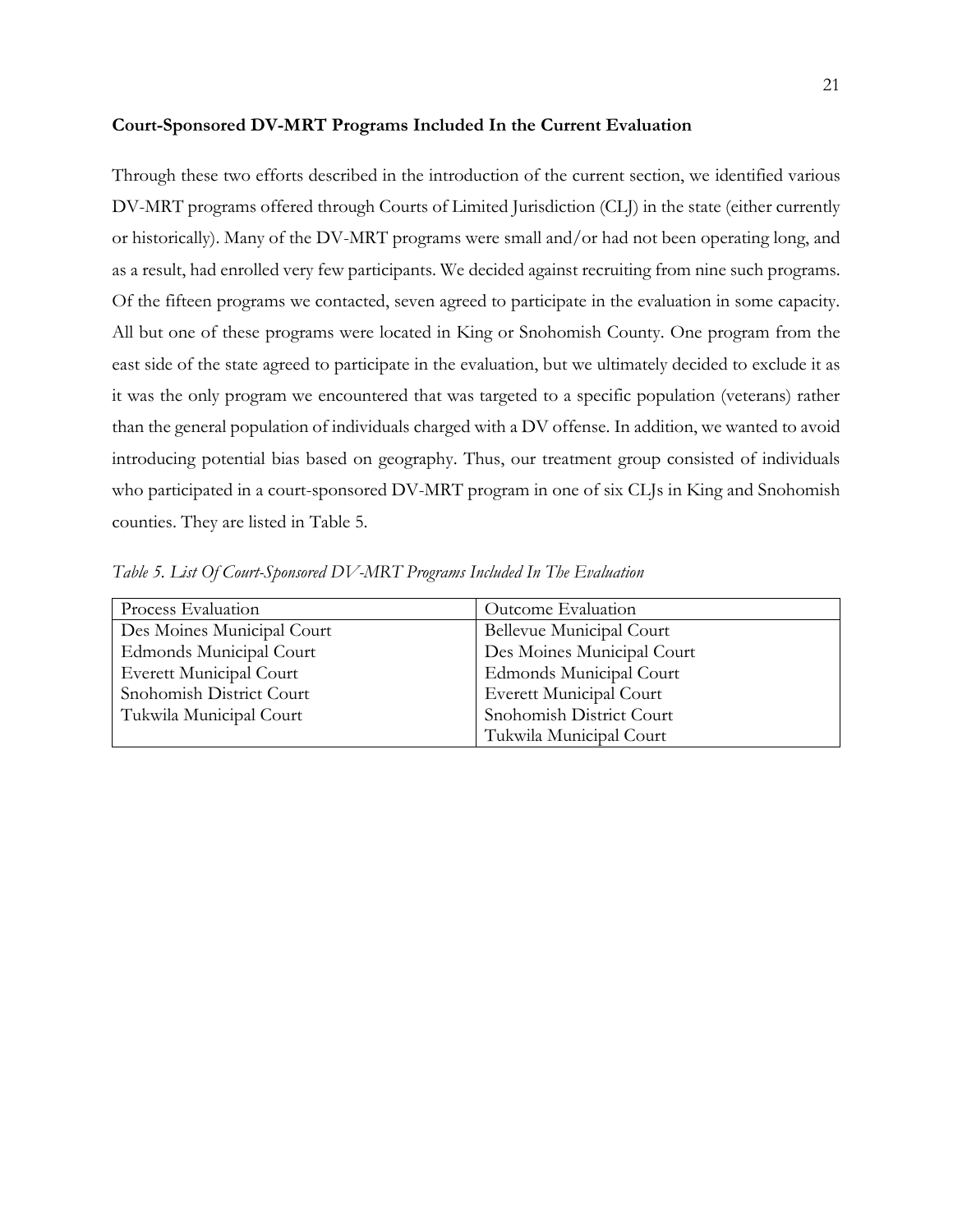**Court-Sponsored DV-MRT Programs Included In the Current Evaluation**

Through these two efforts described in the introduction of the current section, we identified various DV-MRT programs offered through Courts of Limited Jurisdiction (CLJ) in the state (either currently or historically). Many of the DV-MRT programs were small and/or had not been operating long, and as a result, had enrolled very few participants. We decided against recruiting from nine such programs. Of the fifteen programs we contacted, seven agreed to participate in the evaluation in some capacity. All but one of these programs were located in King or Snohomish County. One program from the east side of the state agreed to participate in the evaluation, but we ultimately decided to exclude it as it was the only program we encountered that was targeted to a specific population (veterans) rather than the general population of individuals charged with a DV offense. In addition, we wanted to avoid introducing potential bias based on geography. Thus, our treatment group consisted of individuals who participated in a court-sponsored DV-MRT program in one of six CLJs in King and Snohomish counties. They are listed in Table 5.

*Table 5. List Of Court-Sponsored DV-MRT Programs Included In The Evaluation*

| Process Evaluation | Outcome Evaluation |
|---|---|
| Des Moines Municipal Court | Bellevue Municipal Court |
| Edmonds Municipal Court | Des Moines Municipal Court |
| Everett Municipal Court | Edmonds Municipal Court |
| Snohomish District Court | Everett Municipal Court |
| Tukwila Municipal Court | Snohomish District Court |
| | Tukwila Municipal Court |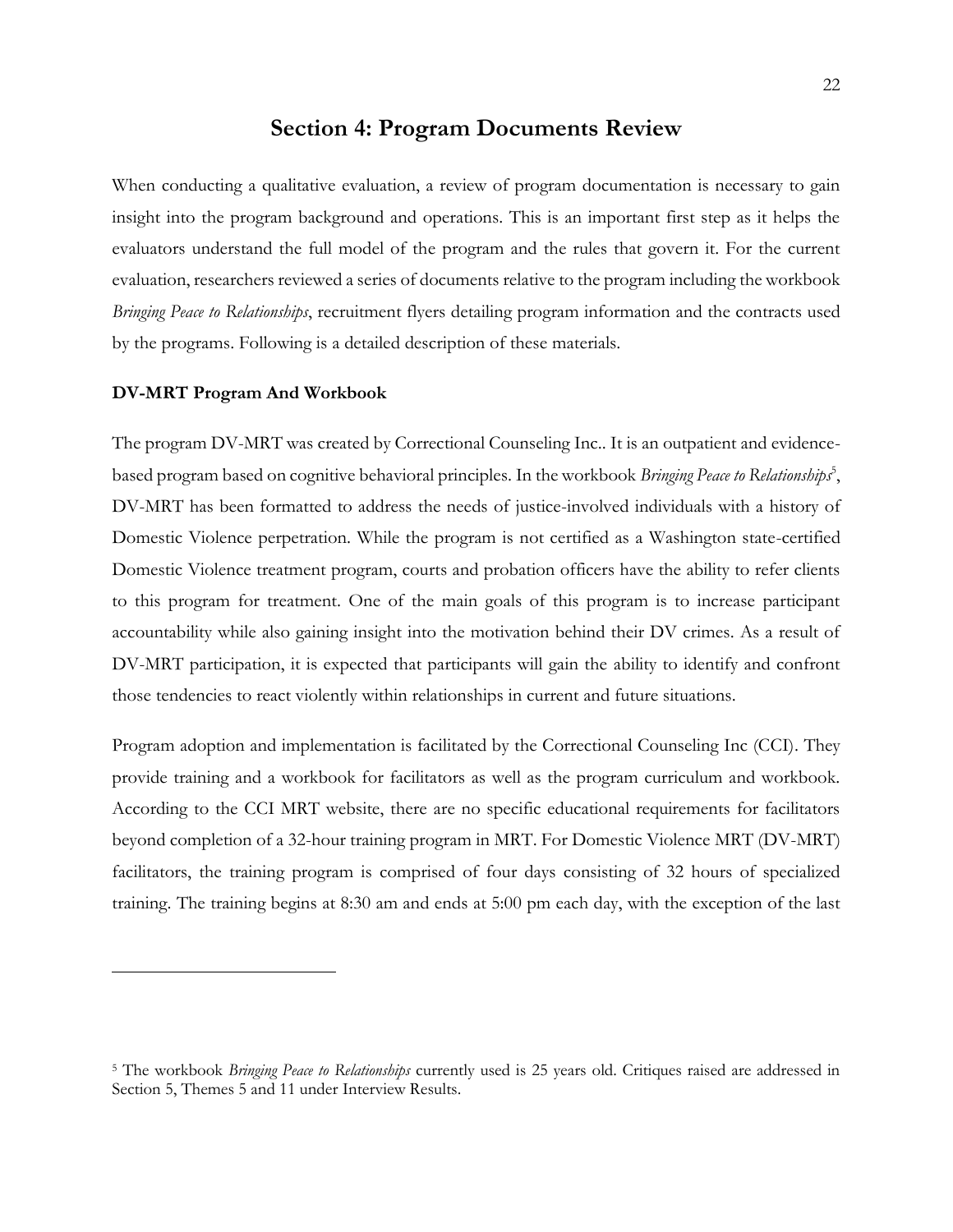## Section 4: Program Documents Review

When conducting a qualitative evaluation, a review of program documentation is necessary to gain insight into the program background and operations. This is an important first step as it helps the evaluators understand the full model of the program and the rules that govern it. For the current evaluation, researchers reviewed a series of documents relative to the program including the workbook *Bringing Peace to Relationships*, recruitment flyers detailing program information and the contracts used by the programs. Following is a detailed description of these materials.

### DV-MRT Program And Workbook

The program DV-MRT was created by Correctional Counseling Inc.. It is an outpatient and evidence-based program based on cognitive behavioral principles. In the workbook *Bringing Peace to Relationships*[5], DV-MRT has been formatted to address the needs of justice-involved individuals with a history of Domestic Violence perpetration. While the program is not certified as a Washington state-certified Domestic Violence treatment program, courts and probation officers have the ability to refer clients to this program for treatment. One of the main goals of this program is to increase participant accountability while also gaining insight into the motivation behind their DV crimes. As a result of DV-MRT participation, it is expected that participants will gain the ability to identify and confront those tendencies to react violently within relationships in current and future situations.

Program adoption and implementation is facilitated by the Correctional Counseling Inc (CCI). They provide training and a workbook for facilitators as well as the program curriculum and workbook. According to the CCI MRT website, there are no specific educational requirements for facilitators beyond completion of a 32-hour training program in MRT. For Domestic Violence MRT (DV-MRT) facilitators, the training program is comprised of four days consisting of 32 hours of specialized training. The training begins at 8:30 am and ends at 5:00 pm each day, with the exception of the last

---

[5] The workbook *Bringing Peace to Relationships* currently used is 25 years old. Critiques raised are addressed in Section 5, Themes 5 and 11 under Interview Results.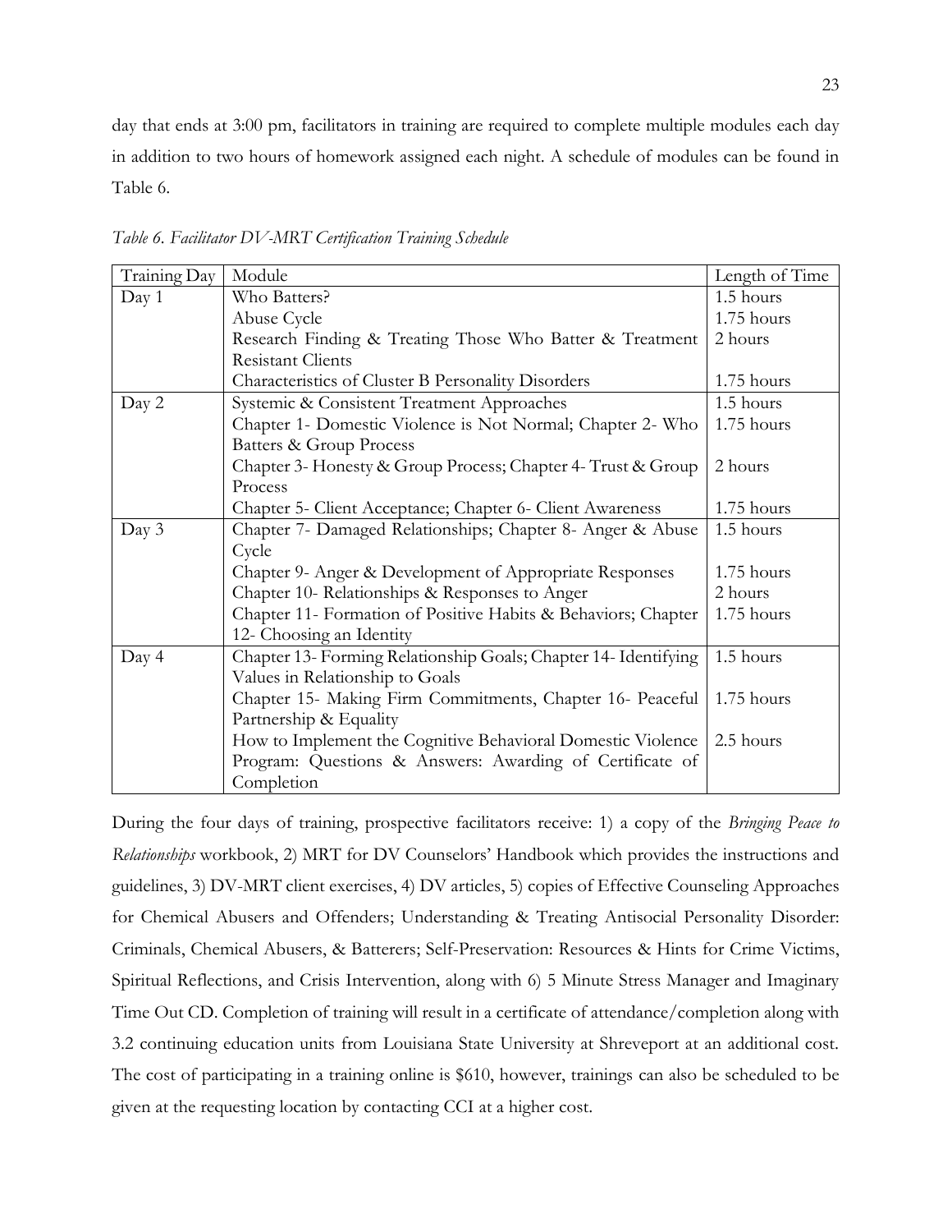day that ends at 3:00 pm, facilitators in training are required to complete multiple modules each day in addition to two hours of homework assigned each night. A schedule of modules can be found in Table 6.

*Table 6. Facilitator DV-MRT Certification Training Schedule*

| Training Day | Module | Length of Time |
| --- | --- | --- |
| Day 1 | Who Batters? | 1.5 hours |
| | Abuse Cycle | 1.75 hours |
| | Research Finding & Treating Those Who Batter & Treatment Resistant Clients | 2 hours |
| | Characteristics of Cluster B Personality Disorders | 1.75 hours |
| Day 2 | Systemic & Consistent Treatment Approaches | 1.5 hours |
| | Chapter 1- Domestic Violence is Not Normal; Chapter 2- Who Batters & Group Process | 1.75 hours |
| | Chapter 3- Honesty & Group Process; Chapter 4- Trust & Group Process | 2 hours |
| | Chapter 5- Client Acceptance; Chapter 6- Client Awareness | 1.75 hours |
| Day 3 | Chapter 7- Damaged Relationships; Chapter 8- Anger & Abuse Cycle | 1.5 hours |
| | Chapter 9- Anger & Development of Appropriate Responses | 1.75 hours |
| | Chapter 10- Relationships & Responses to Anger | 2 hours |
| | Chapter 11- Formation of Positive Habits & Behaviors; Chapter 12- Choosing an Identity | 1.75 hours |
| Day 4 | Chapter 13- Forming Relationship Goals; Chapter 14- Identifying Values in Relationship to Goals | 1.5 hours |
| | Chapter 15- Making Firm Commitments, Chapter 16- Peaceful Partnership & Equality | 1.75 hours |
| | How to Implement the Cognitive Behavioral Domestic Violence Program: Questions & Answers: Awarding of Certificate of Completion | 2.5 hours |

During the four days of training, prospective facilitators receive: 1) a copy of the *Bringing Peace to Relationships* workbook, 2) MRT for DV Counselors' Handbook which provides the instructions and guidelines, 3) DV-MRT client exercises, 4) DV articles, 5) copies of Effective Counseling Approaches for Chemical Abusers and Offenders; Understanding & Treating Antisocial Personality Disorder: Criminals, Chemical Abusers, & Batterers; Self-Preservation: Resources & Hints for Crime Victims, Spiritual Reflections, and Crisis Intervention, along with 6) 5 Minute Stress Manager and Imaginary Time Out CD. Completion of training will result in a certificate of attendance/completion along with 3.2 continuing education units from Louisiana State University at Shreveport at an additional cost. The cost of participating in a training online is $610, however, trainings can also be scheduled to be given at the requesting location by contacting CCI at a higher cost.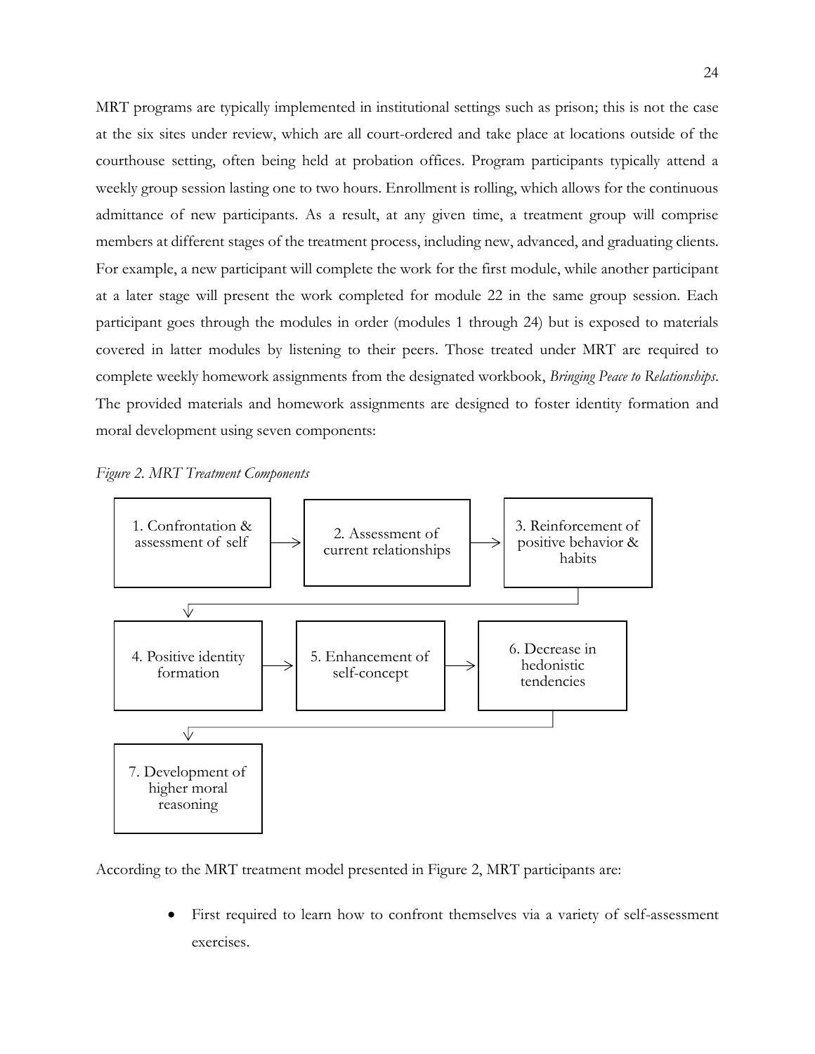MRT programs are typically implemented in institutional settings such as prison; this is not the case at the six sites under review, which are all court-ordered and take place at locations outside of the courthouse setting, often being held at probation offices. Program participants typically attend a weekly group session lasting one to two hours. Enrollment is rolling, which allows for the continuous admittance of new participants. As a result, at any given time, a treatment group will comprise members at different stages of the treatment process, including new, advanced, and graduating clients. For example, a new participant will complete the work for the first module, while another participant at a later stage will present the work completed for module 22 in the same group session. Each participant goes through the modules in order (modules 1 through 24) but is exposed to materials covered in latter modules by listening to their peers. Those treated under MRT are required to complete weekly homework assignments from the designated workbook, *Bringing Peace to Relationships*. The provided materials and homework assignments are designed to foster identity formation and moral development using seven components:

*Figure 2. MRT Treatment Components*

1. Confrontation & assessment of self → 2. Assessment of current relationships → 3. Reinforcement of positive behavior & habits → 4. Positive identity formation → 5. Enhancement of self-concept → 6. Decrease in hedonistic tendencies → 7. Development of higher moral reasoning

According to the MRT treatment model presented in Figure 2, MRT participants are:

- First required to learn how to confront themselves via a variety of self-assessment exercises.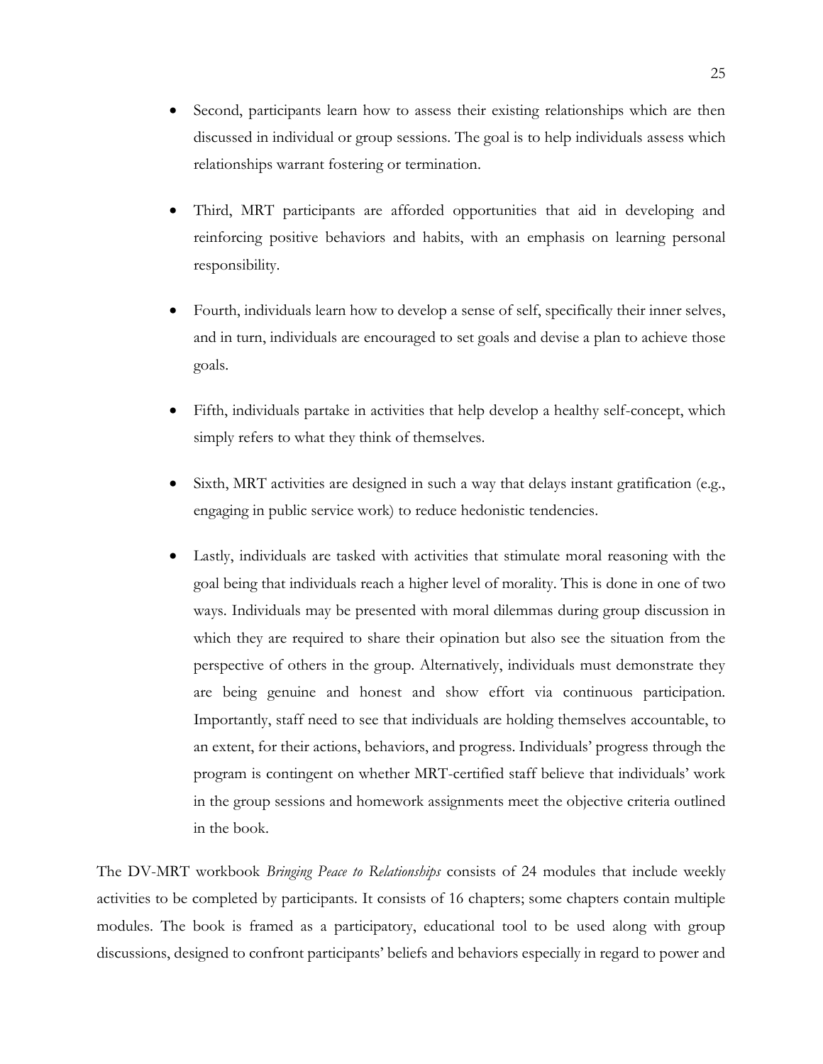- Second, participants learn how to assess their existing relationships which are then discussed in individual or group sessions. The goal is to help individuals assess which relationships warrant fostering or termination.

- Third, MRT participants are afforded opportunities that aid in developing and reinforcing positive behaviors and habits, with an emphasis on learning personal responsibility.

- Fourth, individuals learn how to develop a sense of self, specifically their inner selves, and in turn, individuals are encouraged to set goals and devise a plan to achieve those goals.

- Fifth, individuals partake in activities that help develop a healthy self-concept, which simply refers to what they think of themselves.

- Sixth, MRT activities are designed in such a way that delays instant gratification (e.g., engaging in public service work) to reduce hedonistic tendencies.

- Lastly, individuals are tasked with activities that stimulate moral reasoning with the goal being that individuals reach a higher level of morality. This is done in one of two ways. Individuals may be presented with moral dilemmas during group discussion in which they are required to share their opination but also see the situation from the perspective of others in the group. Alternatively, individuals must demonstrate they are being genuine and honest and show effort via continuous participation. Importantly, staff need to see that individuals are holding themselves accountable, to an extent, for their actions, behaviors, and progress. Individuals' progress through the program is contingent on whether MRT-certified staff believe that individuals' work in the group sessions and homework assignments meet the objective criteria outlined in the book.

The DV-MRT workbook *Bringing Peace to Relationships* consists of 24 modules that include weekly activities to be completed by participants. It consists of 16 chapters; some chapters contain multiple modules. The book is framed as a participatory, educational tool to be used along with group discussions, designed to confront participants' beliefs and behaviors especially in regard to power and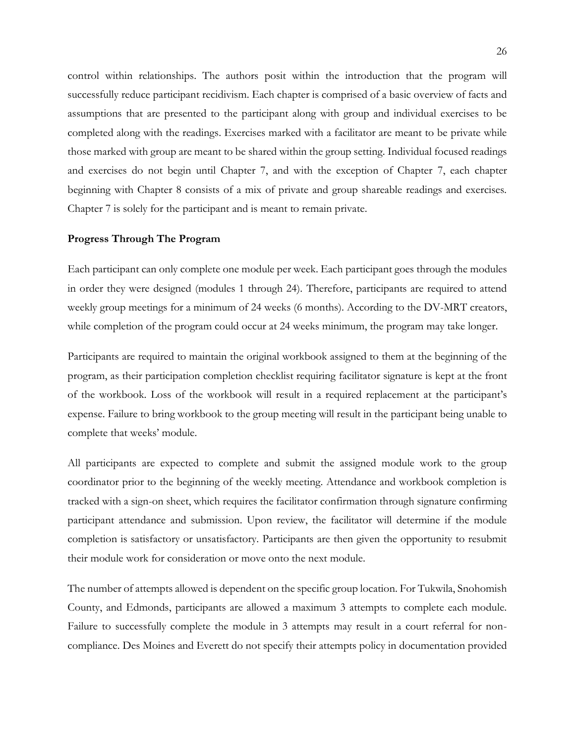control within relationships. The authors posit within the introduction that the program will successfully reduce participant recidivism. Each chapter is comprised of a basic overview of facts and assumptions that are presented to the participant along with group and individual exercises to be completed along with the readings. Exercises marked with a facilitator are meant to be private while those marked with group are meant to be shared within the group setting. Individual focused readings and exercises do not begin until Chapter 7, and with the exception of Chapter 7, each chapter beginning with Chapter 8 consists of a mix of private and group shareable readings and exercises. Chapter 7 is solely for the participant and is meant to remain private.

**Progress Through The Program**

Each participant can only complete one module per week. Each participant goes through the modules in order they were designed (modules 1 through 24). Therefore, participants are required to attend weekly group meetings for a minimum of 24 weeks (6 months). According to the DV-MRT creators, while completion of the program could occur at 24 weeks minimum, the program may take longer.

Participants are required to maintain the original workbook assigned to them at the beginning of the program, as their participation completion checklist requiring facilitator signature is kept at the front of the workbook. Loss of the workbook will result in a required replacement at the participant's expense. Failure to bring workbook to the group meeting will result in the participant being unable to complete that weeks' module.

All participants are expected to complete and submit the assigned module work to the group coordinator prior to the beginning of the weekly meeting. Attendance and workbook completion is tracked with a sign-on sheet, which requires the facilitator confirmation through signature confirming participant attendance and submission. Upon review, the facilitator will determine if the module completion is satisfactory or unsatisfactory. Participants are then given the opportunity to resubmit their module work for consideration or move onto the next module.

The number of attempts allowed is dependent on the specific group location. For Tukwila, Snohomish County, and Edmonds, participants are allowed a maximum 3 attempts to complete each module. Failure to successfully complete the module in 3 attempts may result in a court referral for non-compliance. Des Moines and Everett do not specify their attempts policy in documentation provided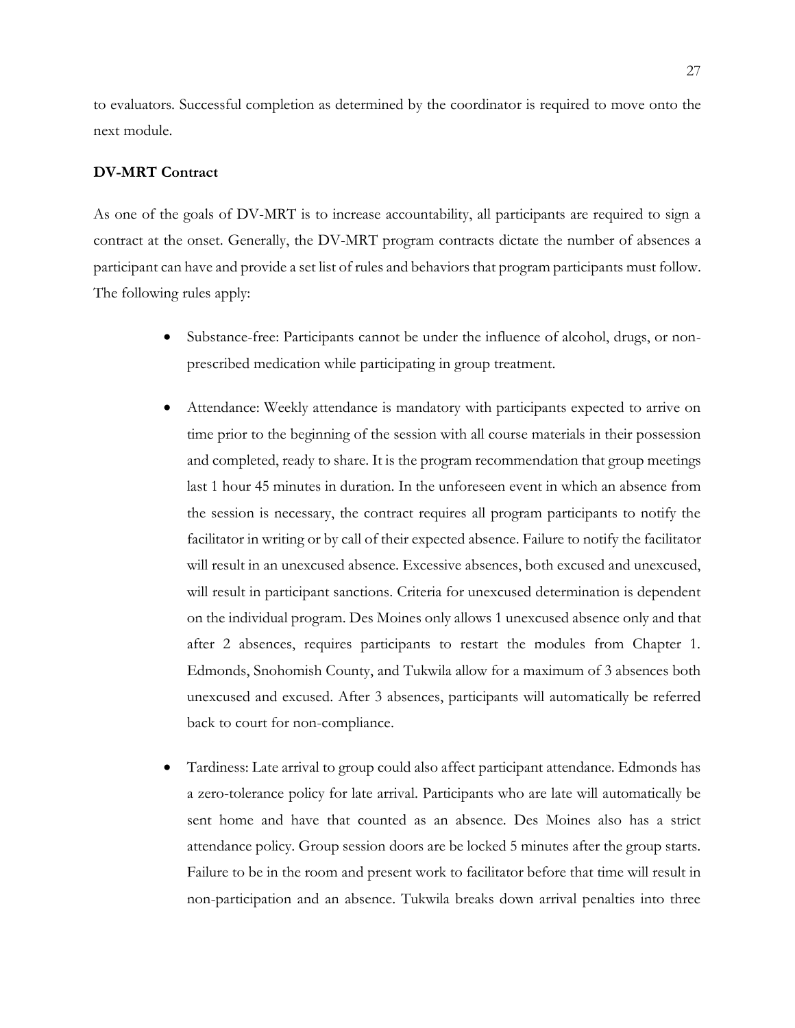to evaluators. Successful completion as determined by the coordinator is required to move onto the next module.

**DV-MRT Contract**

As one of the goals of DV-MRT is to increase accountability, all participants are required to sign a contract at the onset. Generally, the DV-MRT program contracts dictate the number of absences a participant can have and provide a set list of rules and behaviors that program participants must follow. The following rules apply:

- Substance-free: Participants cannot be under the influence of alcohol, drugs, or non-prescribed medication while participating in group treatment.
- Attendance: Weekly attendance is mandatory with participants expected to arrive on time prior to the beginning of the session with all course materials in their possession and completed, ready to share. It is the program recommendation that group meetings last 1 hour 45 minutes in duration. In the unforeseen event in which an absence from the session is necessary, the contract requires all program participants to notify the facilitator in writing or by call of their expected absence. Failure to notify the facilitator will result in an unexcused absence. Excessive absences, both excused and unexcused, will result in participant sanctions. Criteria for unexcused determination is dependent on the individual program. Des Moines only allows 1 unexcused absence only and that after 2 absences, requires participants to restart the modules from Chapter 1. Edmonds, Snohomish County, and Tukwila allow for a maximum of 3 absences both unexcused and excused. After 3 absences, participants will automatically be referred back to court for non-compliance.
- Tardiness: Late arrival to group could also affect participant attendance. Edmonds has a zero-tolerance policy for late arrival. Participants who are late will automatically be sent home and have that counted as an absence. Des Moines also has a strict attendance policy. Group session doors are be locked 5 minutes after the group starts. Failure to be in the room and present work to facilitator before that time will result in non-participation and an absence. Tukwila breaks down arrival penalties into three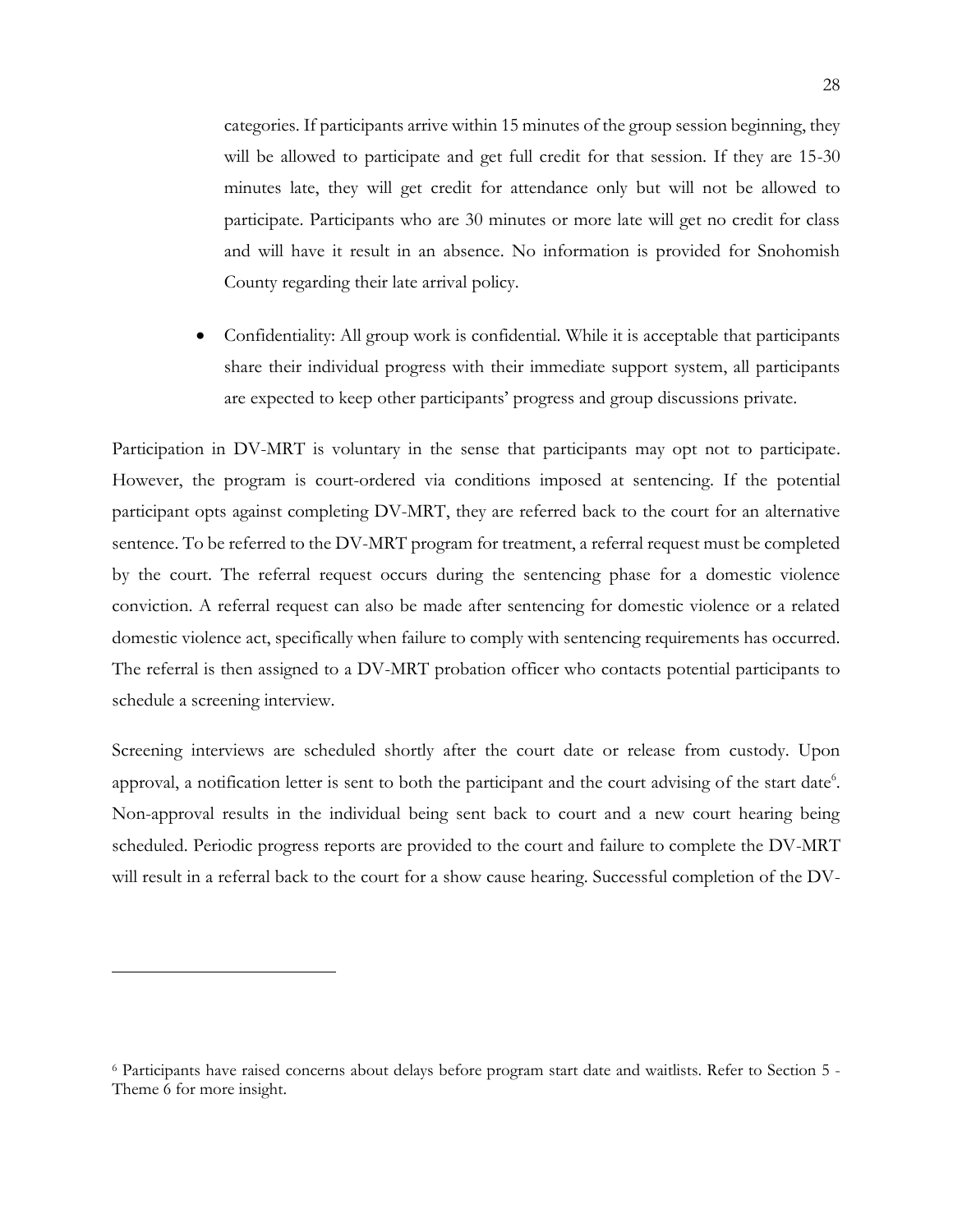categories. If participants arrive within 15 minutes of the group session beginning, they will be allowed to participate and get full credit for that session. If they are 15-30 minutes late, they will get credit for attendance only but will not be allowed to participate. Participants who are 30 minutes or more late will get no credit for class and will have it result in an absence. No information is provided for Snohomish County regarding their late arrival policy.

- Confidentiality: All group work is confidential. While it is acceptable that participants share their individual progress with their immediate support system, all participants are expected to keep other participants' progress and group discussions private.

Participation in DV-MRT is voluntary in the sense that participants may opt not to participate. However, the program is court-ordered via conditions imposed at sentencing. If the potential participant opts against completing DV-MRT, they are referred back to the court for an alternative sentence. To be referred to the DV-MRT program for treatment, a referral request must be completed by the court. The referral request occurs during the sentencing phase for a domestic violence conviction. A referral request can also be made after sentencing for domestic violence or a related domestic violence act, specifically when failure to comply with sentencing requirements has occurred. The referral is then assigned to a DV-MRT probation officer who contacts potential participants to schedule a screening interview.

Screening interviews are scheduled shortly after the court date or release from custody. Upon approval, a notification letter is sent to both the participant and the court advising of the start date[6]. Non-approval results in the individual being sent back to court and a new court hearing being scheduled. Periodic progress reports are provided to the court and failure to complete the DV-MRT will result in a referral back to the court for a show cause hearing. Successful completion of the DV-

[6] Participants have raised concerns about delays before program start date and waitlists. Refer to Section 5 - Theme 6 for more insight.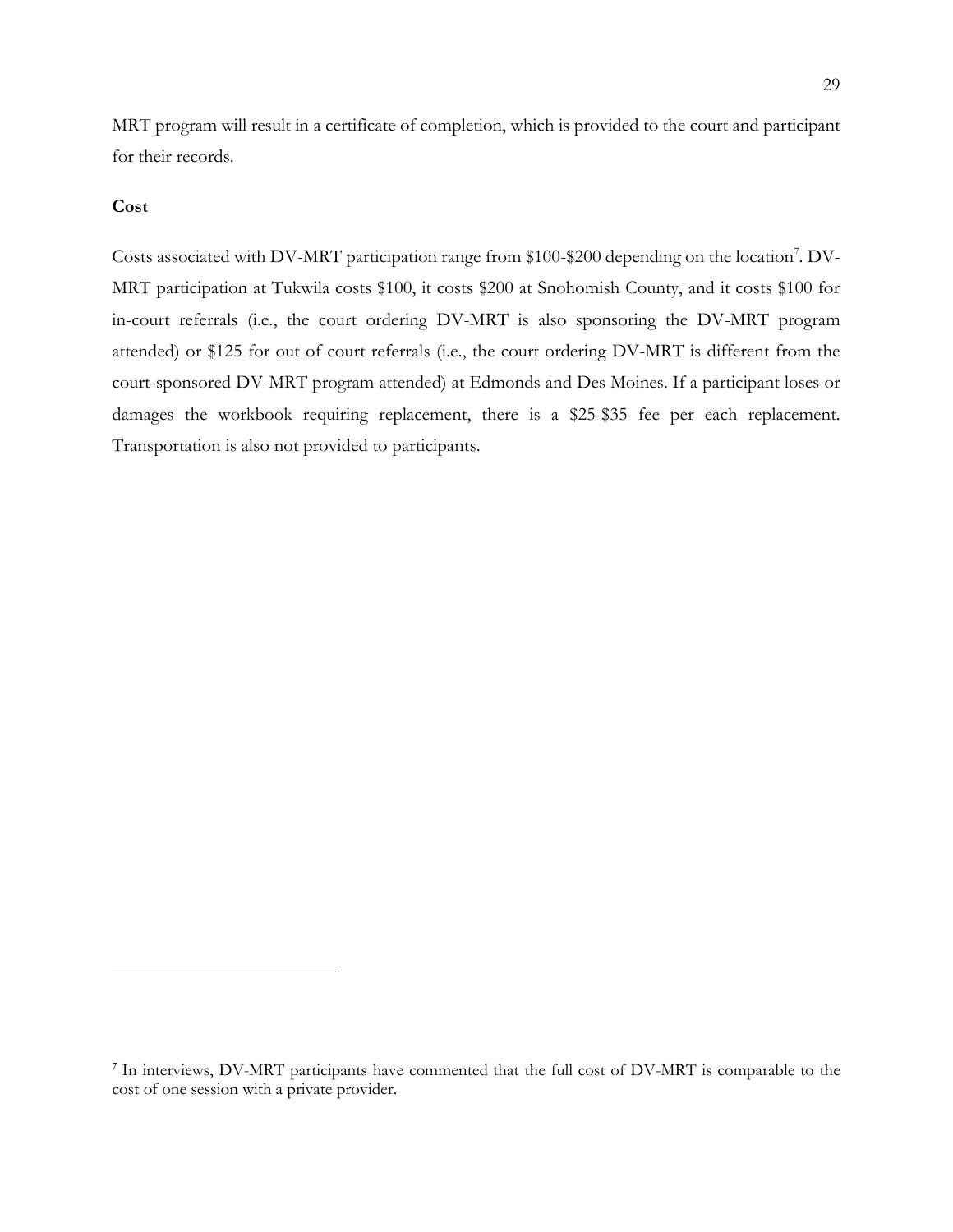MRT program will result in a certificate of completion, which is provided to the court and participant for their records.

**Cost**

Costs associated with DV-MRT participation range from $100-$200 depending on the location[7]. DV-MRT participation at Tukwila costs $100, it costs $200 at Snohomish County, and it costs $100 for in-court referrals (i.e., the court ordering DV-MRT is also sponsoring the DV-MRT program attended) or $125 for out of court referrals (i.e., the court ordering DV-MRT is different from the court-sponsored DV-MRT program attended) at Edmonds and Des Moines. If a participant loses or damages the workbook requiring replacement, there is a $25-$35 fee per each replacement. Transportation is also not provided to participants.

[7] In interviews, DV-MRT participants have commented that the full cost of DV-MRT is comparable to the cost of one session with a private provider.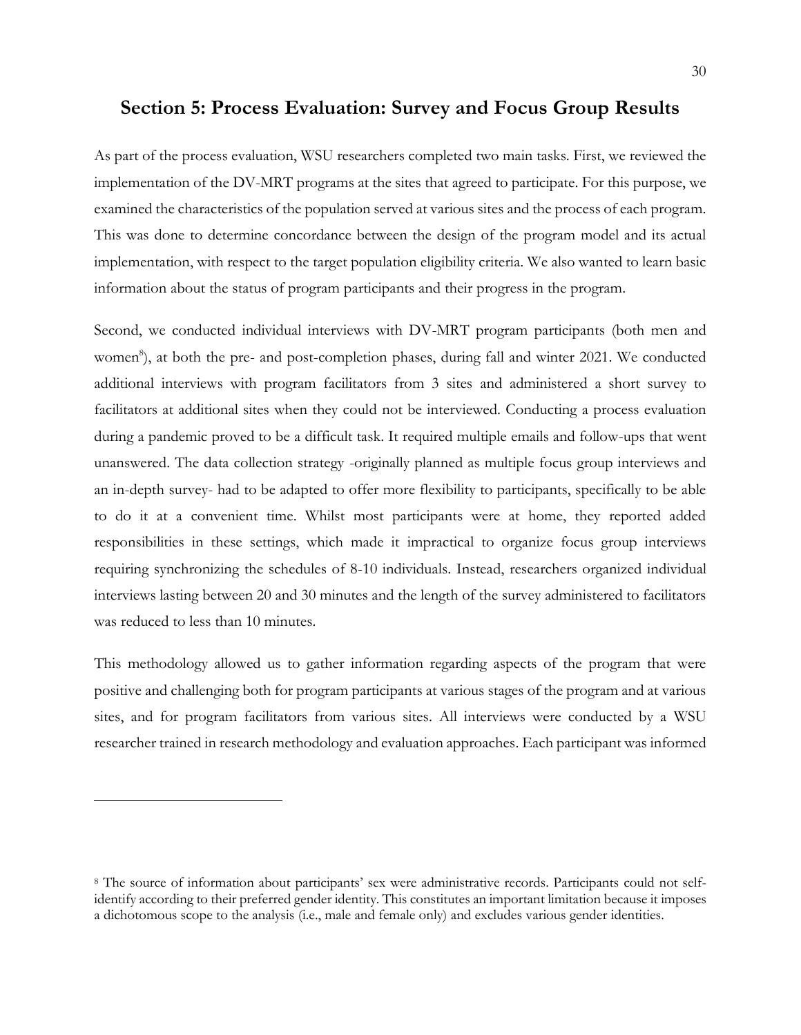## Section 5: Process Evaluation: Survey and Focus Group Results

As part of the process evaluation, WSU researchers completed two main tasks. First, we reviewed the implementation of the DV-MRT programs at the sites that agreed to participate. For this purpose, we examined the characteristics of the population served at various sites and the process of each program. This was done to determine concordance between the design of the program model and its actual implementation, with respect to the target population eligibility criteria. We also wanted to learn basic information about the status of program participants and their progress in the program.

Second, we conducted individual interviews with DV-MRT program participants (both men and women[8]), at both the pre- and post-completion phases, during fall and winter 2021. We conducted additional interviews with program facilitators from 3 sites and administered a short survey to facilitators at additional sites when they could not be interviewed. Conducting a process evaluation during a pandemic proved to be a difficult task. It required multiple emails and follow-ups that went unanswered. The data collection strategy -originally planned as multiple focus group interviews and an in-depth survey- had to be adapted to offer more flexibility to participants, specifically to be able to do it at a convenient time. Whilst most participants were at home, they reported added responsibilities in these settings, which made it impractical to organize focus group interviews requiring synchronizing the schedules of 8-10 individuals. Instead, researchers organized individual interviews lasting between 20 and 30 minutes and the length of the survey administered to facilitators was reduced to less than 10 minutes.

This methodology allowed us to gather information regarding aspects of the program that were positive and challenging both for program participants at various stages of the program and at various sites, and for program facilitators from various sites. All interviews were conducted by a WSU researcher trained in research methodology and evaluation approaches. Each participant was informed

---

[8] The source of information about participants' sex were administrative records. Participants could not self-identify according to their preferred gender identity. This constitutes an important limitation because it imposes a dichotomous scope to the analysis (i.e., male and female only) and excludes various gender identities.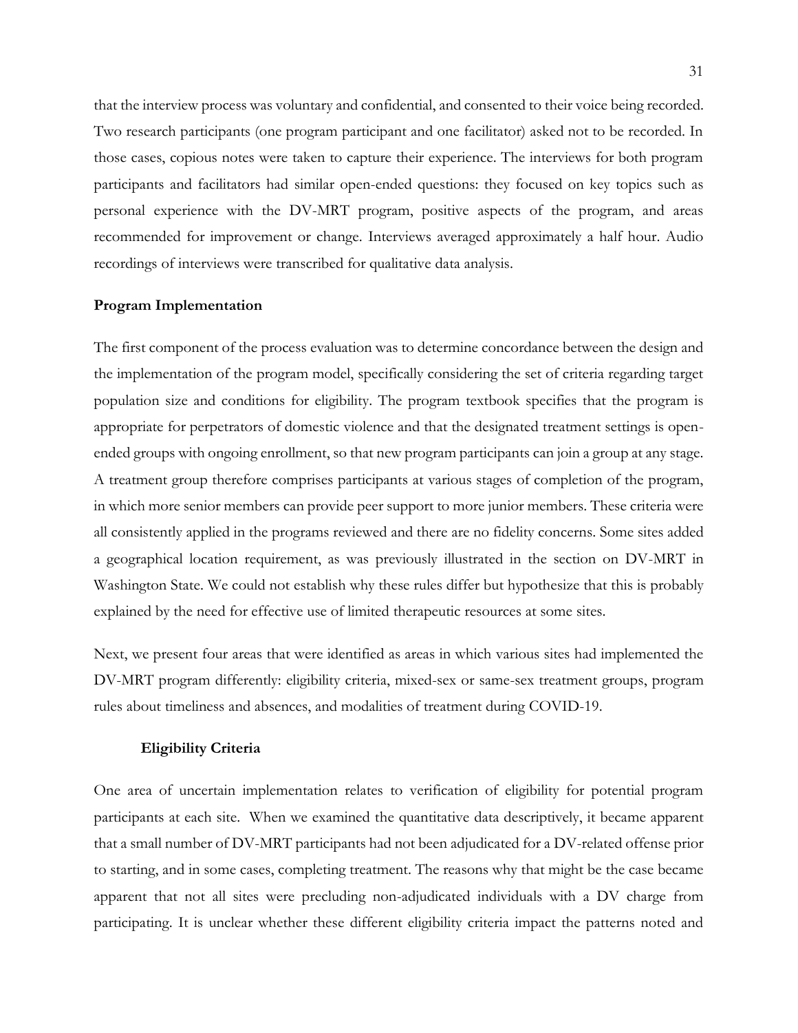that the interview process was voluntary and confidential, and consented to their voice being recorded. Two research participants (one program participant and one facilitator) asked not to be recorded. In those cases, copious notes were taken to capture their experience. The interviews for both program participants and facilitators had similar open-ended questions: they focused on key topics such as personal experience with the DV-MRT program, positive aspects of the program, and areas recommended for improvement or change. Interviews averaged approximately a half hour. Audio recordings of interviews were transcribed for qualitative data analysis.

## Program Implementation

The first component of the process evaluation was to determine concordance between the design and the implementation of the program model, specifically considering the set of criteria regarding target population size and conditions for eligibility. The program textbook specifies that the program is appropriate for perpetrators of domestic violence and that the designated treatment settings is open-ended groups with ongoing enrollment, so that new program participants can join a group at any stage. A treatment group therefore comprises participants at various stages of completion of the program, in which more senior members can provide peer support to more junior members. These criteria were all consistently applied in the programs reviewed and there are no fidelity concerns. Some sites added a geographical location requirement, as was previously illustrated in the section on DV-MRT in Washington State. We could not establish why these rules differ but hypothesize that this is probably explained by the need for effective use of limited therapeutic resources at some sites.

Next, we present four areas that were identified as areas in which various sites had implemented the DV-MRT program differently: eligibility criteria, mixed-sex or same-sex treatment groups, program rules about timeliness and absences, and modalities of treatment during COVID-19.

### Eligibility Criteria

One area of uncertain implementation relates to verification of eligibility for potential program participants at each site. When we examined the quantitative data descriptively, it became apparent that a small number of DV-MRT participants had not been adjudicated for a DV-related offense prior to starting, and in some cases, completing treatment. The reasons why that might be the case became apparent that not all sites were precluding non-adjudicated individuals with a DV charge from participating. It is unclear whether these different eligibility criteria impact the patterns noted and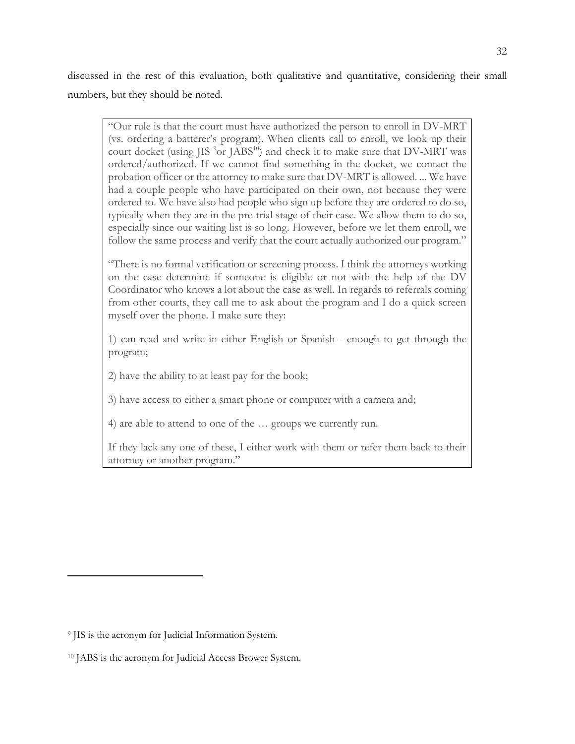discussed in the rest of this evaluation, both qualitative and quantitative, considering their small numbers, but they should be noted.

> "Our rule is that the court must have authorized the person to enroll in DV-MRT (vs. ordering a batterer's program). When clients call to enroll, we look up their court docket (using JIS [9] or JABS[10]) and check it to make sure that DV-MRT was ordered/authorized. If we cannot find something in the docket, we contact the probation officer or the attorney to make sure that DV-MRT is allowed. ... We have had a couple people who have participated on their own, not because they were ordered to. We have also had people who sign up before they are ordered to do so, typically when they are in the pre-trial stage of their case. We allow them to do so, especially since our waiting list is so long. However, before we let them enroll, we follow the same process and verify that the court actually authorized our program."
>
> "There is no formal verification or screening process. I think the attorneys working on the case determine if someone is eligible or not with the help of the DV Coordinator who knows a lot about the case as well. In regards to referrals coming from other courts, they call me to ask about the program and I do a quick screen myself over the phone. I make sure they:
>
> 1) can read and write in either English or Spanish - enough to get through the program;
>
> 2) have the ability to at least pay for the book;
>
> 3) have access to either a smart phone or computer with a camera and;
>
> 4) are able to attend to one of the … groups we currently run.
>
> If they lack any one of these, I either work with them or refer them back to their attorney or another program."

---

[9] JIS is the acronym for Judicial Information System.

[10] JABS is the acronym for Judicial Access Brower System.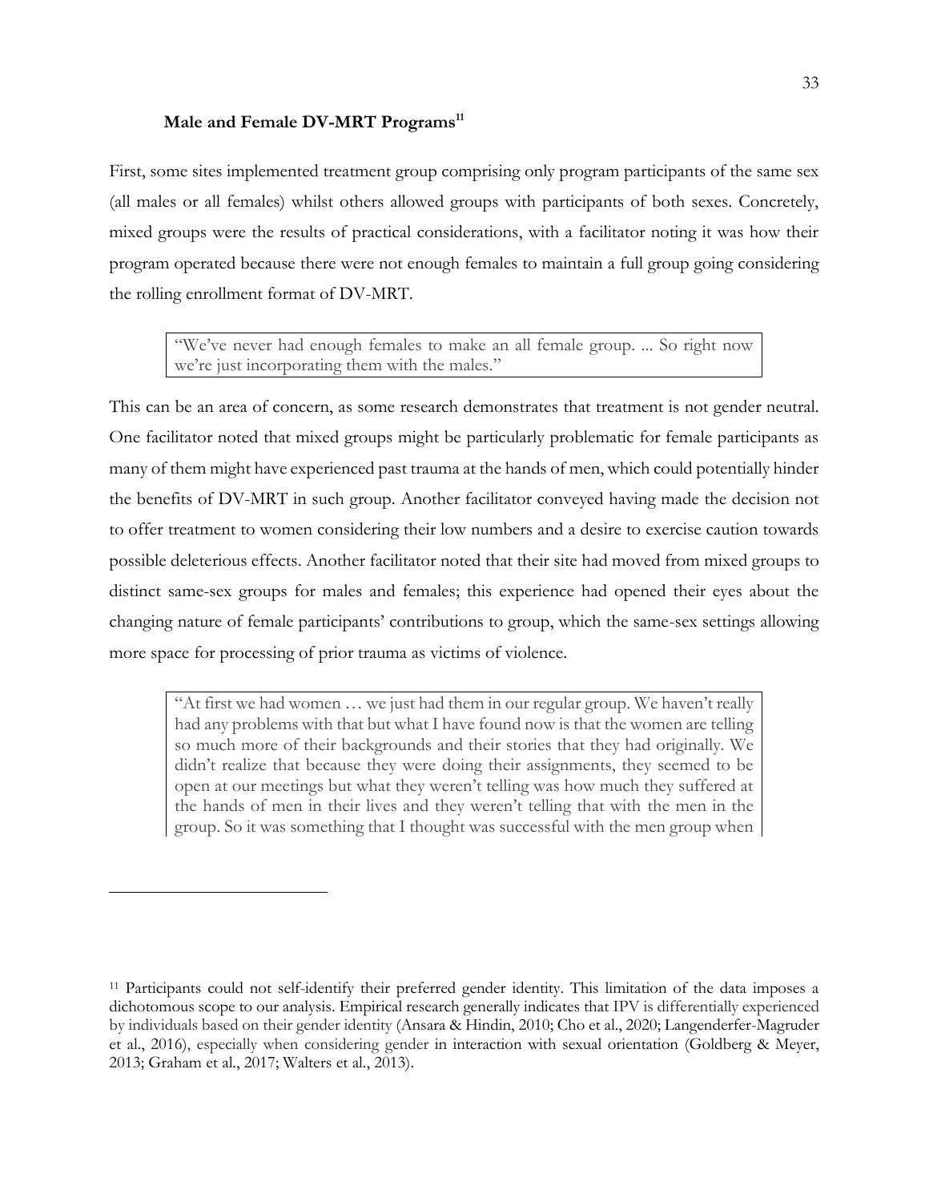### Male and Female DV-MRT Programs[11]

First, some sites implemented treatment group comprising only program participants of the same sex (all males or all females) whilst others allowed groups with participants of both sexes. Concretely, mixed groups were the results of practical considerations, with a facilitator noting it was how their program operated because there were not enough females to maintain a full group going considering the rolling enrollment format of DV-MRT.

> "We've never had enough females to make an all female group. ... So right now we're just incorporating them with the males."

This can be an area of concern, as some research demonstrates that treatment is not gender neutral. One facilitator noted that mixed groups might be particularly problematic for female participants as many of them might have experienced past trauma at the hands of men, which could potentially hinder the benefits of DV-MRT in such group. Another facilitator conveyed having made the decision not to offer treatment to women considering their low numbers and a desire to exercise caution towards possible deleterious effects. Another facilitator noted that their site had moved from mixed groups to distinct same-sex groups for males and females; this experience had opened their eyes about the changing nature of female participants' contributions to group, which the same-sex settings allowing more space for processing of prior trauma as victims of violence.

> "At first we had women … we just had them in our regular group. We haven't really had any problems with that but what I have found now is that the women are telling so much more of their backgrounds and their stories that they had originally. We didn't realize that because they were doing their assignments, they seemed to be open at our meetings but what they weren't telling was how much they suffered at the hands of men in their lives and they weren't telling that with the men in the group. So it was something that I thought was successful with the men group when

---

[11] Participants could not self-identify their preferred gender identity. This limitation of the data imposes a dichotomous scope to our analysis. Empirical research generally indicates that IPV is differentially experienced by individuals based on their gender identity (Ansara & Hindin, 2010; Cho et al., 2020; Langenderfer-Magruder et al., 2016), especially when considering gender in interaction with sexual orientation (Goldberg & Meyer, 2013; Graham et al., 2017; Walters et al., 2013).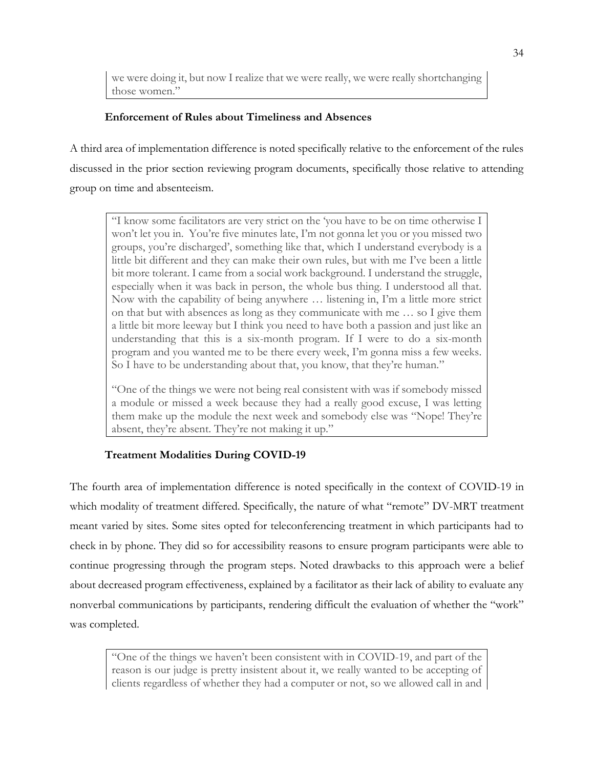> we were doing it, but now I realize that we were really, we were really shortchanging those women."

### Enforcement of Rules about Timeliness and Absences

A third area of implementation difference is noted specifically relative to the enforcement of the rules discussed in the prior section reviewing program documents, specifically those relative to attending group on time and absenteeism.

> "I know some facilitators are very strict on the 'you have to be on time otherwise I won't let you in. You're five minutes late, I'm not gonna let you or you missed two groups, you're discharged', something like that, which I understand everybody is a little bit different and they can make their own rules, but with me I've been a little bit more tolerant. I came from a social work background. I understand the struggle, especially when it was back in person, the whole bus thing. I understood all that. Now with the capability of being anywhere … listening in, I'm a little more strict on that but with absences as long as they communicate with me … so I give them a little bit more leeway but I think you need to have both a passion and just like an understanding that this is a six-month program. If I were to do a six-month program and you wanted me to be there every week, I'm gonna miss a few weeks. So I have to be understanding about that, you know, that they're human."
>
> "One of the things we were not being real consistent with was if somebody missed a module or missed a week because they had a really good excuse, I was letting them make up the module the next week and somebody else was "Nope! They're absent, they're absent. They're not making it up."

### Treatment Modalities During COVID-19

The fourth area of implementation difference is noted specifically in the context of COVID-19 in which modality of treatment differed. Specifically, the nature of what "remote" DV-MRT treatment meant varied by sites. Some sites opted for teleconferencing treatment in which participants had to check in by phone. They did so for accessibility reasons to ensure program participants were able to continue progressing through the program steps. Noted drawbacks to this approach were a belief about decreased program effectiveness, explained by a facilitator as their lack of ability to evaluate any nonverbal communications by participants, rendering difficult the evaluation of whether the "work" was completed.

> "One of the things we haven't been consistent with in COVID-19, and part of the reason is our judge is pretty insistent about it, we really wanted to be accepting of clients regardless of whether they had a computer or not, so we allowed call in and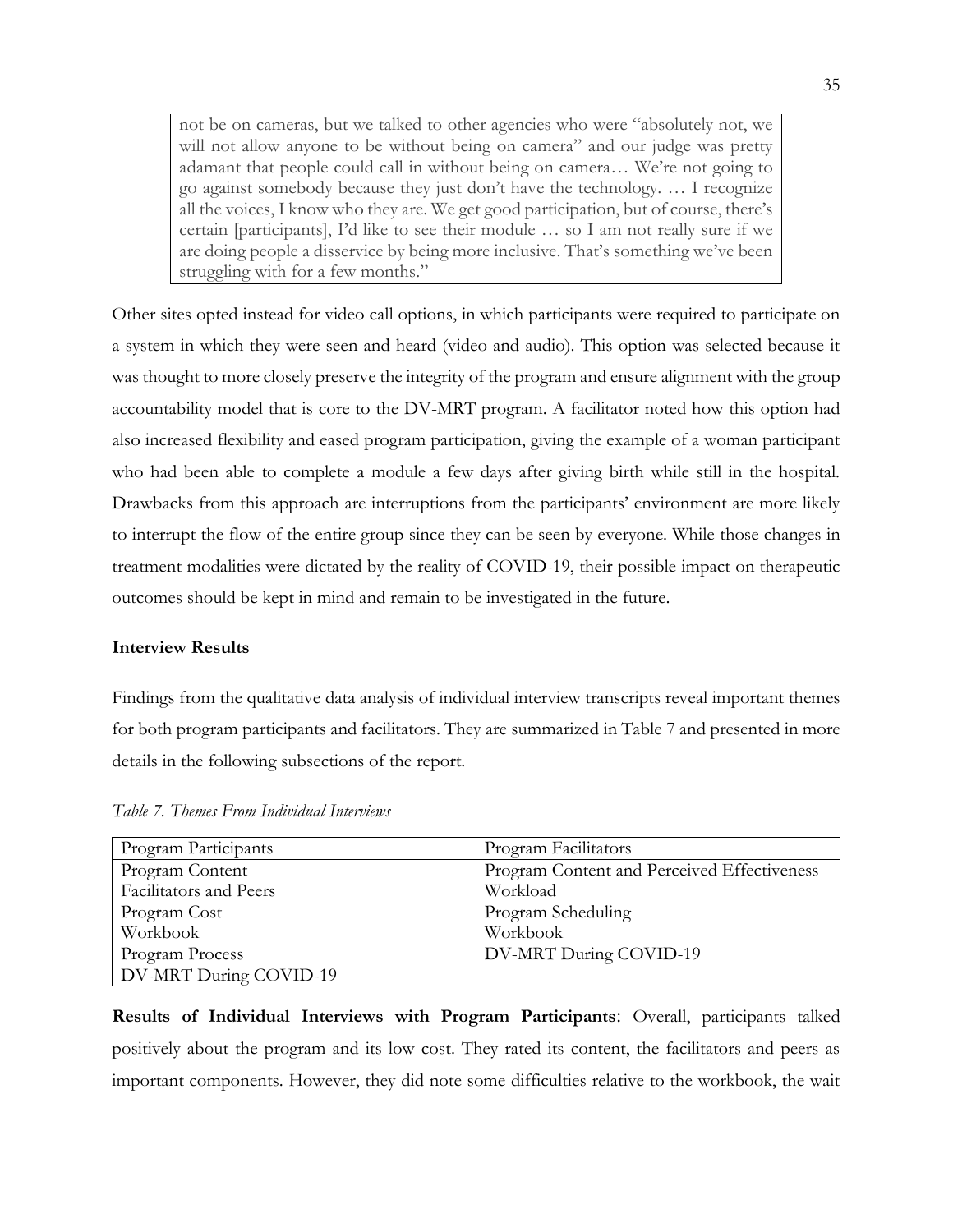> not be on cameras, but we talked to other agencies who were "absolutely not, we will not allow anyone to be without being on camera" and our judge was pretty adamant that people could call in without being on camera… We're not going to go against somebody because they just don't have the technology. … I recognize all the voices, I know who they are. We get good participation, but of course, there's certain [participants], I'd like to see their module … so I am not really sure if we are doing people a disservice by being more inclusive. That's something we've been struggling with for a few months."

Other sites opted instead for video call options, in which participants were required to participate on a system in which they were seen and heard (video and audio). This option was selected because it was thought to more closely preserve the integrity of the program and ensure alignment with the group accountability model that is core to the DV-MRT program. A facilitator noted how this option had also increased flexibility and eased program participation, giving the example of a woman participant who had been able to complete a module a few days after giving birth while still in the hospital. Drawbacks from this approach are interruptions from the participants' environment are more likely to interrupt the flow of the entire group since they can be seen by everyone. While those changes in treatment modalities were dictated by the reality of COVID-19, their possible impact on therapeutic outcomes should be kept in mind and remain to be investigated in the future.

**Interview Results**

Findings from the qualitative data analysis of individual interview transcripts reveal important themes for both program participants and facilitators. They are summarized in Table 7 and presented in more details in the following subsections of the report.

*Table 7. Themes From Individual Interviews*

| Program Participants | Program Facilitators |
|---|---|
| Program Content | Program Content and Perceived Effectiveness |
| Facilitators and Peers | Workload |
| Program Cost | Program Scheduling |
| Workbook | Workbook |
| Program Process | DV-MRT During COVID-19 |
| DV-MRT During COVID-19 | |

**Results of Individual Interviews with Program Participants**: Overall, participants talked positively about the program and its low cost. They rated its content, the facilitators and peers as important components. However, they did note some difficulties relative to the workbook, the wait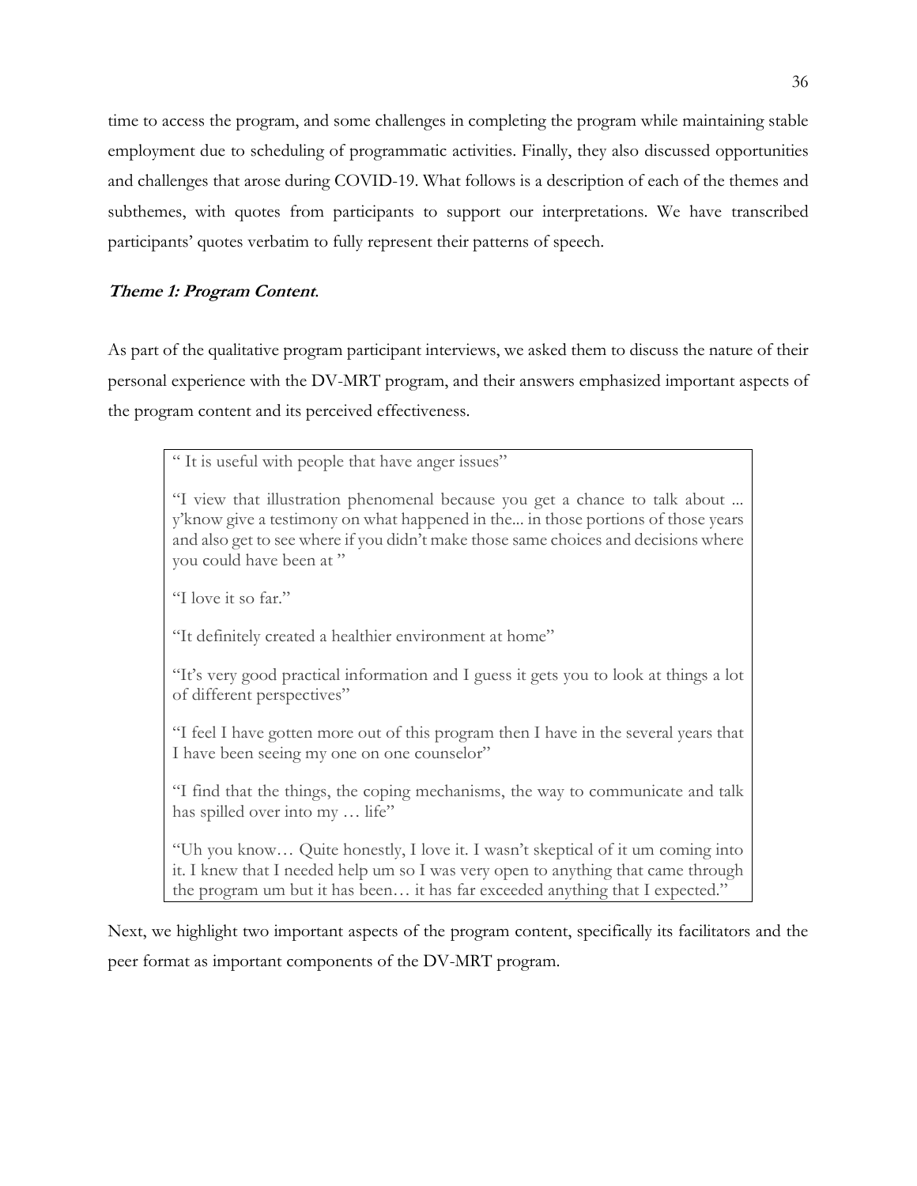time to access the program, and some challenges in completing the program while maintaining stable employment due to scheduling of programmatic activities. Finally, they also discussed opportunities and challenges that arose during COVID-19. What follows is a description of each of the themes and subthemes, with quotes from participants to support our interpretations. We have transcribed participants' quotes verbatim to fully represent their patterns of speech.

### *Theme 1: Program Content.*

As part of the qualitative program participant interviews, we asked them to discuss the nature of their personal experience with the DV-MRT program, and their answers emphasized important aspects of the program content and its perceived effectiveness.

> " It is useful with people that have anger issues"
>
> "I view that illustration phenomenal because you get a chance to talk about ... y'know give a testimony on what happened in the... in those portions of those years and also get to see where if you didn't make those same choices and decisions where you could have been at "
>
> "I love it so far."
>
> "It definitely created a healthier environment at home"
>
> "It's very good practical information and I guess it gets you to look at things a lot of different perspectives"
>
> "I feel I have gotten more out of this program then I have in the several years that I have been seeing my one on one counselor"
>
> "I find that the things, the coping mechanisms, the way to communicate and talk has spilled over into my … life"
>
> "Uh you know… Quite honestly, I love it. I wasn't skeptical of it um coming into it. I knew that I needed help um so I was very open to anything that came through the program um but it has been… it has far exceeded anything that I expected."

Next, we highlight two important aspects of the program content, specifically its facilitators and the peer format as important components of the DV-MRT program.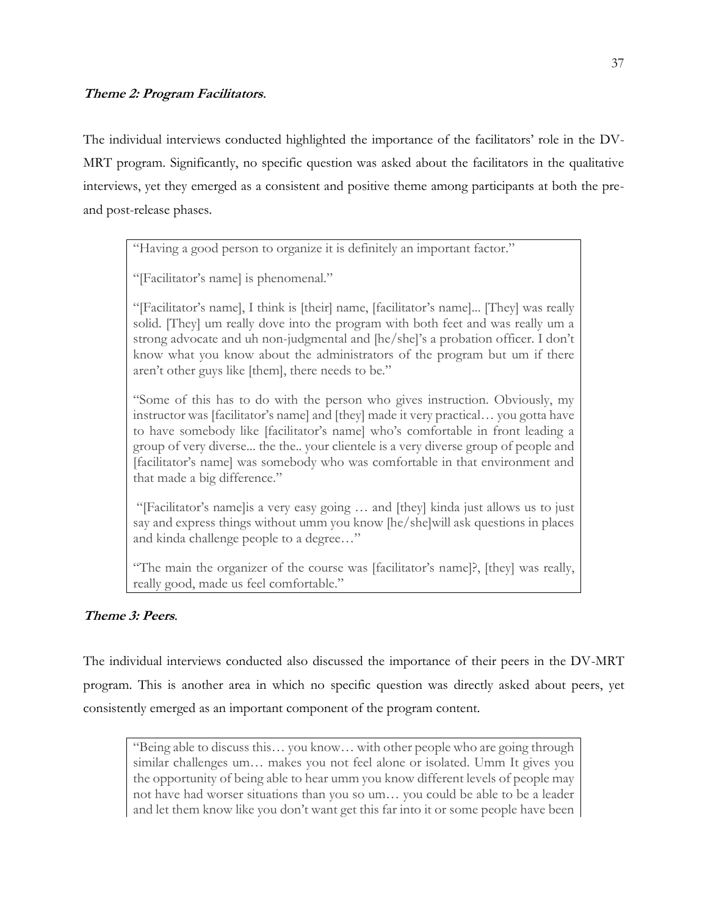***Theme 2: Program Facilitators*.**

The individual interviews conducted highlighted the importance of the facilitators' role in the DV-MRT program. Significantly, no specific question was asked about the facilitators in the qualitative interviews, yet they emerged as a consistent and positive theme among participants at both the pre- and post-release phases.

> "Having a good person to organize it is definitely an important factor."
>
> "[Facilitator's name] is phenomenal."
>
> "[Facilitator's name], I think is [their] name, [facilitator's name]... [They] was really solid. [They] um really dove into the program with both feet and was really um a strong advocate and uh non-judgmental and [he/she]'s a probation officer. I don't know what you know about the administrators of the program but um if there aren't other guys like [them], there needs to be."
>
> "Some of this has to do with the person who gives instruction. Obviously, my instructor was [facilitator's name] and [they] made it very practical… you gotta have to have somebody like [facilitator's name] who's comfortable in front leading a group of very diverse... the the.. your clientele is a very diverse group of people and [facilitator's name] was somebody who was comfortable in that environment and that made a big difference."
>
> "[Facilitator's name]is a very easy going … and [they] kinda just allows us to just say and express things without umm you know [he/she]will ask questions in places and kinda challenge people to a degree…"
>
> "The main the organizer of the course was [facilitator's name]?, [they] was really, really good, made us feel comfortable."

***Theme 3: Peers*.**

The individual interviews conducted also discussed the importance of their peers in the DV-MRT program. This is another area in which no specific question was directly asked about peers, yet consistently emerged as an important component of the program content.

> "Being able to discuss this… you know… with other people who are going through similar challenges um… makes you not feel alone or isolated. Umm It gives you the opportunity of being able to hear umm you know different levels of people may not have had worser situations than you so um… you could be able to be a leader and let them know like you don't want get this far into it or some people have been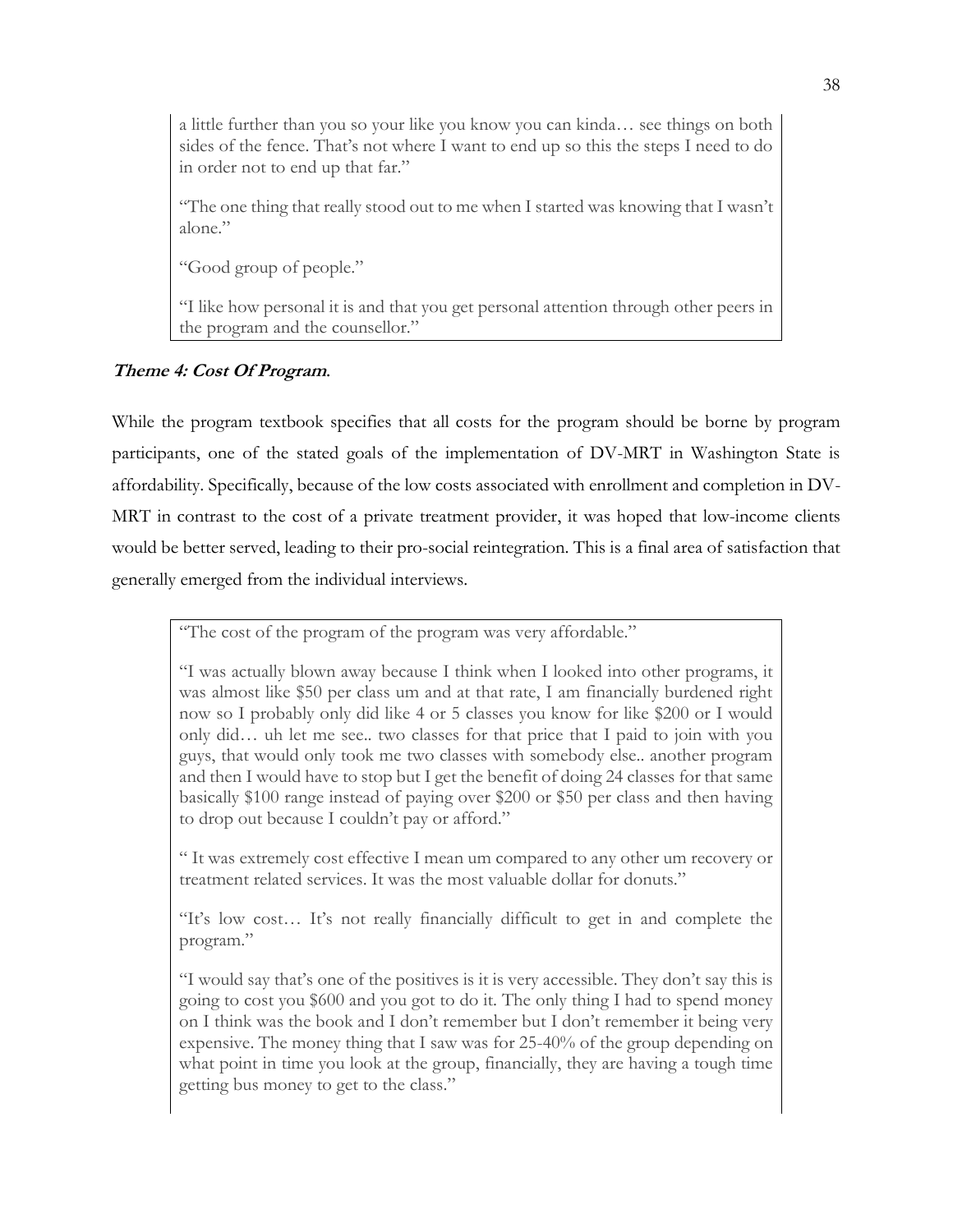a little further than you so your like you know you can kinda… see things on both sides of the fence. That's not where I want to end up so this the steps I need to do in order not to end up that far."

"The one thing that really stood out to me when I started was knowing that I wasn't alone."

"Good group of people."

"I like how personal it is and that you get personal attention through other peers in the program and the counsellor."

***Theme 4: Cost Of Program.***

While the program textbook specifies that all costs for the program should be borne by program participants, one of the stated goals of the implementation of DV-MRT in Washington State is affordability. Specifically, because of the low costs associated with enrollment and completion in DV-MRT in contrast to the cost of a private treatment provider, it was hoped that low-income clients would be better served, leading to their pro-social reintegration. This is a final area of satisfaction that generally emerged from the individual interviews.

"The cost of the program of the program was very affordable."

"I was actually blown away because I think when I looked into other programs, it was almost like $50 per class um and at that rate, I am financially burdened right now so I probably only did like 4 or 5 classes you know for like $200 or I would only did… uh let me see.. two classes for that price that I paid to join with you guys, that would only took me two classes with somebody else.. another program and then I would have to stop but I get the benefit of doing 24 classes for that same basically $100 range instead of paying over $200 or $50 per class and then having to drop out because I couldn't pay or afford."

" It was extremely cost effective I mean um compared to any other um recovery or treatment related services. It was the most valuable dollar for donuts."

"It's low cost… It's not really financially difficult to get in and complete the program."

"I would say that's one of the positives is it is very accessible. They don't say this is going to cost you $600 and you got to do it. The only thing I had to spend money on I think was the book and I don't remember but I don't remember it being very expensive. The money thing that I saw was for 25-40% of the group depending on what point in time you look at the group, financially, they are having a tough time getting bus money to get to the class."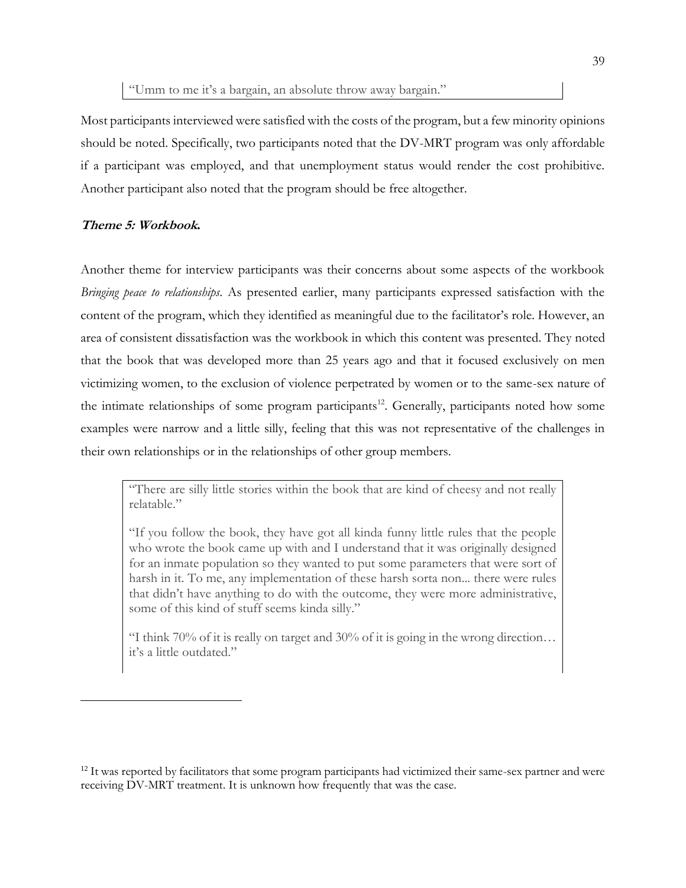> "Umm to me it's a bargain, an absolute throw away bargain."

Most participants interviewed were satisfied with the costs of the program, but a few minority opinions should be noted. Specifically, two participants noted that the DV-MRT program was only affordable if a participant was employed, and that unemployment status would render the cost prohibitive. Another participant also noted that the program should be free altogether.

#### ***Theme 5: Workbook.***

Another theme for interview participants was their concerns about some aspects of the workbook *Bringing peace to relationships*. As presented earlier, many participants expressed satisfaction with the content of the program, which they identified as meaningful due to the facilitator's role. However, an area of consistent dissatisfaction was the workbook in which this content was presented. They noted that the book that was developed more than 25 years ago and that it focused exclusively on men victimizing women, to the exclusion of violence perpetrated by women or to the same-sex nature of the intimate relationships of some program participants[12]. Generally, participants noted how some examples were narrow and a little silly, feeling that this was not representative of the challenges in their own relationships or in the relationships of other group members.

> "There are silly little stories within the book that are kind of cheesy and not really relatable."
>
> "If you follow the book, they have got all kinda funny little rules that the people who wrote the book came up with and I understand that it was originally designed for an inmate population so they wanted to put some parameters that were sort of harsh in it. To me, any implementation of these harsh sorta non... there were rules that didn't have anything to do with the outcome, they were more administrative, some of this kind of stuff seems kinda silly."
>
> "I think 70% of it is really on target and 30% of it is going in the wrong direction… it's a little outdated."

[12] It was reported by facilitators that some program participants had victimized their same-sex partner and were receiving DV-MRT treatment. It is unknown how frequently that was the case.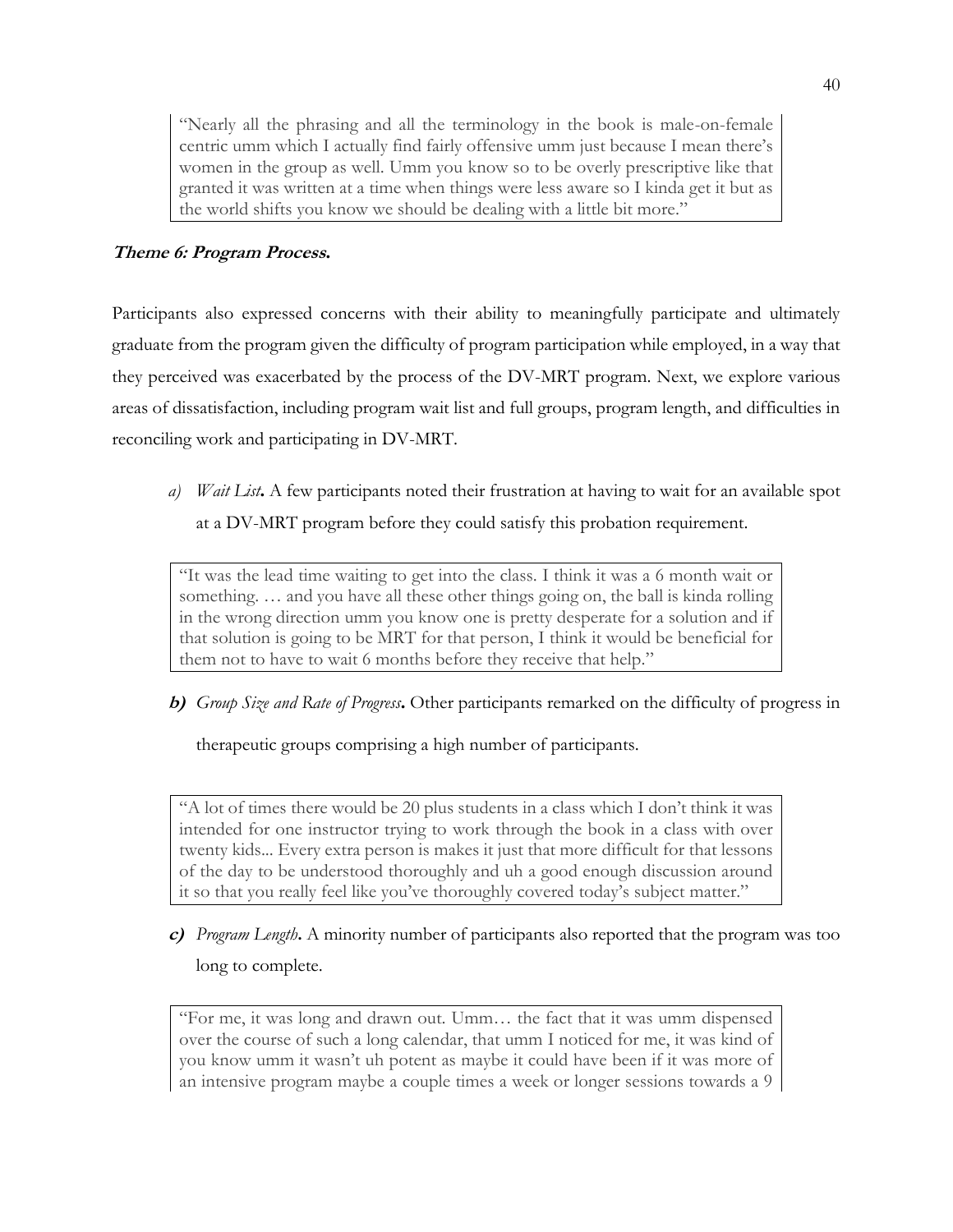> "Nearly all the phrasing and all the terminology in the book is male-on-female centric umm which I actually find fairly offensive umm just because I mean there's women in the group as well. Umm you know so to be overly prescriptive like that granted it was written at a time when things were less aware so I kinda get it but as the world shifts you know we should be dealing with a little bit more."

***Theme 6: Program Process.***

Participants also expressed concerns with their ability to meaningfully participate and ultimately graduate from the program given the difficulty of program participation while employed, in a way that they perceived was exacerbated by the process of the DV-MRT program. Next, we explore various areas of dissatisfaction, including program wait list and full groups, program length, and difficulties in reconciling work and participating in DV-MRT.

*a) Wait List.* A few participants noted their frustration at having to wait for an available spot at a DV-MRT program before they could satisfy this probation requirement.

> "It was the lead time waiting to get into the class. I think it was a 6 month wait or something. … and you have all these other things going on, the ball is kinda rolling in the wrong direction umm you know one is pretty desperate for a solution and if that solution is going to be MRT for that person, I think it would be beneficial for them not to have to wait 6 months before they receive that help."

***b)*** *Group Size and Rate of Progress.* Other participants remarked on the difficulty of progress in therapeutic groups comprising a high number of participants.

> "A lot of times there would be 20 plus students in a class which I don't think it was intended for one instructor trying to work through the book in a class with over twenty kids... Every extra person is makes it just that more difficult for that lessons of the day to be understood thoroughly and uh a good enough discussion around it so that you really feel like you've thoroughly covered today's subject matter."

***c)*** *Program Length.* A minority number of participants also reported that the program was too long to complete.

> "For me, it was long and drawn out. Umm… the fact that it was umm dispensed over the course of such a long calendar, that umm I noticed for me, it was kind of you know umm it wasn't uh potent as maybe it could have been if it was more of an intensive program maybe a couple times a week or longer sessions towards a 9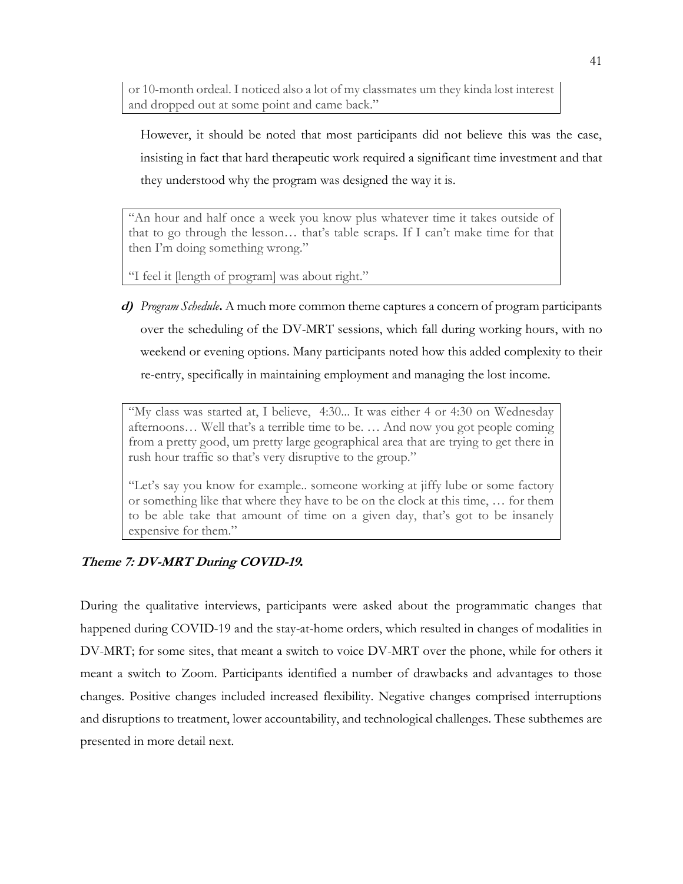> or 10-month ordeal. I noticed also a lot of my classmates um they kinda lost interest and dropped out at some point and came back."

However, it should be noted that most participants did not believe this was the case, insisting in fact that hard therapeutic work required a significant time investment and that they understood why the program was designed the way it is.

> "An hour and half once a week you know plus whatever time it takes outside of that to go through the lesson… that's table scraps. If I can't make time for that then I'm doing something wrong."
>
> "I feel it [length of program] was about right."

***d)*** *Program Schedule***.** A much more common theme captures a concern of program participants over the scheduling of the DV-MRT sessions, which fall during working hours, with no weekend or evening options. Many participants noted how this added complexity to their re-entry, specifically in maintaining employment and managing the lost income.

> "My class was started at, I believe, 4:30... It was either 4 or 4:30 on Wednesday afternoons… Well that's a terrible time to be. … And now you got people coming from a pretty good, um pretty large geographical area that are trying to get there in rush hour traffic so that's very disruptive to the group."
>
> "Let's say you know for example.. someone working at jiffy lube or some factory or something like that where they have to be on the clock at this time, … for them to be able take that amount of time on a given day, that's got to be insanely expensive for them."

### ***Theme 7: DV-MRT During COVID-19.***

During the qualitative interviews, participants were asked about the programmatic changes that happened during COVID-19 and the stay-at-home orders, which resulted in changes of modalities in DV-MRT; for some sites, that meant a switch to voice DV-MRT over the phone, while for others it meant a switch to Zoom. Participants identified a number of drawbacks and advantages to those changes. Positive changes included increased flexibility. Negative changes comprised interruptions and disruptions to treatment, lower accountability, and technological challenges. These subthemes are presented in more detail next.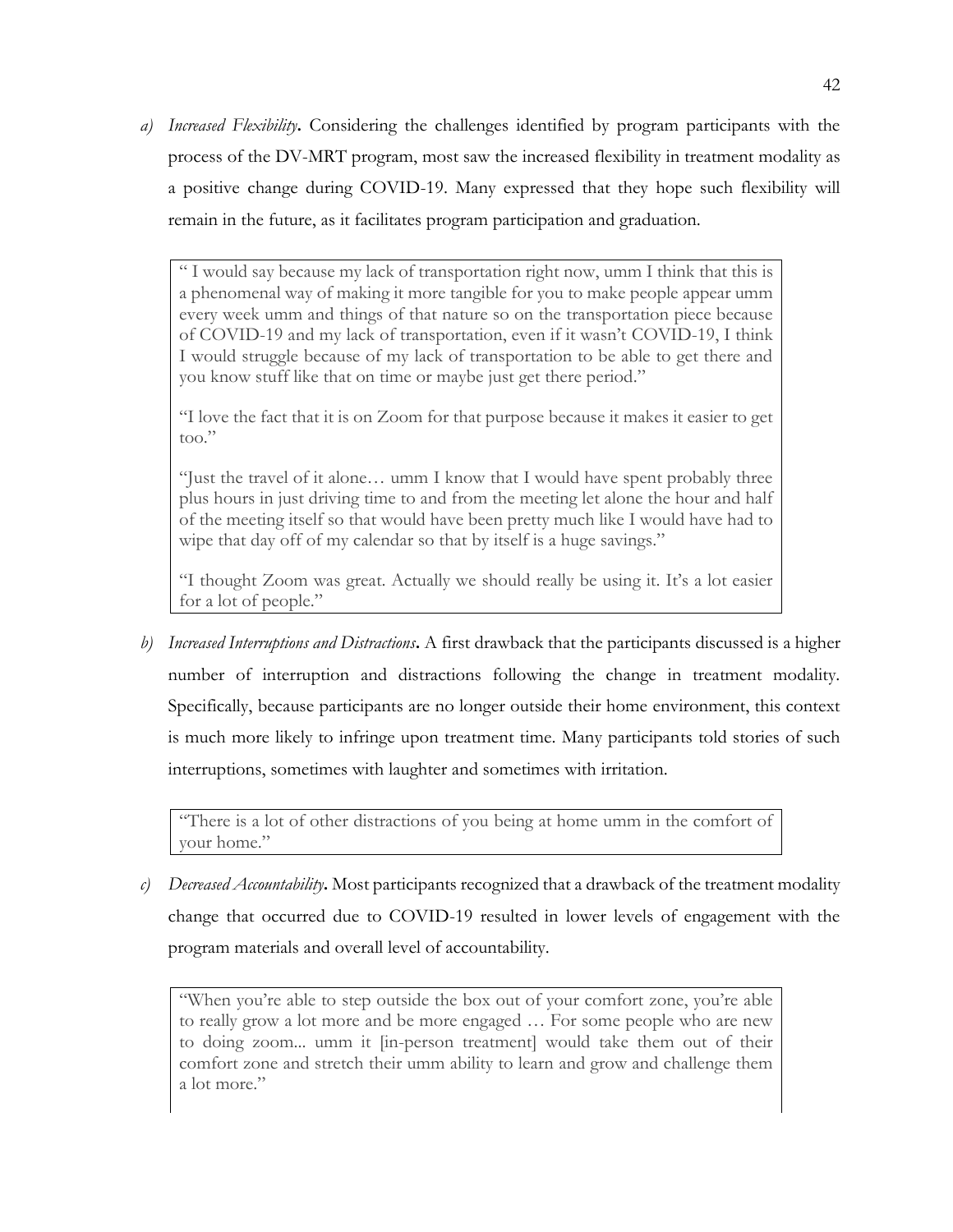a) *Increased Flexibility***.** Considering the challenges identified by program participants with the process of the DV-MRT program, most saw the increased flexibility in treatment modality as a positive change during COVID-19. Many expressed that they hope such flexibility will remain in the future, as it facilitates program participation and graduation.

> " I would say because my lack of transportation right now, umm I think that this is a phenomenal way of making it more tangible for you to make people appear umm every week umm and things of that nature so on the transportation piece because of COVID-19 and my lack of transportation, even if it wasn't COVID-19, I think I would struggle because of my lack of transportation to be able to get there and you know stuff like that on time or maybe just get there period."
>
> "I love the fact that it is on Zoom for that purpose because it makes it easier to get too."
>
> "Just the travel of it alone… umm I know that I would have spent probably three plus hours in just driving time to and from the meeting let alone the hour and half of the meeting itself so that would have been pretty much like I would have had to wipe that day off of my calendar so that by itself is a huge savings."
>
> "I thought Zoom was great. Actually we should really be using it. It's a lot easier for a lot of people."

b) *Increased Interruptions and Distractions***.** A first drawback that the participants discussed is a higher number of interruption and distractions following the change in treatment modality. Specifically, because participants are no longer outside their home environment, this context is much more likely to infringe upon treatment time. Many participants told stories of such interruptions, sometimes with laughter and sometimes with irritation.

> "There is a lot of other distractions of you being at home umm in the comfort of your home."

c) *Decreased Accountability***.** Most participants recognized that a drawback of the treatment modality change that occurred due to COVID-19 resulted in lower levels of engagement with the program materials and overall level of accountability.

> "When you're able to step outside the box out of your comfort zone, you're able to really grow a lot more and be more engaged … For some people who are new to doing zoom... umm it [in-person treatment] would take them out of their comfort zone and stretch their umm ability to learn and grow and challenge them a lot more."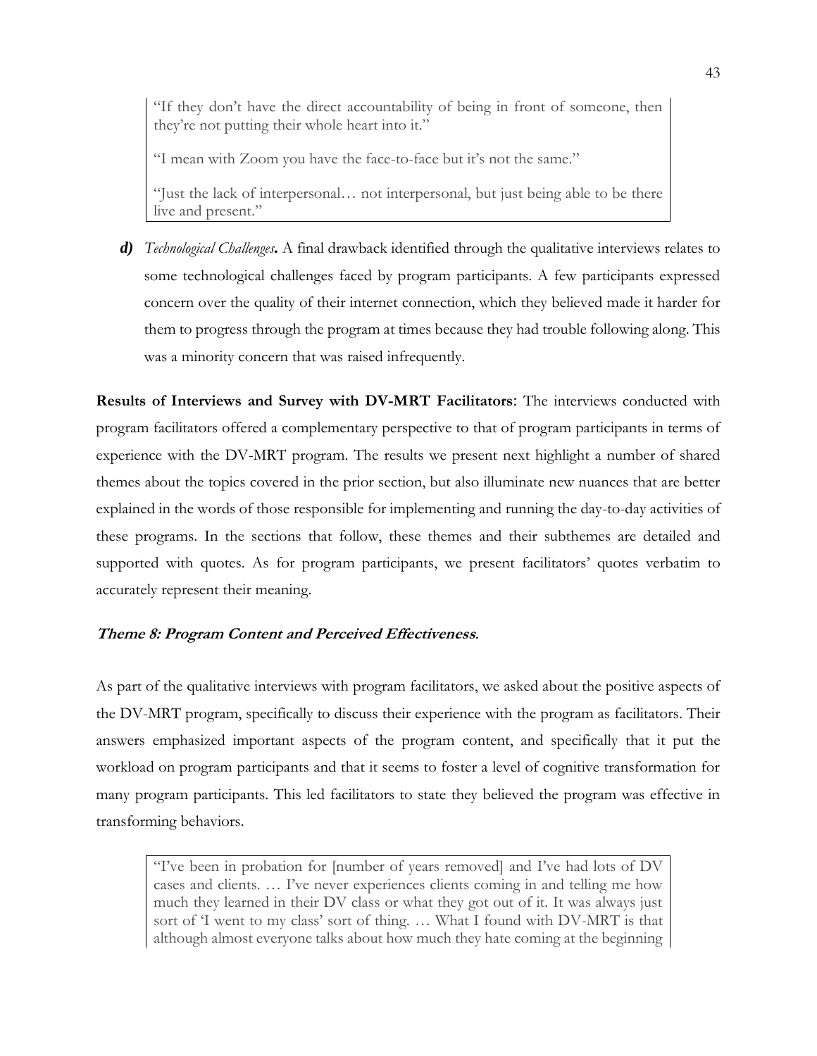> "If they don't have the direct accountability of being in front of someone, then they're not putting their whole heart into it."
>
> "I mean with Zoom you have the face-to-face but it's not the same."
>
> "Just the lack of interpersonal… not interpersonal, but just being able to be there live and present."

***d)*** *Technological Challenges***.** A final drawback identified through the qualitative interviews relates to some technological challenges faced by program participants. A few participants expressed concern over the quality of their internet connection, which they believed made it harder for them to progress through the program at times because they had trouble following along. This was a minority concern that was raised infrequently.

**Results of Interviews and Survey with DV-MRT Facilitators**: The interviews conducted with program facilitators offered a complementary perspective to that of program participants in terms of experience with the DV-MRT program. The results we present next highlight a number of shared themes about the topics covered in the prior section, but also illuminate new nuances that are better explained in the words of those responsible for implementing and running the day-to-day activities of these programs. In the sections that follow, these themes and their subthemes are detailed and supported with quotes. As for program participants, we present facilitators' quotes verbatim to accurately represent their meaning.

### ***Theme 8: Program Content and Perceived Effectiveness***.

As part of the qualitative interviews with program facilitators, we asked about the positive aspects of the DV-MRT program, specifically to discuss their experience with the program as facilitators. Their answers emphasized important aspects of the program content, and specifically that it put the workload on program participants and that it seems to foster a level of cognitive transformation for many program participants. This led facilitators to state they believed the program was effective in transforming behaviors.

> "I've been in probation for [number of years removed] and I've had lots of DV cases and clients. … I've never experiences clients coming in and telling me how much they learned in their DV class or what they got out of it. It was always just sort of 'I went to my class' sort of thing. … What I found with DV-MRT is that although almost everyone talks about how much they hate coming at the beginning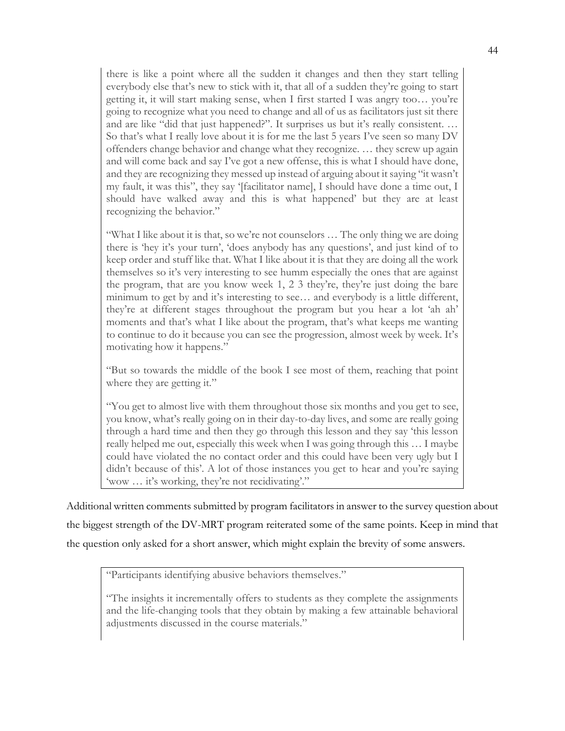> there is like a point where all the sudden it changes and then they start telling everybody else that's new to stick with it, that all of a sudden they're going to start getting it, it will start making sense, when I first started I was angry too… you're going to recognize what you need to change and all of us as facilitators just sit there and are like "did that just happened?". It surprises us but it's really consistent. … So that's what I really love about it is for me the last 5 years I've seen so many DV offenders change behavior and change what they recognize. … they screw up again and will come back and say I've got a new offense, this is what I should have done, and they are recognizing they messed up instead of arguing about it saying "it wasn't my fault, it was this", they say '[facilitator name], I should have done a time out, I should have walked away and this is what happened' but they are at least recognizing the behavior."
>
> "What I like about it is that, so we're not counselors … The only thing we are doing there is 'hey it's your turn', 'does anybody has any questions', and just kind of to keep order and stuff like that. What I like about it is that they are doing all the work themselves so it's very interesting to see humm especially the ones that are against the program, that are you know week 1, 2 3 they're, they're just doing the bare minimum to get by and it's interesting to see… and everybody is a little different, they're at different stages throughout the program but you hear a lot 'ah ah' moments and that's what I like about the program, that's what keeps me wanting to continue to do it because you can see the progression, almost week by week. It's motivating how it happens."
>
> "But so towards the middle of the book I see most of them, reaching that point where they are getting it."
>
> "You get to almost live with them throughout those six months and you get to see, you know, what's really going on in their day-to-day lives, and some are really going through a hard time and then they go through this lesson and they say 'this lesson really helped me out, especially this week when I was going through this … I maybe could have violated the no contact order and this could have been very ugly but I didn't because of this'. A lot of those instances you get to hear and you're saying 'wow … it's working, they're not recidivating'."

Additional written comments submitted by program facilitators in answer to the survey question about the biggest strength of the DV-MRT program reiterated some of the same points. Keep in mind that the question only asked for a short answer, which might explain the brevity of some answers.

> "Participants identifying abusive behaviors themselves."
>
> "The insights it incrementally offers to students as they complete the assignments and the life-changing tools that they obtain by making a few attainable behavioral adjustments discussed in the course materials."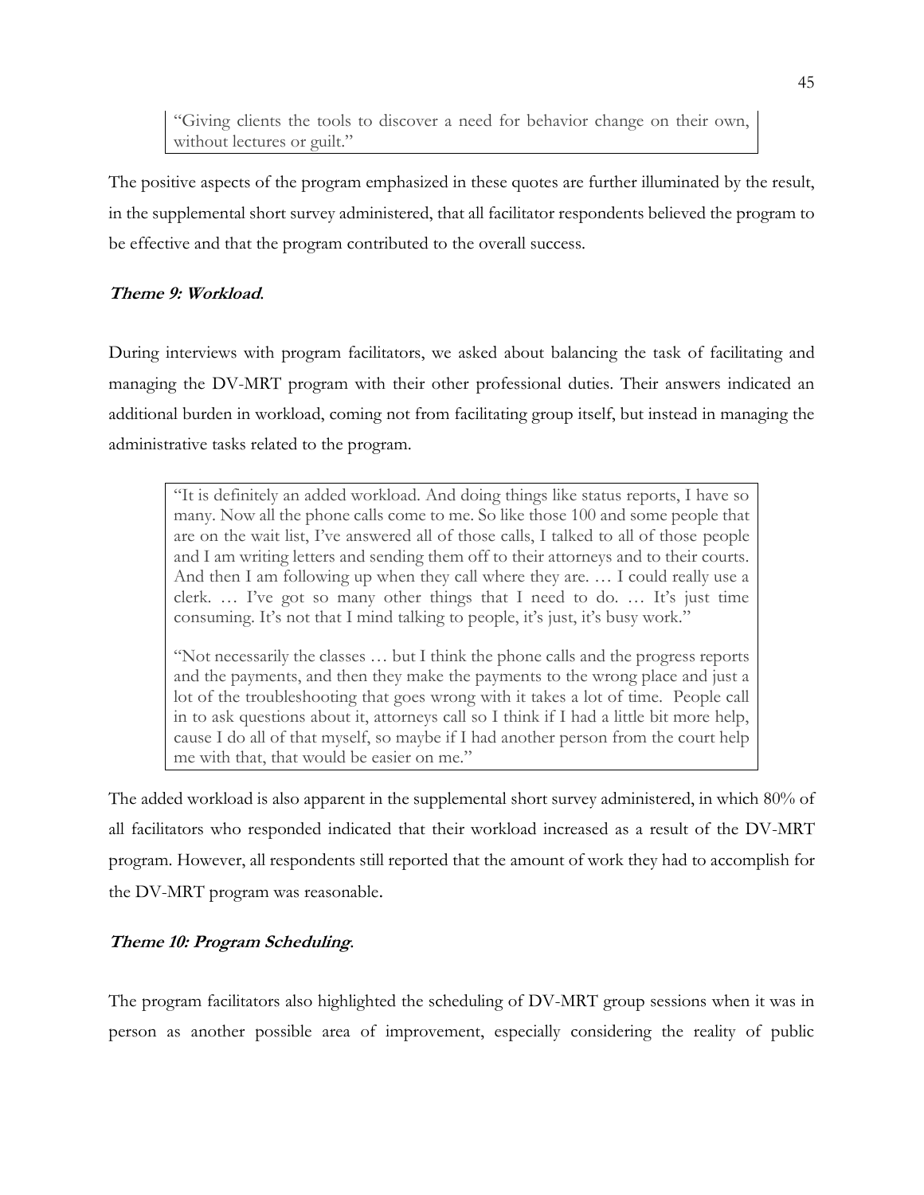> "Giving clients the tools to discover a need for behavior change on their own, without lectures or guilt."

The positive aspects of the program emphasized in these quotes are further illuminated by the result, in the supplemental short survey administered, that all facilitator respondents believed the program to be effective and that the program contributed to the overall success.

### ***Theme 9: Workload***.

During interviews with program facilitators, we asked about balancing the task of facilitating and managing the DV-MRT program with their other professional duties. Their answers indicated an additional burden in workload, coming not from facilitating group itself, but instead in managing the administrative tasks related to the program.

> "It is definitely an added workload. And doing things like status reports, I have so many. Now all the phone calls come to me. So like those 100 and some people that are on the wait list, I've answered all of those calls, I talked to all of those people and I am writing letters and sending them off to their attorneys and to their courts. And then I am following up when they call where they are. … I could really use a clerk. … I've got so many other things that I need to do. … It's just time consuming. It's not that I mind talking to people, it's just, it's busy work."
>
> "Not necessarily the classes … but I think the phone calls and the progress reports and the payments, and then they make the payments to the wrong place and just a lot of the troubleshooting that goes wrong with it takes a lot of time. People call in to ask questions about it, attorneys call so I think if I had a little bit more help, cause I do all of that myself, so maybe if I had another person from the court help me with that, that would be easier on me."

The added workload is also apparent in the supplemental short survey administered, in which 80% of all facilitators who responded indicated that their workload increased as a result of the DV-MRT program. However, all respondents still reported that the amount of work they had to accomplish for the DV-MRT program was reasonable.

### ***Theme 10: Program Scheduling***.

The program facilitators also highlighted the scheduling of DV-MRT group sessions when it was in person as another possible area of improvement, especially considering the reality of public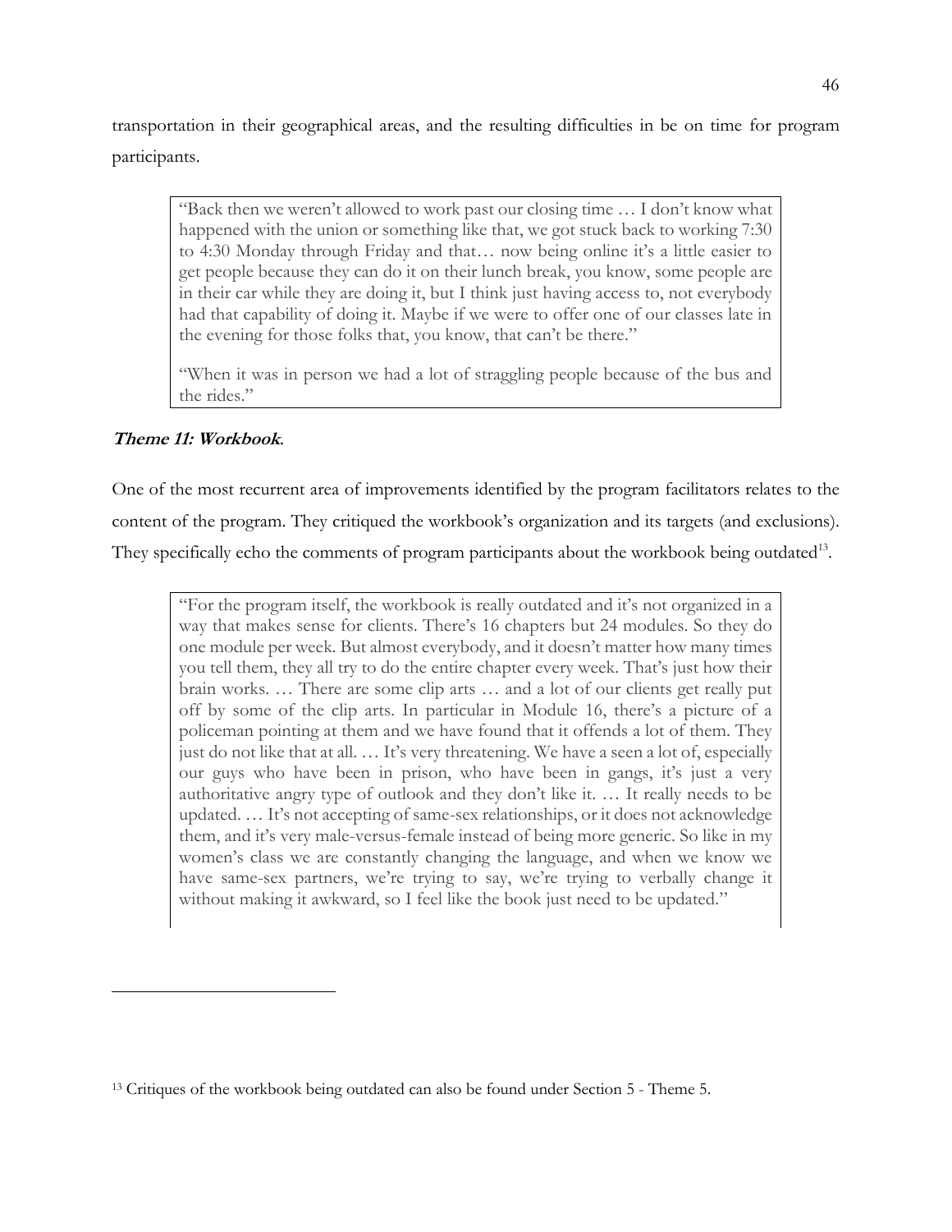transportation in their geographical areas, and the resulting difficulties in be on time for program participants.

> "Back then we weren't allowed to work past our closing time … I don't know what happened with the union or something like that, we got stuck back to working 7:30 to 4:30 Monday through Friday and that… now being online it's a little easier to get people because they can do it on their lunch break, you know, some people are in their car while they are doing it, but I think just having access to, not everybody had that capability of doing it. Maybe if we were to offer one of our classes late in the evening for those folks that, you know, that can't be there."
>
> "When it was in person we had a lot of straggling people because of the bus and the rides."

***Theme 11: Workbook*.**

One of the most recurrent area of improvements identified by the program facilitators relates to the content of the program. They critiqued the workbook's organization and its targets (and exclusions). They specifically echo the comments of program participants about the workbook being outdated[13].

> "For the program itself, the workbook is really outdated and it's not organized in a way that makes sense for clients. There's 16 chapters but 24 modules. So they do one module per week. But almost everybody, and it doesn't matter how many times you tell them, they all try to do the entire chapter every week. That's just how their brain works. … There are some clip arts … and a lot of our clients get really put off by some of the clip arts. In particular in Module 16, there's a picture of a policeman pointing at them and we have found that it offends a lot of them. They just do not like that at all. … It's very threatening. We have a seen a lot of, especially our guys who have been in prison, who have been in gangs, it's just a very authoritative angry type of outlook and they don't like it. … It really needs to be updated. … It's not accepting of same-sex relationships, or it does not acknowledge them, and it's very male-versus-female instead of being more generic. So like in my women's class we are constantly changing the language, and when we know we have same-sex partners, we're trying to say, we're trying to verbally change it without making it awkward, so I feel like the book just need to be updated."

---

[13] Critiques of the workbook being outdated can also be found under Section 5 - Theme 5.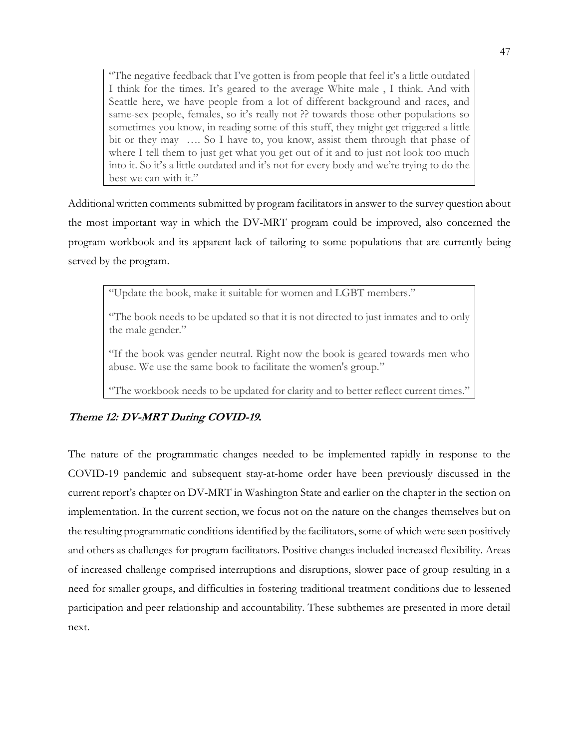> "The negative feedback that I've gotten is from people that feel it's a little outdated I think for the times. It's geared to the average White male , I think. And with Seattle here, we have people from a lot of different background and races, and same-sex people, females, so it's really not ?? towards those other populations so sometimes you know, in reading some of this stuff, they might get triggered a little bit or they may …. So I have to, you know, assist them through that phase of where I tell them to just get what you get out of it and to just not look too much into it. So it's a little outdated and it's not for every body and we're trying to do the best we can with it."

Additional written comments submitted by program facilitators in answer to the survey question about the most important way in which the DV-MRT program could be improved, also concerned the program workbook and its apparent lack of tailoring to some populations that are currently being served by the program.

> "Update the book, make it suitable for women and LGBT members."
>
> "The book needs to be updated so that it is not directed to just inmates and to only the male gender."
>
> "If the book was gender neutral. Right now the book is geared towards men who abuse. We use the same book to facilitate the women's group."
>
> "The workbook needs to be updated for clarity and to better reflect current times."

### *Theme 12: DV-MRT During COVID-19.*

The nature of the programmatic changes needed to be implemented rapidly in response to the COVID-19 pandemic and subsequent stay-at-home order have been previously discussed in the current report's chapter on DV-MRT in Washington State and earlier on the chapter in the section on implementation. In the current section, we focus not on the nature on the changes themselves but on the resulting programmatic conditions identified by the facilitators, some of which were seen positively and others as challenges for program facilitators. Positive changes included increased flexibility. Areas of increased challenge comprised interruptions and disruptions, slower pace of group resulting in a need for smaller groups, and difficulties in fostering traditional treatment conditions due to lessened participation and peer relationship and accountability. These subthemes are presented in more detail next.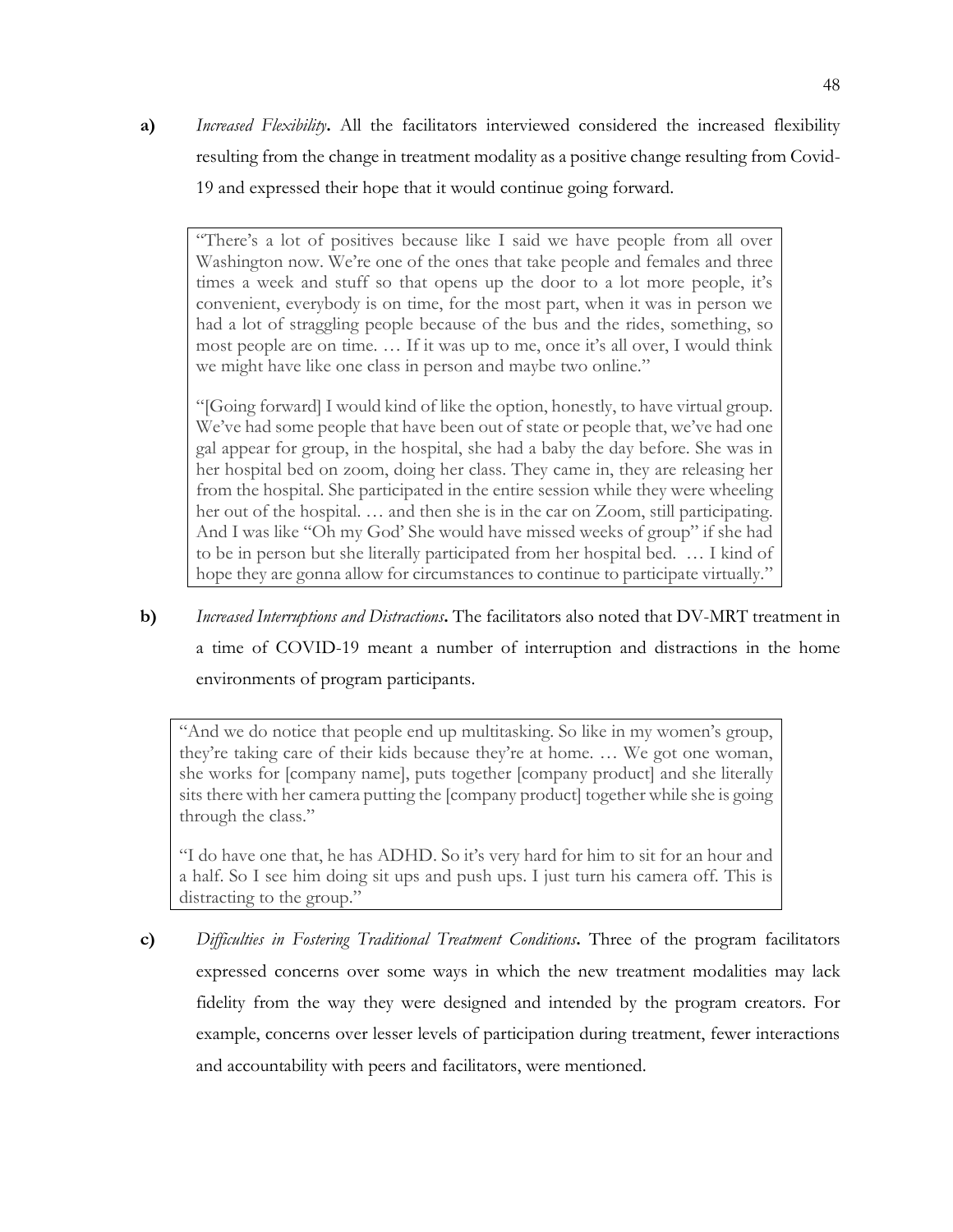**a)** *Increased Flexibility***.** All the facilitators interviewed considered the increased flexibility resulting from the change in treatment modality as a positive change resulting from Covid-19 and expressed their hope that it would continue going forward.

> "There's a lot of positives because like I said we have people from all over Washington now. We're one of the ones that take people and females and three times a week and stuff so that opens up the door to a lot more people, it's convenient, everybody is on time, for the most part, when it was in person we had a lot of straggling people because of the bus and the rides, something, so most people are on time. … If it was up to me, once it's all over, I would think we might have like one class in person and maybe two online."
>
> "[Going forward] I would kind of like the option, honestly, to have virtual group. We've had some people that have been out of state or people that, we've had one gal appear for group, in the hospital, she had a baby the day before. She was in her hospital bed on zoom, doing her class. They came in, they are releasing her from the hospital. She participated in the entire session while they were wheeling her out of the hospital. … and then she is in the car on Zoom, still participating. And I was like "Oh my God' She would have missed weeks of group" if she had to be in person but she literally participated from her hospital bed. … I kind of hope they are gonna allow for circumstances to continue to participate virtually."

**b)** *Increased Interruptions and Distractions***.** The facilitators also noted that DV-MRT treatment in a time of COVID-19 meant a number of interruption and distractions in the home environments of program participants.

> "And we do notice that people end up multitasking. So like in my women's group, they're taking care of their kids because they're at home. … We got one woman, she works for [company name], puts together [company product] and she literally sits there with her camera putting the [company product] together while she is going through the class."
>
> "I do have one that, he has ADHD. So it's very hard for him to sit for an hour and a half. So I see him doing sit ups and push ups. I just turn his camera off. This is distracting to the group."

**c)** *Difficulties in Fostering Traditional Treatment Conditions***.** Three of the program facilitators expressed concerns over some ways in which the new treatment modalities may lack fidelity from the way they were designed and intended by the program creators. For example, concerns over lesser levels of participation during treatment, fewer interactions and accountability with peers and facilitators, were mentioned.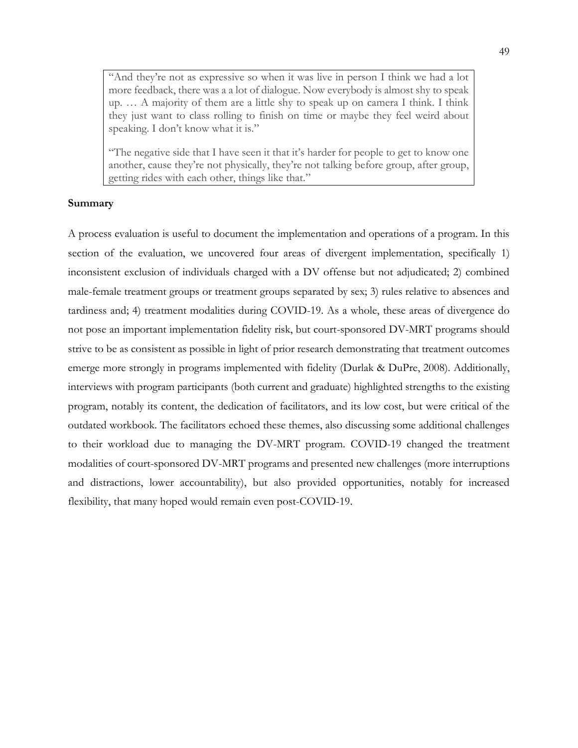> "And they're not as expressive so when it was live in person I think we had a lot more feedback, there was a a lot of dialogue. Now everybody is almost shy to speak up. … A majority of them are a little shy to speak up on camera I think. I think they just want to class rolling to finish on time or maybe they feel weird about speaking. I don't know what it is."
>
> "The negative side that I have seen it that it's harder for people to get to know one another, cause they're not physically, they're not talking before group, after group, getting rides with each other, things like that."

**Summary**

A process evaluation is useful to document the implementation and operations of a program. In this section of the evaluation, we uncovered four areas of divergent implementation, specifically 1) inconsistent exclusion of individuals charged with a DV offense but not adjudicated; 2) combined male-female treatment groups or treatment groups separated by sex; 3) rules relative to absences and tardiness and; 4) treatment modalities during COVID-19. As a whole, these areas of divergence do not pose an important implementation fidelity risk, but court-sponsored DV-MRT programs should strive to be as consistent as possible in light of prior research demonstrating that treatment outcomes emerge more strongly in programs implemented with fidelity (Durlak & DuPre, 2008). Additionally, interviews with program participants (both current and graduate) highlighted strengths to the existing program, notably its content, the dedication of facilitators, and its low cost, but were critical of the outdated workbook. The facilitators echoed these themes, also discussing some additional challenges to their workload due to managing the DV-MRT program. COVID-19 changed the treatment modalities of court-sponsored DV-MRT programs and presented new challenges (more interruptions and distractions, lower accountability), but also provided opportunities, notably for increased flexibility, that many hoped would remain even post-COVID-19.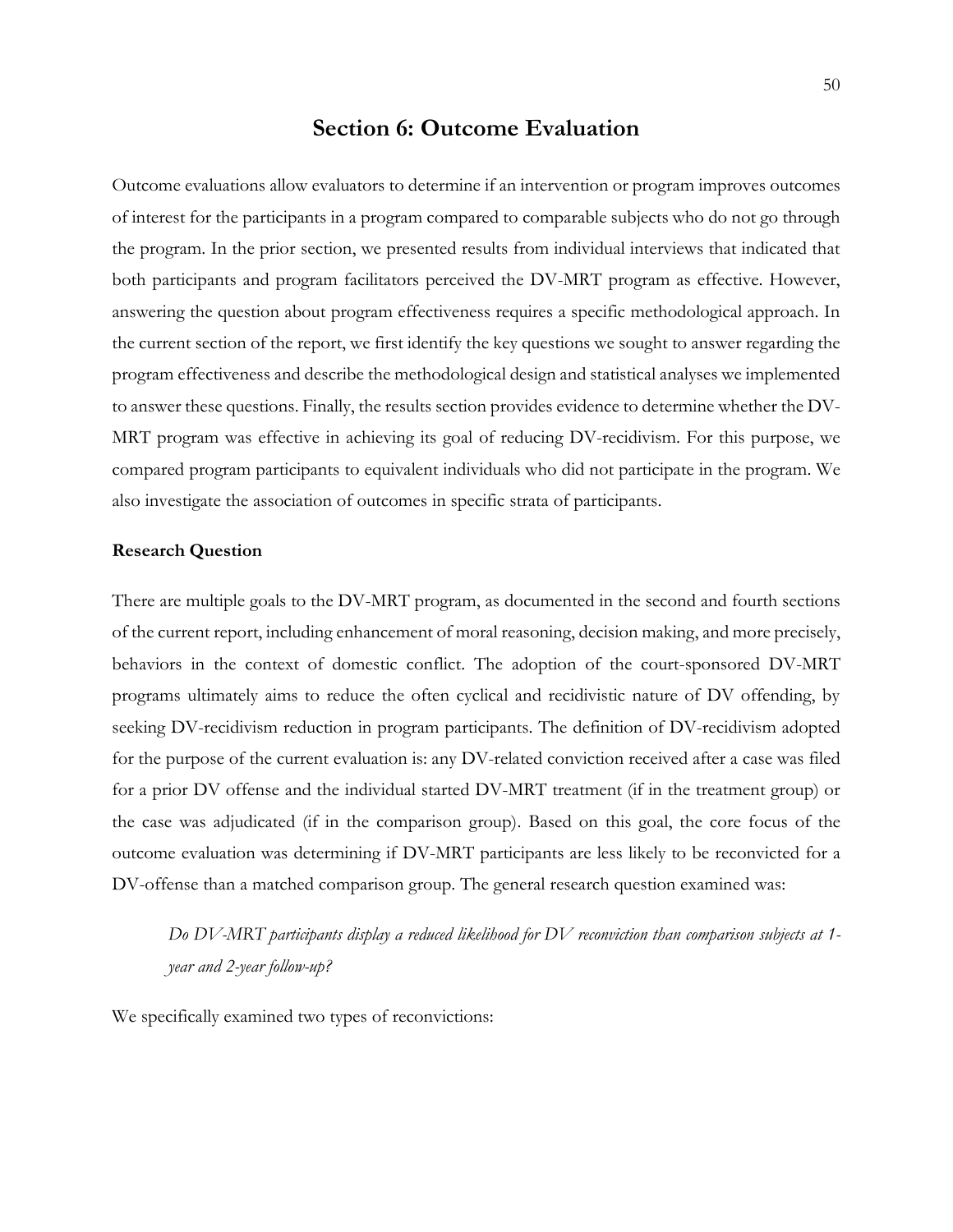# Section 6: Outcome Evaluation

Outcome evaluations allow evaluators to determine if an intervention or program improves outcomes of interest for the participants in a program compared to comparable subjects who do not go through the program. In the prior section, we presented results from individual interviews that indicated that both participants and program facilitators perceived the DV-MRT program as effective. However, answering the question about program effectiveness requires a specific methodological approach. In the current section of the report, we first identify the key questions we sought to answer regarding the program effectiveness and describe the methodological design and statistical analyses we implemented to answer these questions. Finally, the results section provides evidence to determine whether the DV-MRT program was effective in achieving its goal of reducing DV-recidivism. For this purpose, we compared program participants to equivalent individuals who did not participate in the program. We also investigate the association of outcomes in specific strata of participants.

### Research Question

There are multiple goals to the DV-MRT program, as documented in the second and fourth sections of the current report, including enhancement of moral reasoning, decision making, and more precisely, behaviors in the context of domestic conflict. The adoption of the court-sponsored DV-MRT programs ultimately aims to reduce the often cyclical and recidivistic nature of DV offending, by seeking DV-recidivism reduction in program participants. The definition of DV-recidivism adopted for the purpose of the current evaluation is: any DV-related conviction received after a case was filed for a prior DV offense and the individual started DV-MRT treatment (if in the treatment group) or the case was adjudicated (if in the comparison group). Based on this goal, the core focus of the outcome evaluation was determining if DV-MRT participants are less likely to be reconvicted for a DV-offense than a matched comparison group. The general research question examined was:

> *Do DV-MRT participants display a reduced likelihood for DV reconviction than comparison subjects at 1-year and 2-year follow-up?*

We specifically examined two types of reconvictions: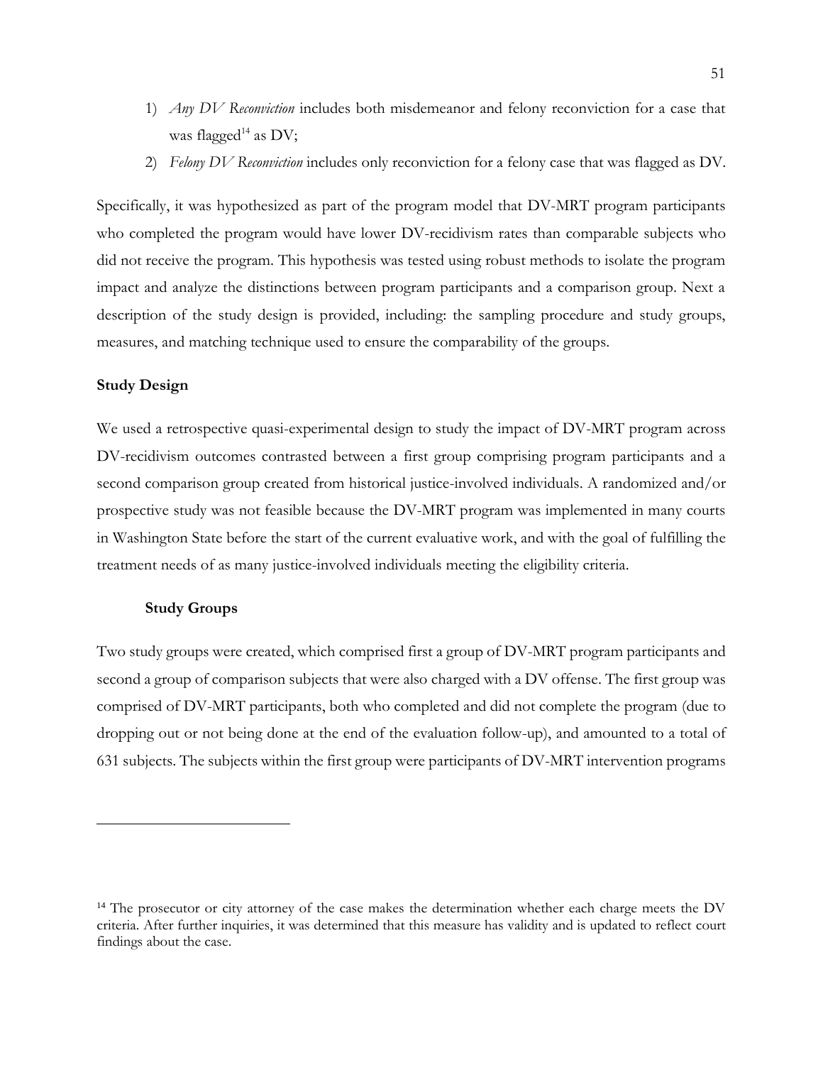1) *Any DV Reconviction* includes both misdemeanor and felony reconviction for a case that was flagged[14] as DV;
2) *Felony DV Reconviction* includes only reconviction for a felony case that was flagged as DV.

Specifically, it was hypothesized as part of the program model that DV-MRT program participants who completed the program would have lower DV-recidivism rates than comparable subjects who did not receive the program. This hypothesis was tested using robust methods to isolate the program impact and analyze the distinctions between program participants and a comparison group. Next a description of the study design is provided, including: the sampling procedure and study groups, measures, and matching technique used to ensure the comparability of the groups.

**Study Design**

We used a retrospective quasi-experimental design to study the impact of DV-MRT program across DV-recidivism outcomes contrasted between a first group comprising program participants and a second comparison group created from historical justice-involved individuals. A randomized and/or prospective study was not feasible because the DV-MRT program was implemented in many courts in Washington State before the start of the current evaluative work, and with the goal of fulfilling the treatment needs of as many justice-involved individuals meeting the eligibility criteria.

**Study Groups**

Two study groups were created, which comprised first a group of DV-MRT program participants and second a group of comparison subjects that were also charged with a DV offense. The first group was comprised of DV-MRT participants, both who completed and did not complete the program (due to dropping out or not being done at the end of the evaluation follow-up), and amounted to a total of 631 subjects. The subjects within the first group were participants of DV-MRT intervention programs

[14] The prosecutor or city attorney of the case makes the determination whether each charge meets the DV criteria. After further inquiries, it was determined that this measure has validity and is updated to reflect court findings about the case.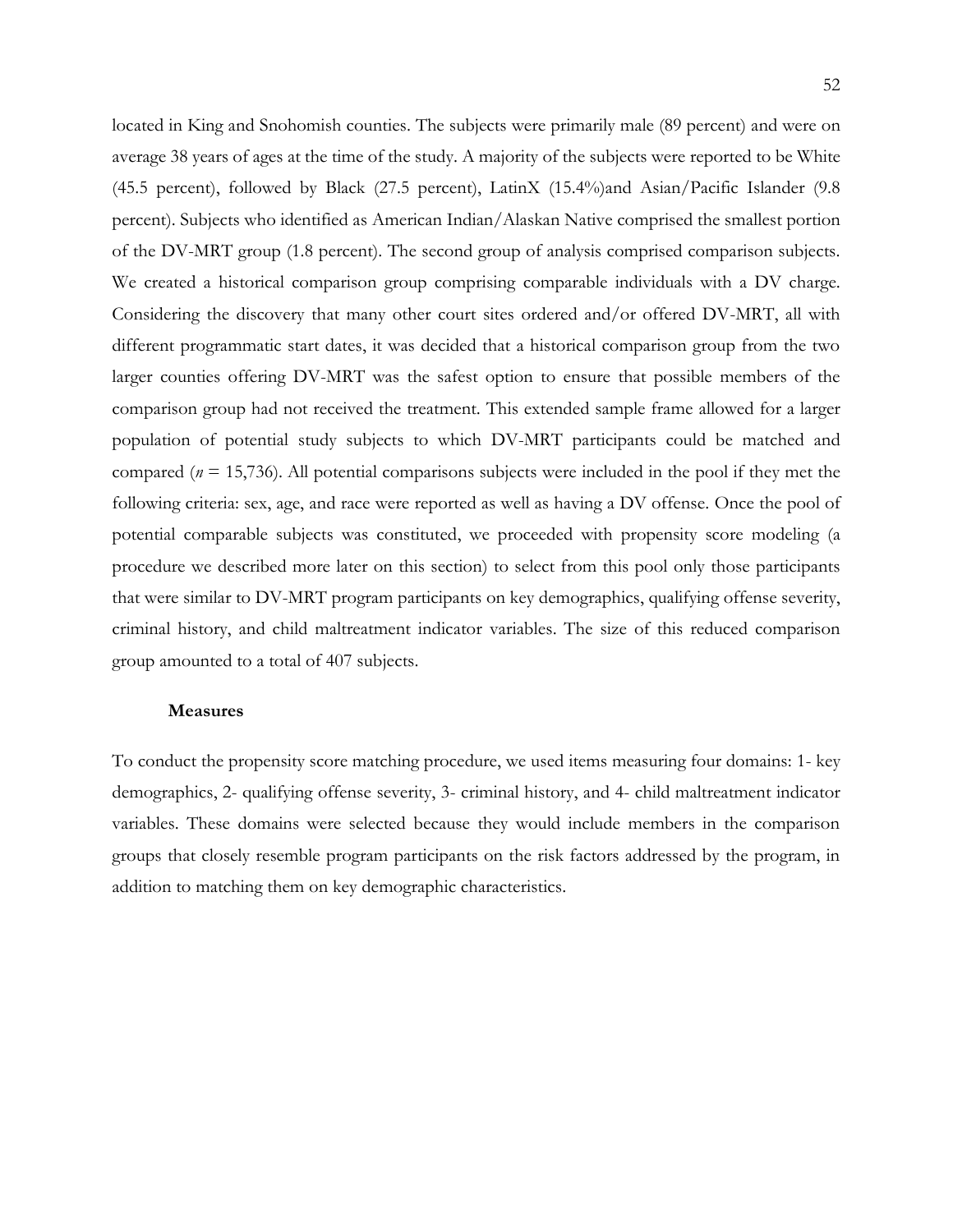located in King and Snohomish counties. The subjects were primarily male (89 percent) and were on average 38 years of ages at the time of the study. A majority of the subjects were reported to be White (45.5 percent), followed by Black (27.5 percent), LatinX (15.4%)and Asian/Pacific Islander (9.8 percent). Subjects who identified as American Indian/Alaskan Native comprised the smallest portion of the DV-MRT group (1.8 percent). The second group of analysis comprised comparison subjects. We created a historical comparison group comprising comparable individuals with a DV charge. Considering the discovery that many other court sites ordered and/or offered DV-MRT, all with different programmatic start dates, it was decided that a historical comparison group from the two larger counties offering DV-MRT was the safest option to ensure that possible members of the comparison group had not received the treatment. This extended sample frame allowed for a larger population of potential study subjects to which DV-MRT participants could be matched and compared ($n$ = 15,736). All potential comparisons subjects were included in the pool if they met the following criteria: sex, age, and race were reported as well as having a DV offense. Once the pool of potential comparable subjects was constituted, we proceeded with propensity score modeling (a procedure we described more later on this section) to select from this pool only those participants that were similar to DV-MRT program participants on key demographics, qualifying offense severity, criminal history, and child maltreatment indicator variables. The size of this reduced comparison group amounted to a total of 407 subjects.

### Measures

To conduct the propensity score matching procedure, we used items measuring four domains: 1- key demographics, 2- qualifying offense severity, 3- criminal history, and 4- child maltreatment indicator variables. These domains were selected because they would include members in the comparison groups that closely resemble program participants on the risk factors addressed by the program, in addition to matching them on key demographic characteristics.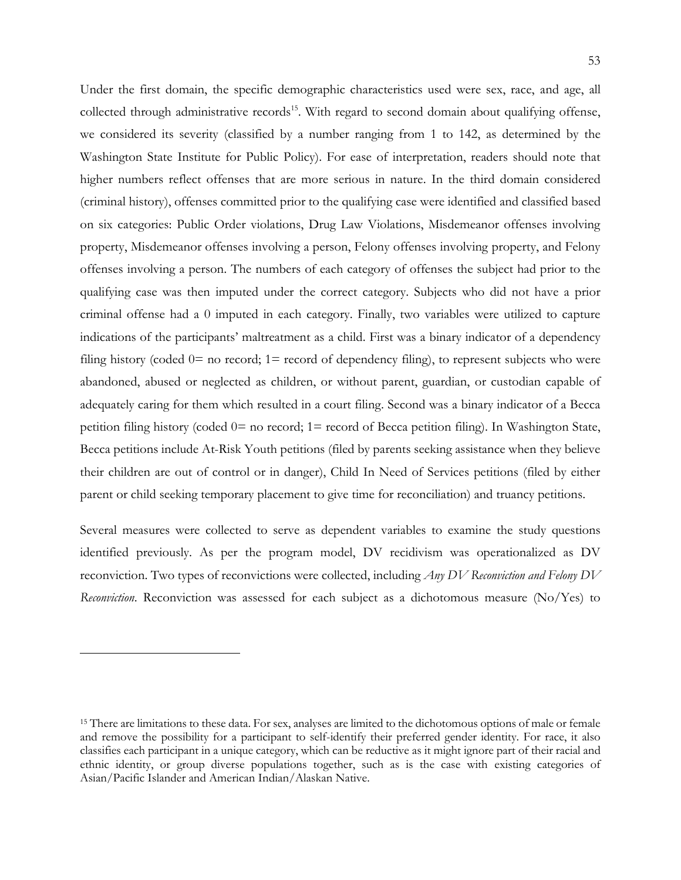Under the first domain, the specific demographic characteristics used were sex, race, and age, all collected through administrative records[15]. With regard to second domain about qualifying offense, we considered its severity (classified by a number ranging from 1 to 142, as determined by the Washington State Institute for Public Policy). For ease of interpretation, readers should note that higher numbers reflect offenses that are more serious in nature. In the third domain considered (criminal history), offenses committed prior to the qualifying case were identified and classified based on six categories: Public Order violations, Drug Law Violations, Misdemeanor offenses involving property, Misdemeanor offenses involving a person, Felony offenses involving property, and Felony offenses involving a person. The numbers of each category of offenses the subject had prior to the qualifying case was then imputed under the correct category. Subjects who did not have a prior criminal offense had a 0 imputed in each category. Finally, two variables were utilized to capture indications of the participants' maltreatment as a child. First was a binary indicator of a dependency filing history (coded 0= no record; 1= record of dependency filing), to represent subjects who were abandoned, abused or neglected as children, or without parent, guardian, or custodian capable of adequately caring for them which resulted in a court filing. Second was a binary indicator of a Becca petition filing history (coded 0= no record; 1= record of Becca petition filing). In Washington State, Becca petitions include At-Risk Youth petitions (filed by parents seeking assistance when they believe their children are out of control or in danger), Child In Need of Services petitions (filed by either parent or child seeking temporary placement to give time for reconciliation) and truancy petitions.

Several measures were collected to serve as dependent variables to examine the study questions identified previously. As per the program model, DV recidivism was operationalized as DV reconviction. Two types of reconvictions were collected, including *Any DV Reconviction and Felony DV Reconviction*. Reconviction was assessed for each subject as a dichotomous measure (No/Yes) to

---

[15] There are limitations to these data. For sex, analyses are limited to the dichotomous options of male or female and remove the possibility for a participant to self-identify their preferred gender identity. For race, it also classifies each participant in a unique category, which can be reductive as it might ignore part of their racial and ethnic identity, or group diverse populations together, such as is the case with existing categories of Asian/Pacific Islander and American Indian/Alaskan Native.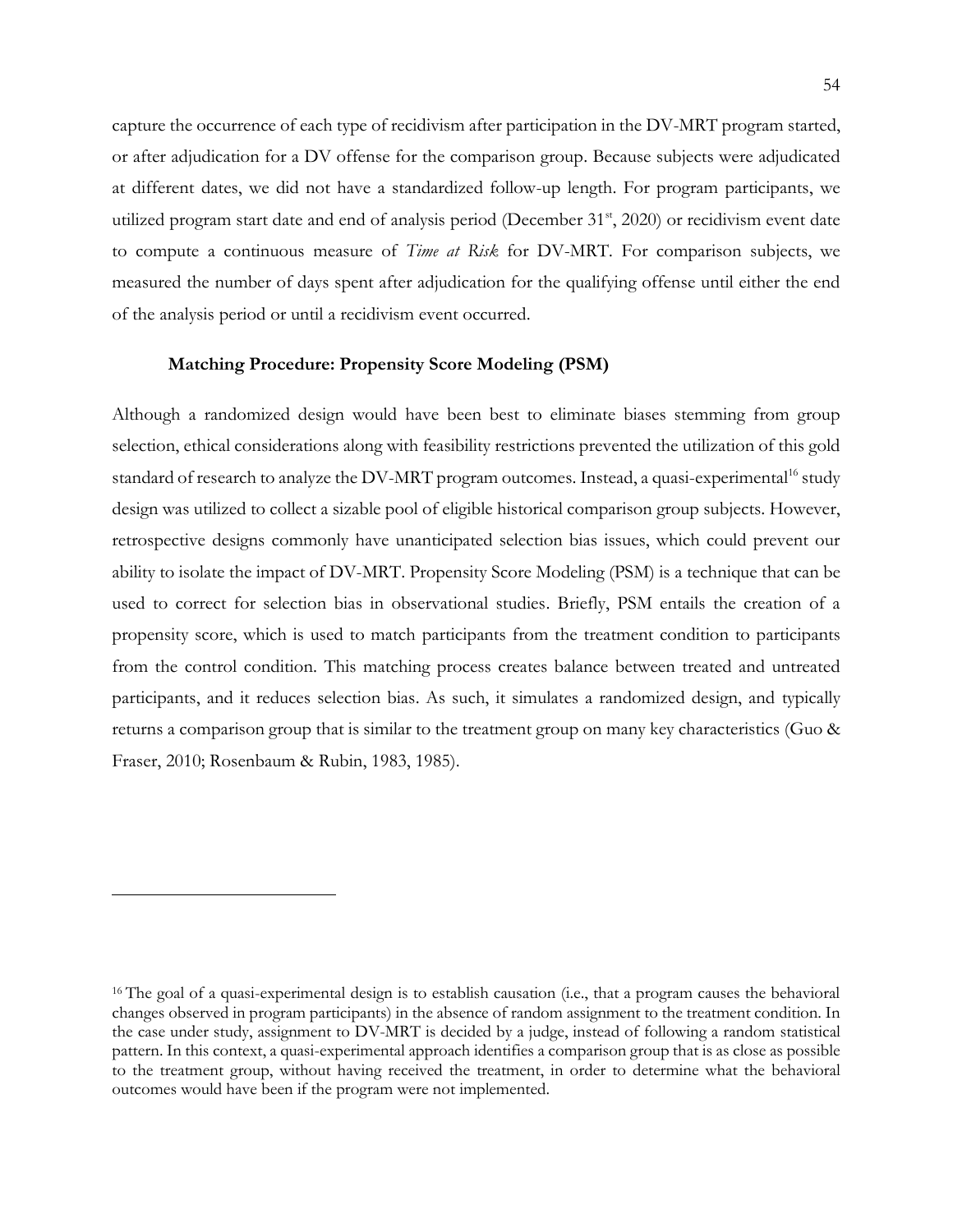capture the occurrence of each type of recidivism after participation in the DV-MRT program started, or after adjudication for a DV offense for the comparison group. Because subjects were adjudicated at different dates, we did not have a standardized follow-up length. For program participants, we utilized program start date and end of analysis period (December 31st, 2020) or recidivism event date to compute a continuous measure of *Time at Risk* for DV-MRT. For comparison subjects, we measured the number of days spent after adjudication for the qualifying offense until either the end of the analysis period or until a recidivism event occurred.

**Matching Procedure: Propensity Score Modeling (PSM)**

Although a randomized design would have been best to eliminate biases stemming from group selection, ethical considerations along with feasibility restrictions prevented the utilization of this gold standard of research to analyze the DV-MRT program outcomes. Instead, a quasi-experimental[16] study design was utilized to collect a sizable pool of eligible historical comparison group subjects. However, retrospective designs commonly have unanticipated selection bias issues, which could prevent our ability to isolate the impact of DV-MRT. Propensity Score Modeling (PSM) is a technique that can be used to correct for selection bias in observational studies. Briefly, PSM entails the creation of a propensity score, which is used to match participants from the treatment condition to participants from the control condition. This matching process creates balance between treated and untreated participants, and it reduces selection bias. As such, it simulates a randomized design, and typically returns a comparison group that is similar to the treatment group on many key characteristics (Guo & Fraser, 2010; Rosenbaum & Rubin, 1983, 1985).

[16] The goal of a quasi-experimental design is to establish causation (i.e., that a program causes the behavioral changes observed in program participants) in the absence of random assignment to the treatment condition. In the case under study, assignment to DV-MRT is decided by a judge, instead of following a random statistical pattern. In this context, a quasi-experimental approach identifies a comparison group that is as close as possible to the treatment group, without having received the treatment, in order to determine what the behavioral outcomes would have been if the program were not implemented.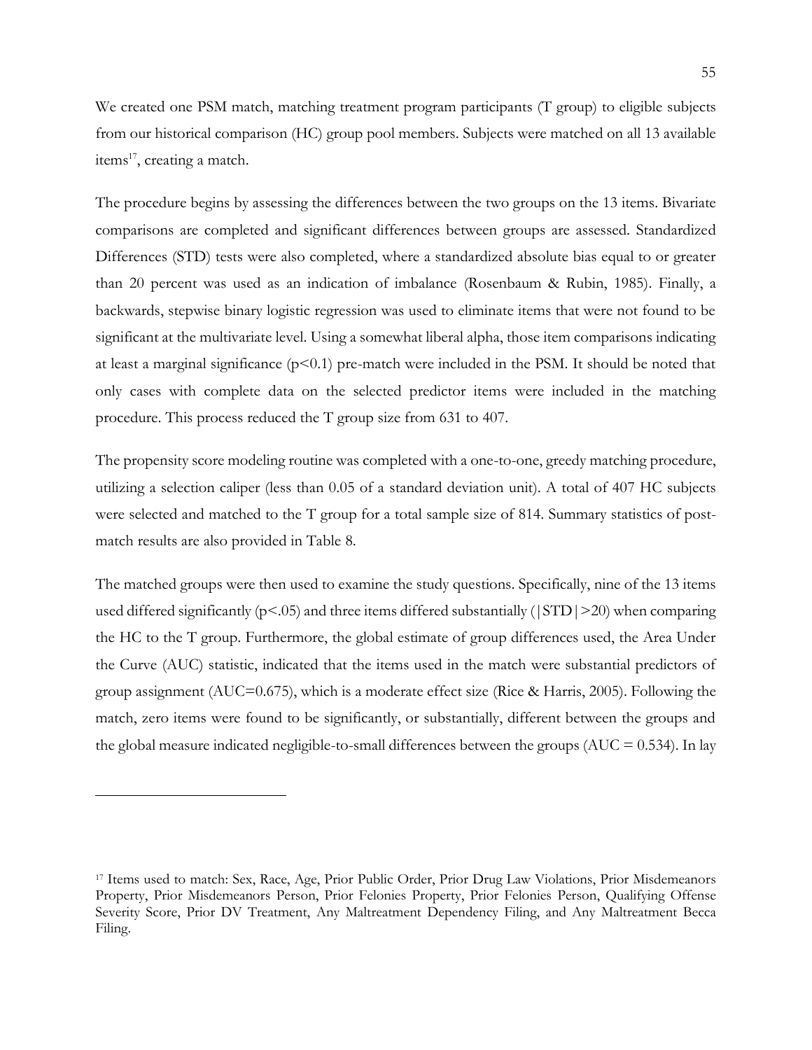We created one PSM match, matching treatment program participants (T group) to eligible subjects from our historical comparison (HC) group pool members. Subjects were matched on all 13 available items[17], creating a match.

The procedure begins by assessing the differences between the two groups on the 13 items. Bivariate comparisons are completed and significant differences between groups are assessed. Standardized Differences (STD) tests were also completed, where a standardized absolute bias equal to or greater than 20 percent was used as an indication of imbalance (Rosenbaum & Rubin, 1985). Finally, a backwards, stepwise binary logistic regression was used to eliminate items that were not found to be significant at the multivariate level. Using a somewhat liberal alpha, those item comparisons indicating at least a marginal significance ($p<0.1$) pre-match were included in the PSM. It should be noted that only cases with complete data on the selected predictor items were included in the matching procedure. This process reduced the T group size from 631 to 407.

The propensity score modeling routine was completed with a one-to-one, greedy matching procedure, utilizing a selection caliper (less than 0.05 of a standard deviation unit). A total of 407 HC subjects were selected and matched to the T group for a total sample size of 814. Summary statistics of post-match results are also provided in Table 8.

The matched groups were then used to examine the study questions. Specifically, nine of the 13 items used differed significantly ($p<.05$) and three items differed substantially ($|STD|>20$) when comparing the HC to the T group. Furthermore, the global estimate of group differences used, the Area Under the Curve (AUC) statistic, indicated that the items used in the match were substantial predictors of group assignment (AUC=0.675), which is a moderate effect size (Rice & Harris, 2005). Following the match, zero items were found to be significantly, or substantially, different between the groups and the global measure indicated negligible-to-small differences between the groups (AUC = 0.534). In lay

[17] Items used to match: Sex, Race, Age, Prior Public Order, Prior Drug Law Violations, Prior Misdemeanors Property, Prior Misdemeanors Person, Prior Felonies Property, Prior Felonies Person, Qualifying Offense Severity Score, Prior DV Treatment, Any Maltreatment Dependency Filing, and Any Maltreatment Becca Filing.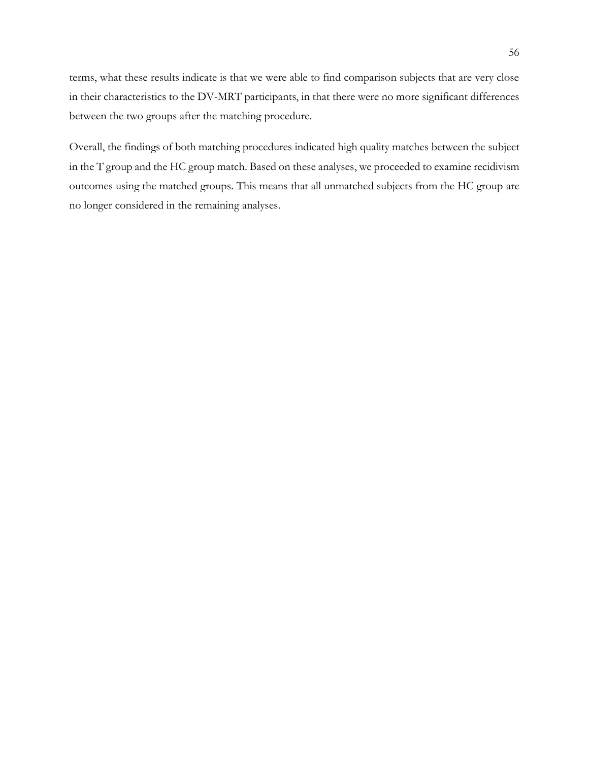terms, what these results indicate is that we were able to find comparison subjects that are very close in their characteristics to the DV-MRT participants, in that there were no more significant differences between the two groups after the matching procedure.

Overall, the findings of both matching procedures indicated high quality matches between the subject in the T group and the HC group match. Based on these analyses, we proceeded to examine recidivism outcomes using the matched groups. This means that all unmatched subjects from the HC group are no longer considered in the remaining analyses.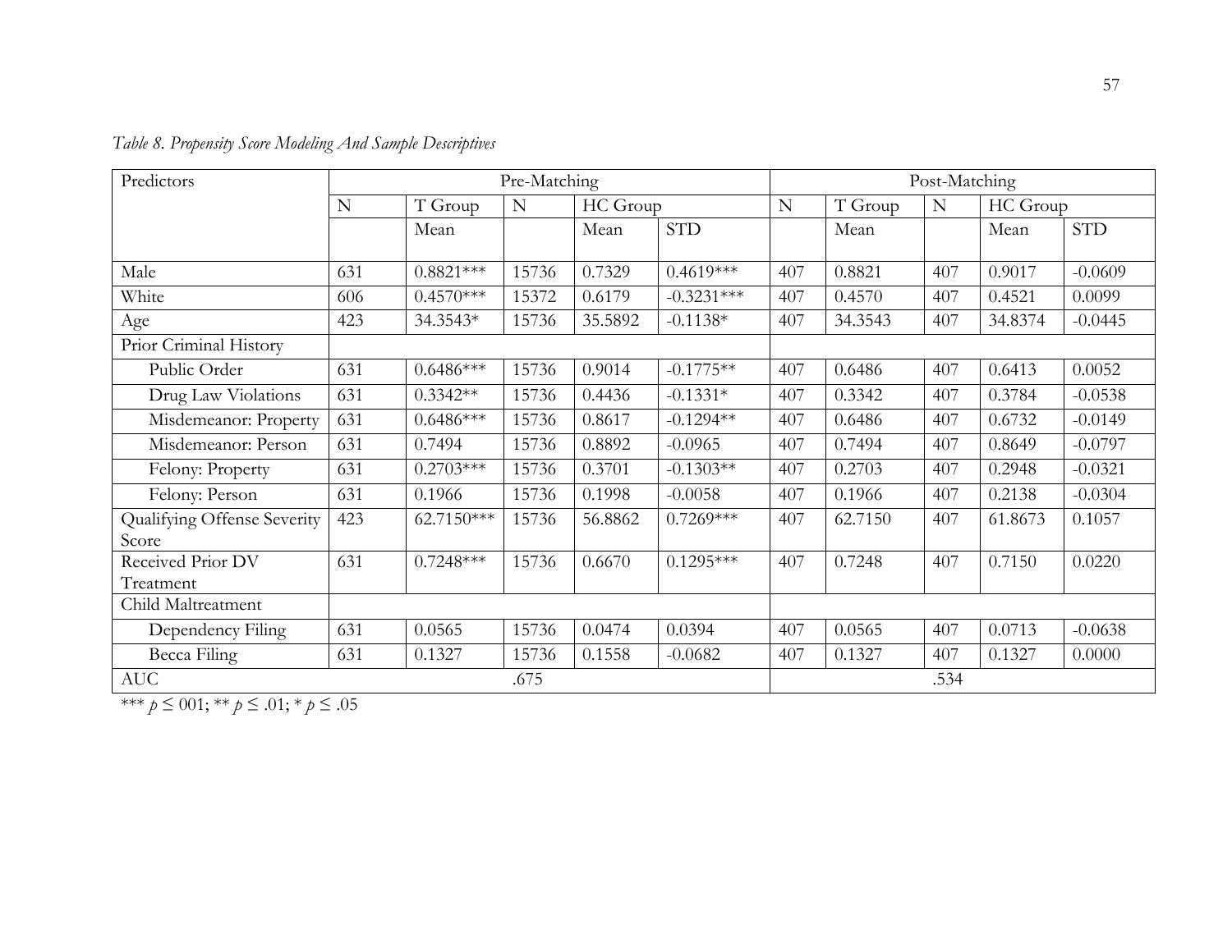*Table 8. Propensity Score Modeling And Sample Descriptives*

| Predictors | Pre-Matching | | | | | Post-Matching | | | | |
|---|---|---|---|---|---|---|---|---|---|---|
| | N | T Group | N | HC Group | | N | T Group | N | HC Group | |
| | | Mean | | Mean | STD | | Mean | | Mean | STD |
| Male | 631 | 0.8821*** | 15736 | 0.7329 | 0.4619*** | 407 | 0.8821 | 407 | 0.9017 | -0.0609 |
| White | 606 | 0.4570*** | 15372 | 0.6179 | -0.3231*** | 407 | 0.4570 | 407 | 0.4521 | 0.0099 |
| Age | 423 | 34.3543* | 15736 | 35.5892 | -0.1138* | 407 | 34.3543 | 407 | 34.8374 | -0.0445 |
| Prior Criminal History | | | | | | | | | | |
| Public Order | 631 | 0.6486*** | 15736 | 0.9014 | -0.1775** | 407 | 0.6486 | 407 | 0.6413 | 0.0052 |
| Drug Law Violations | 631 | 0.3342** | 15736 | 0.4436 | -0.1331* | 407 | 0.3342 | 407 | 0.3784 | -0.0538 |
| Misdemeanor: Property | 631 | 0.6486*** | 15736 | 0.8617 | -0.1294** | 407 | 0.6486 | 407 | 0.6732 | -0.0149 |
| Misdemeanor: Person | 631 | 0.7494 | 15736 | 0.8892 | -0.0965 | 407 | 0.7494 | 407 | 0.8649 | -0.0797 |
| Felony: Property | 631 | 0.2703*** | 15736 | 0.3701 | -0.1303** | 407 | 0.2703 | 407 | 0.2948 | -0.0321 |
| Felony: Person | 631 | 0.1966 | 15736 | 0.1998 | -0.0058 | 407 | 0.1966 | 407 | 0.2138 | -0.0304 |
| Qualifying Offense Severity Score | 423 | 62.7150*** | 15736 | 56.8862 | 0.7269*** | 407 | 62.7150 | 407 | 61.8673 | 0.1057 |
| Received Prior DV Treatment | 631 | 0.7248*** | 15736 | 0.6670 | 0.1295*** | 407 | 0.7248 | 407 | 0.7150 | 0.0220 |
| Child Maltreatment | | | | | | | | | | |
| Dependency Filing | 631 | 0.0565 | 15736 | 0.0474 | 0.0394 | 407 | 0.0565 | 407 | 0.0713 | -0.0638 |
| Becca Filing | 631 | 0.1327 | 15736 | 0.1558 | -0.0682 | 407 | 0.1327 | 407 | 0.1327 | 0.0000 |
| AUC | | | .675 | | | | | .534 | | |

\*\*\* $p \leq 001$; \*\* $p \leq .01$; \* $p \leq .05$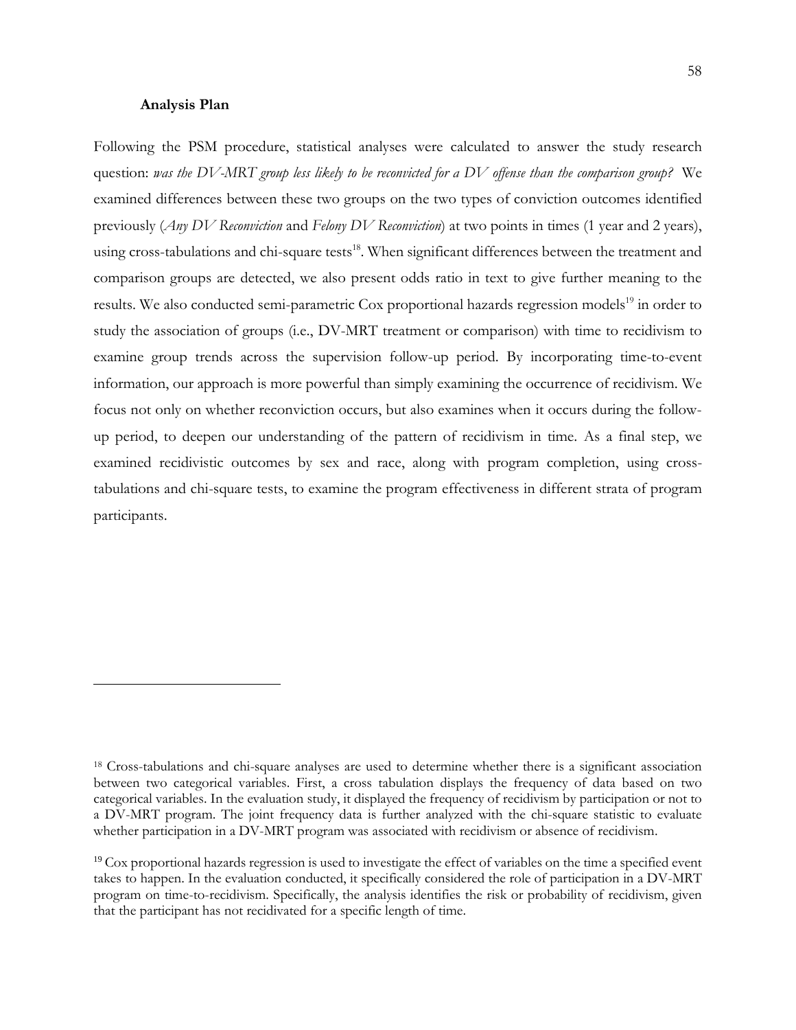**Analysis Plan**

Following the PSM procedure, statistical analyses were calculated to answer the study research question: *was the DV-MRT group less likely to be reconvicted for a DV offense than the comparison group?* We examined differences between these two groups on the two types of conviction outcomes identified previously (*Any DV Reconviction* and *Felony DV Reconviction*) at two points in times (1 year and 2 years), using cross-tabulations and chi-square tests[18]. When significant differences between the treatment and comparison groups are detected, we also present odds ratio in text to give further meaning to the results. We also conducted semi-parametric Cox proportional hazards regression models[19] in order to study the association of groups (i.e., DV-MRT treatment or comparison) with time to recidivism to examine group trends across the supervision follow-up period. By incorporating time-to-event information, our approach is more powerful than simply examining the occurrence of recidivism. We focus not only on whether reconviction occurs, but also examines when it occurs during the follow-up period, to deepen our understanding of the pattern of recidivism in time. As a final step, we examined recidivistic outcomes by sex and race, along with program completion, using cross-tabulations and chi-square tests, to examine the program effectiveness in different strata of program participants.

---

[18] Cross-tabulations and chi-square analyses are used to determine whether there is a significant association between two categorical variables. First, a cross tabulation displays the frequency of data based on two categorical variables. In the evaluation study, it displayed the frequency of recidivism by participation or not to a DV-MRT program. The joint frequency data is further analyzed with the chi-square statistic to evaluate whether participation in a DV-MRT program was associated with recidivism or absence of recidivism.

[19] Cox proportional hazards regression is used to investigate the effect of variables on the time a specified event takes to happen. In the evaluation conducted, it specifically considered the role of participation in a DV-MRT program on time-to-recidivism. Specifically, the analysis identifies the risk or probability of recidivism, given that the participant has not recidivated for a specific length of time.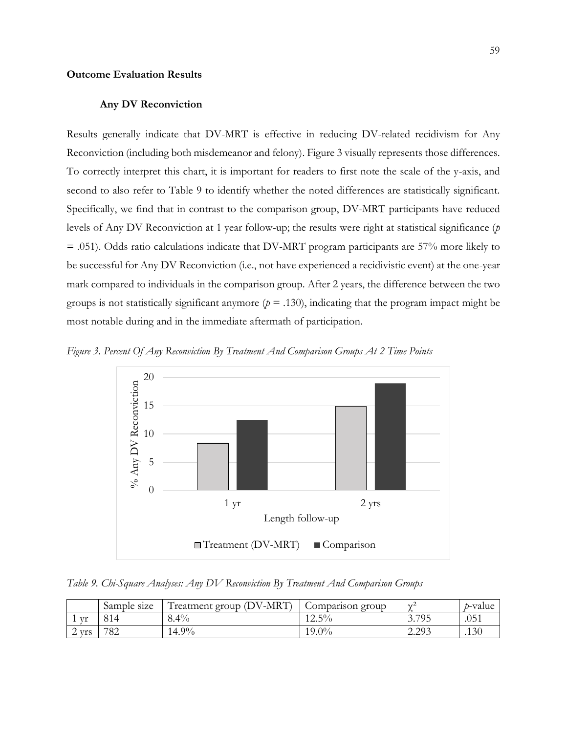## Outcome Evaluation Results

### Any DV Reconviction

Results generally indicate that DV-MRT is effective in reducing DV-related recidivism for Any Reconviction (including both misdemeanor and felony). Figure 3 visually represents those differences. To correctly interpret this chart, it is important for readers to first note the scale of the y-axis, and second to also refer to Table 9 to identify whether the noted differences are statistically significant. Specifically, we find that in contrast to the comparison group, DV-MRT participants have reduced levels of Any DV Reconviction at 1 year follow-up; the results were right at statistical significance ($p = .051$). Odds ratio calculations indicate that DV-MRT program participants are 57% more likely to be successful for Any DV Reconviction (i.e., not have experienced a recidivistic event) at the one-year mark compared to individuals in the comparison group. After 2 years, the difference between the two groups is not statistically significant anymore ($p = .130$), indicating that the program impact might be most notable during and in the immediate aftermath of participation.

*Figure 3. Percent Of Any Reconviction By Treatment And Comparison Groups At 2 Time Points*

*Table 9. Chi-Square Analyses: Any DV Reconviction By Treatment And Comparison Groups*

| | Sample size | Treatment group (DV-MRT) | Comparison group | $\chi^2$ | $p$-value |
|---|---|---|---|---|---|
| 1 yr | 814 | 8.4% | 12.5% | 3.795 | .051 |
| 2 yrs | 782 | 14.9% | 19.0% | 2.293 | .130 |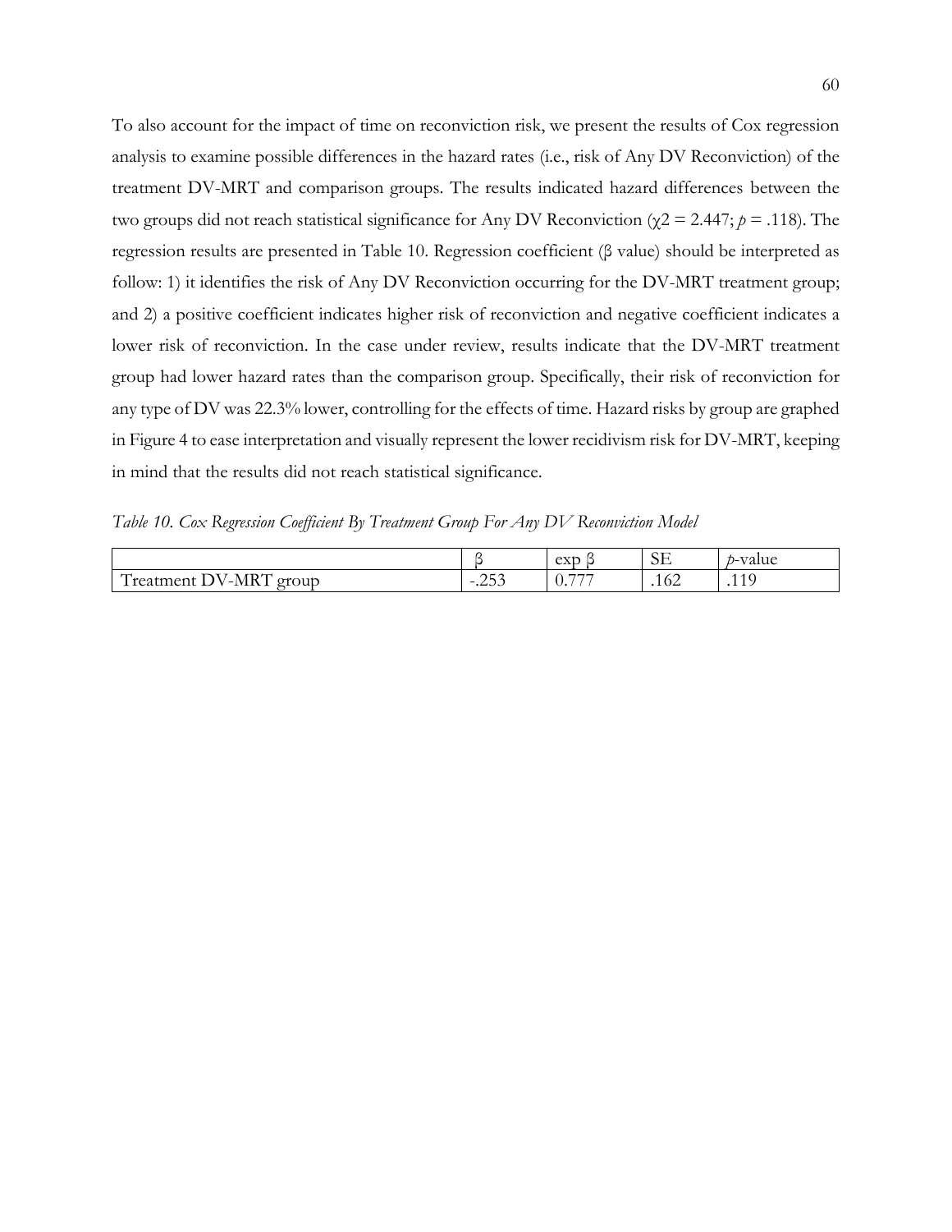To also account for the impact of time on reconviction risk, we present the results of Cox regression analysis to examine possible differences in the hazard rates (i.e., risk of Any DV Reconviction) of the treatment DV-MRT and comparison groups. The results indicated hazard differences between the two groups did not reach statistical significance for Any DV Reconviction ($\chi 2 = 2.447$; $p = .118$). The regression results are presented in Table 10. Regression coefficient (β value) should be interpreted as follow: 1) it identifies the risk of Any DV Reconviction occurring for the DV-MRT treatment group; and 2) a positive coefficient indicates higher risk of reconviction and negative coefficient indicates a lower risk of reconviction. In the case under review, results indicate that the DV-MRT treatment group had lower hazard rates than the comparison group. Specifically, their risk of reconviction for any type of DV was 22.3% lower, controlling for the effects of time. Hazard risks by group are graphed in Figure 4 to ease interpretation and visually represent the lower recidivism risk for DV-MRT, keeping in mind that the results did not reach statistical significance.

*Table 10. Cox Regression Coefficient By Treatment Group For Any DV Reconviction Model*

| | β | exp β | SE | *p*-value |
|---|---|---|---|---|
| Treatment DV-MRT group | -.253 | 0.777 | .162 | .119 |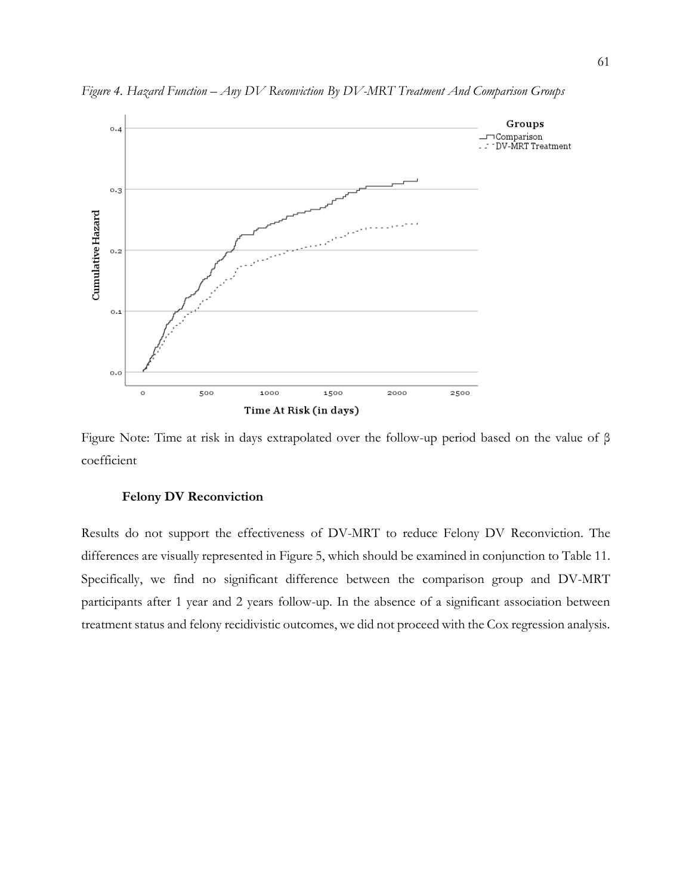*Figure 4. Hazard Function – Any DV Reconviction By DV-MRT Treatment And Comparison Groups*

Figure Note: Time at risk in days extrapolated over the follow-up period based on the value of β coefficient

**Felony DV Reconviction**

Results do not support the effectiveness of DV-MRT to reduce Felony DV Reconviction. The differences are visually represented in Figure 5, which should be examined in conjunction to Table 11. Specifically, we find no significant difference between the comparison group and DV-MRT participants after 1 year and 2 years follow-up. In the absence of a significant association between treatment status and felony recidivistic outcomes, we did not proceed with the Cox regression analysis.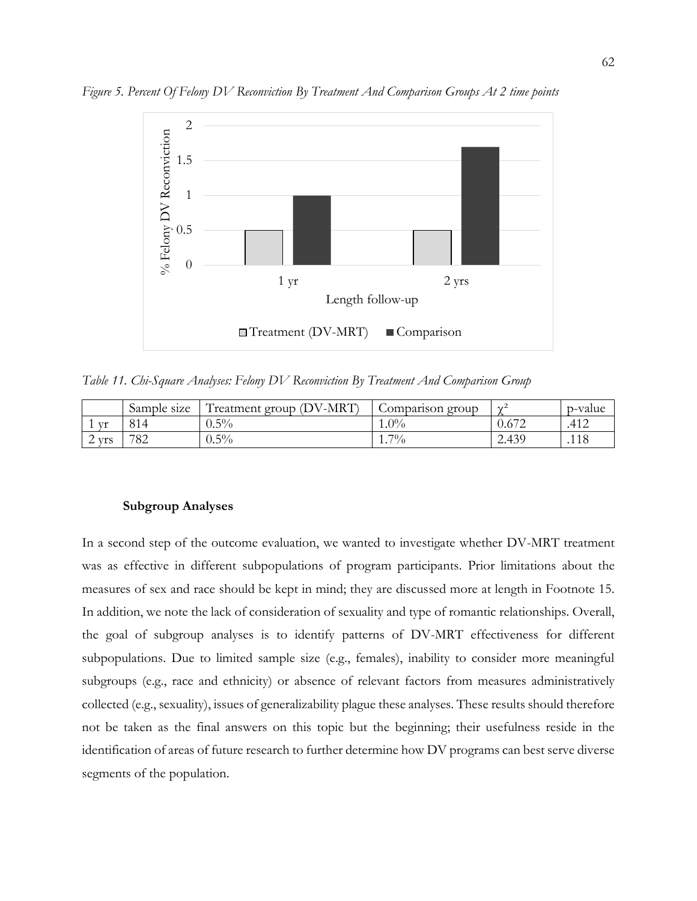*Figure 5. Percent Of Felony DV Reconviction By Treatment And Comparison Groups At 2 time points*

*Table 11. Chi-Square Analyses: Felony DV Reconviction By Treatment And Comparison Group*

| | Sample size | Treatment group (DV-MRT) | Comparison group | $\chi^2$ | p-value |
|---|---|---|---|---|---|
| 1 yr | 814 | 0.5% | 1.0% | 0.672 | .412 |
| 2 yrs | 782 | 0.5% | 1.7% | 2.439 | .118 |

**Subgroup Analyses**

In a second step of the outcome evaluation, we wanted to investigate whether DV-MRT treatment was as effective in different subpopulations of program participants. Prior limitations about the measures of sex and race should be kept in mind; they are discussed more at length in Footnote 15. In addition, we note the lack of consideration of sexuality and type of romantic relationships. Overall, the goal of subgroup analyses is to identify patterns of DV-MRT effectiveness for different subpopulations. Due to limited sample size (e.g., females), inability to consider more meaningful subgroups (e.g., race and ethnicity) or absence of relevant factors from measures administratively collected (e.g., sexuality), issues of generalizability plague these analyses. These results should therefore not be taken as the final answers on this topic but the beginning; their usefulness reside in the identification of areas of future research to further determine how DV programs can best serve diverse segments of the population.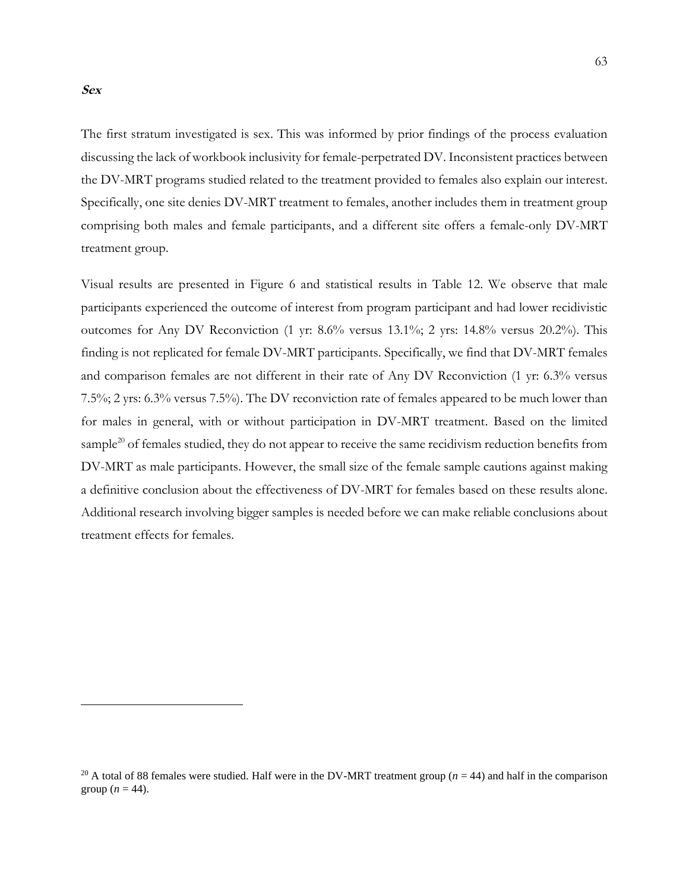### ***Sex***

The first stratum investigated is sex. This was informed by prior findings of the process evaluation discussing the lack of workbook inclusivity for female-perpetrated DV. Inconsistent practices between the DV-MRT programs studied related to the treatment provided to females also explain our interest. Specifically, one site denies DV-MRT treatment to females, another includes them in treatment group comprising both males and female participants, and a different site offers a female-only DV-MRT treatment group.

Visual results are presented in Figure 6 and statistical results in Table 12. We observe that male participants experienced the outcome of interest from program participant and had lower recidivistic outcomes for Any DV Reconviction (1 yr: 8.6% versus 13.1%; 2 yrs: 14.8% versus 20.2%). This finding is not replicated for female DV-MRT participants. Specifically, we find that DV-MRT females and comparison females are not different in their rate of Any DV Reconviction (1 yr: 6.3% versus 7.5%; 2 yrs: 6.3% versus 7.5%). The DV reconviction rate of females appeared to be much lower than for males in general, with or without participation in DV-MRT treatment. Based on the limited sample[20] of females studied, they do not appear to receive the same recidivism reduction benefits from DV-MRT as male participants. However, the small size of the female sample cautions against making a definitive conclusion about the effectiveness of DV-MRT for females based on these results alone. Additional research involving bigger samples is needed before we can make reliable conclusions about treatment effects for females.

---

[20] A total of 88 females were studied. Half were in the DV-MRT treatment group ($n$ = 44) and half in the comparison group ($n$ = 44).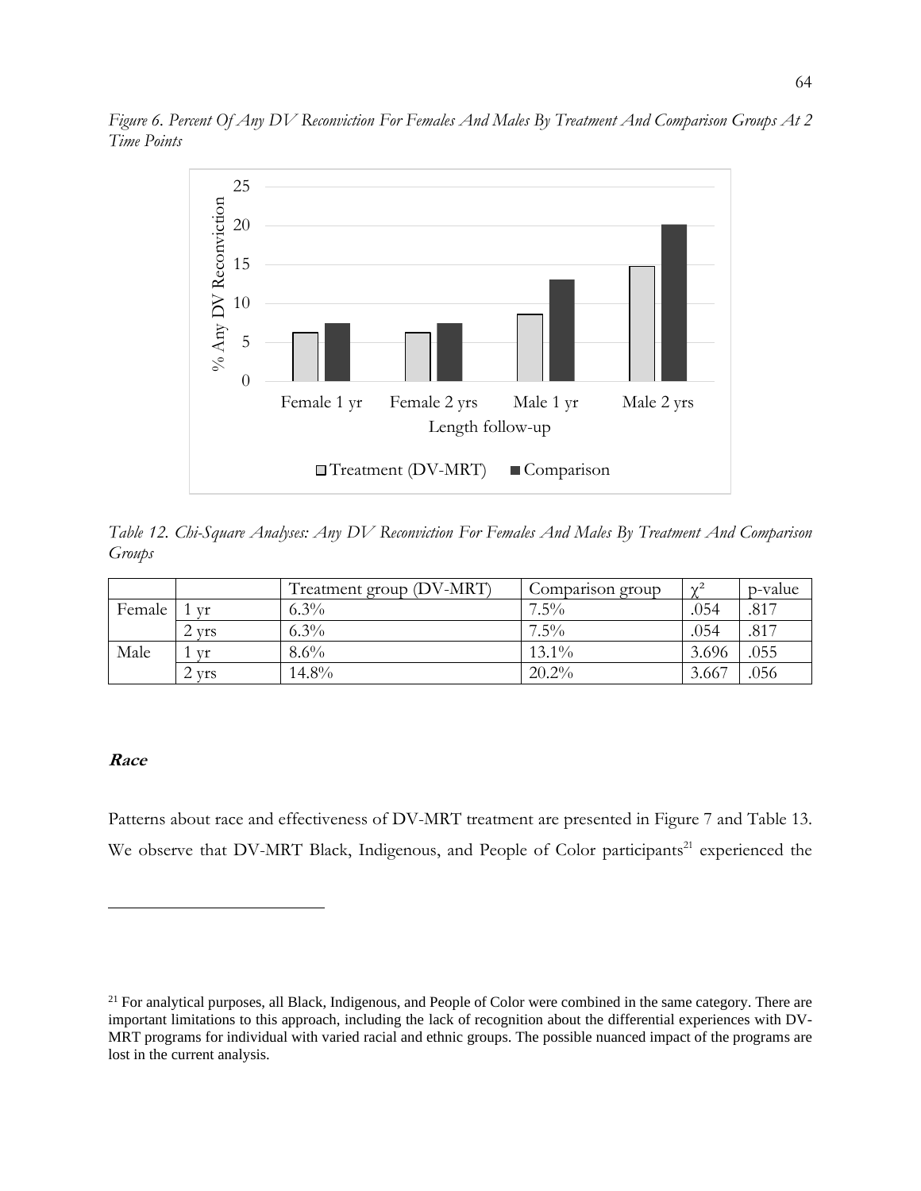*Figure 6. Percent Of Any DV Reconviction For Females And Males By Treatment And Comparison Groups At 2 Time Points*

*Table 12. Chi-Square Analyses: Any DV Reconviction For Females And Males By Treatment And Comparison Groups*

| | | Treatment group (DV-MRT) | Comparison group | $\chi^2$ | p-value |
|---|---|---|---|---|---|
| Female | 1 yr | 6.3% | 7.5% | .054 | .817 |
| | 2 yrs | 6.3% | 7.5% | .054 | .817 |
| Male | 1 yr | 8.6% | 13.1% | 3.696 | .055 |
| | 2 yrs | 14.8% | 20.2% | 3.667 | .056 |

### ***Race***

Patterns about race and effectiveness of DV-MRT treatment are presented in Figure 7 and Table 13. We observe that DV-MRT Black, Indigenous, and People of Color participants[21] experienced the

[21] For analytical purposes, all Black, Indigenous, and People of Color were combined in the same category. There are important limitations to this approach, including the lack of recognition about the differential experiences with DV-MRT programs for individual with varied racial and ethnic groups. The possible nuanced impact of the programs are lost in the current analysis.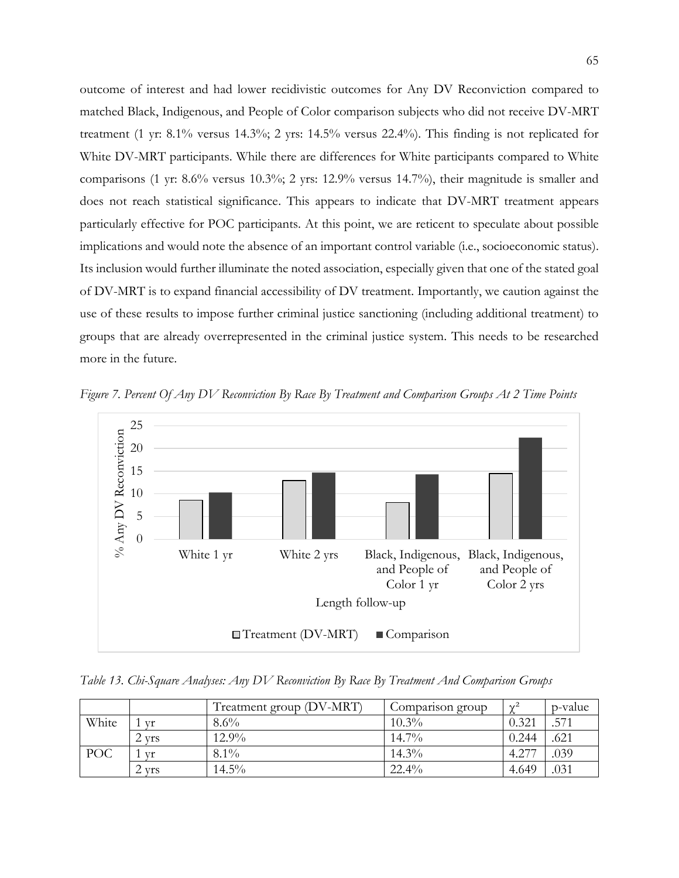outcome of interest and had lower recidivistic outcomes for Any DV Reconviction compared to matched Black, Indigenous, and People of Color comparison subjects who did not receive DV-MRT treatment (1 yr: 8.1% versus 14.3%; 2 yrs: 14.5% versus 22.4%). This finding is not replicated for White DV-MRT participants. While there are differences for White participants compared to White comparisons (1 yr: 8.6% versus 10.3%; 2 yrs: 12.9% versus 14.7%), their magnitude is smaller and does not reach statistical significance. This appears to indicate that DV-MRT treatment appears particularly effective for POC participants. At this point, we are reticent to speculate about possible implications and would note the absence of an important control variable (i.e., socioeconomic status). Its inclusion would further illuminate the noted association, especially given that one of the stated goal of DV-MRT is to expand financial accessibility of DV treatment. Importantly, we caution against the use of these results to impose further criminal justice sanctioning (including additional treatment) to groups that are already overrepresented in the criminal justice system. This needs to be researched more in the future.

*Figure 7. Percent Of Any DV Reconviction By Race By Treatment and Comparison Groups At 2 Time Points*

*Table 13. Chi-Square Analyses: Any DV Reconviction By Race By Treatment And Comparison Groups*

| | | Treatment group (DV-MRT) | Comparison group | $\chi^2$ | p-value |
|---|---|---|---|---|---|
| White | 1 yr | 8.6% | 10.3% | 0.321 | .571 |
| | 2 yrs | 12.9% | 14.7% | 0.244 | .621 |
| POC | 1 yr | 8.1% | 14.3% | 4.277 | .039 |
| | 2 yrs | 14.5% | 22.4% | 4.649 | .031 |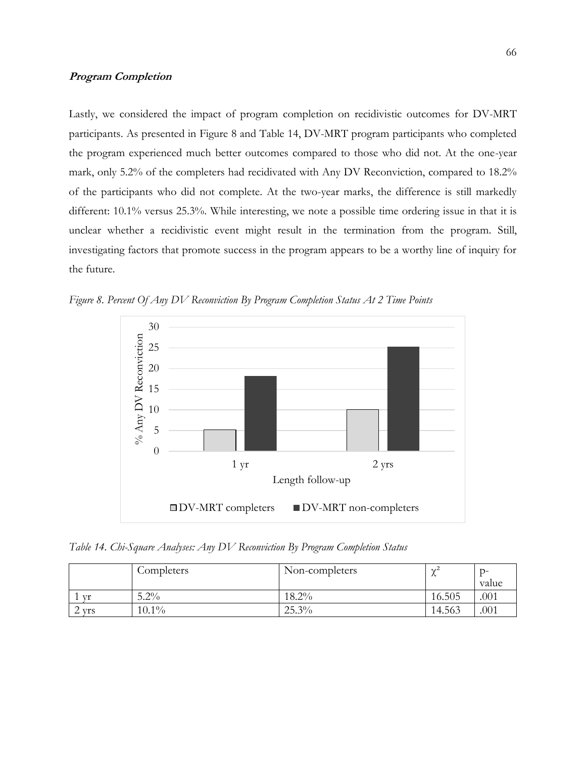***Program Completion***

Lastly, we considered the impact of program completion on recidivistic outcomes for DV-MRT participants. As presented in Figure 8 and Table 14, DV-MRT program participants who completed the program experienced much better outcomes compared to those who did not. At the one-year mark, only 5.2% of the completers had recidivated with Any DV Reconviction, compared to 18.2% of the participants who did not complete. At the two-year marks, the difference is still markedly different: 10.1% versus 25.3%. While interesting, we note a possible time ordering issue in that it is unclear whether a recidivistic event might result in the termination from the program. Still, investigating factors that promote success in the program appears to be a worthy line of inquiry for the future.

*Figure 8. Percent Of Any DV Reconviction By Program Completion Status At 2 Time Points*

*Table 14. Chi-Square Analyses: Any DV Reconviction By Program Completion Status*

| | Completers | Non-completers | $\chi^2$ | p-value |
|---|---|---|---|---|
| 1 yr | 5.2% | 18.2% | 16.505 | .001 |
| 2 yrs | 10.1% | 25.3% | 14.563 | .001 |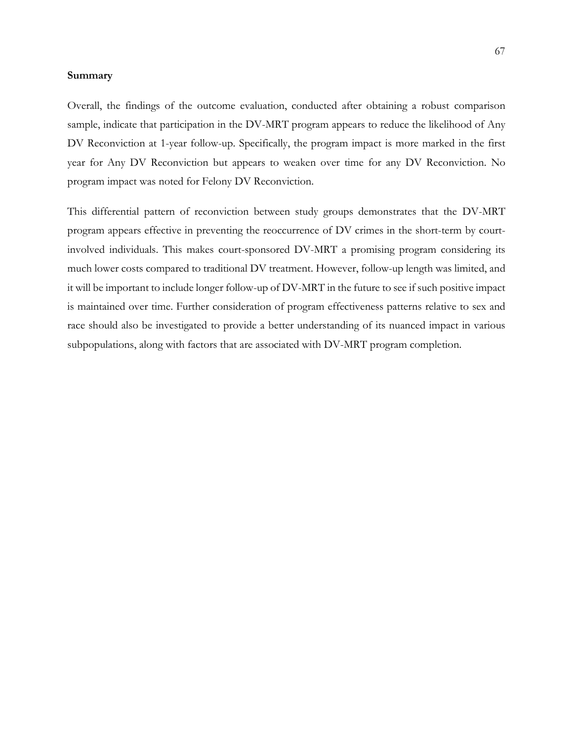**Summary**

Overall, the findings of the outcome evaluation, conducted after obtaining a robust comparison sample, indicate that participation in the DV-MRT program appears to reduce the likelihood of Any DV Reconviction at 1-year follow-up. Specifically, the program impact is more marked in the first year for Any DV Reconviction but appears to weaken over time for any DV Reconviction. No program impact was noted for Felony DV Reconviction.

This differential pattern of reconviction between study groups demonstrates that the DV-MRT program appears effective in preventing the reoccurrence of DV crimes in the short-term by court-involved individuals. This makes court-sponsored DV-MRT a promising program considering its much lower costs compared to traditional DV treatment. However, follow-up length was limited, and it will be important to include longer follow-up of DV-MRT in the future to see if such positive impact is maintained over time. Further consideration of program effectiveness patterns relative to sex and race should also be investigated to provide a better understanding of its nuanced impact in various subpopulations, along with factors that are associated with DV-MRT program completion.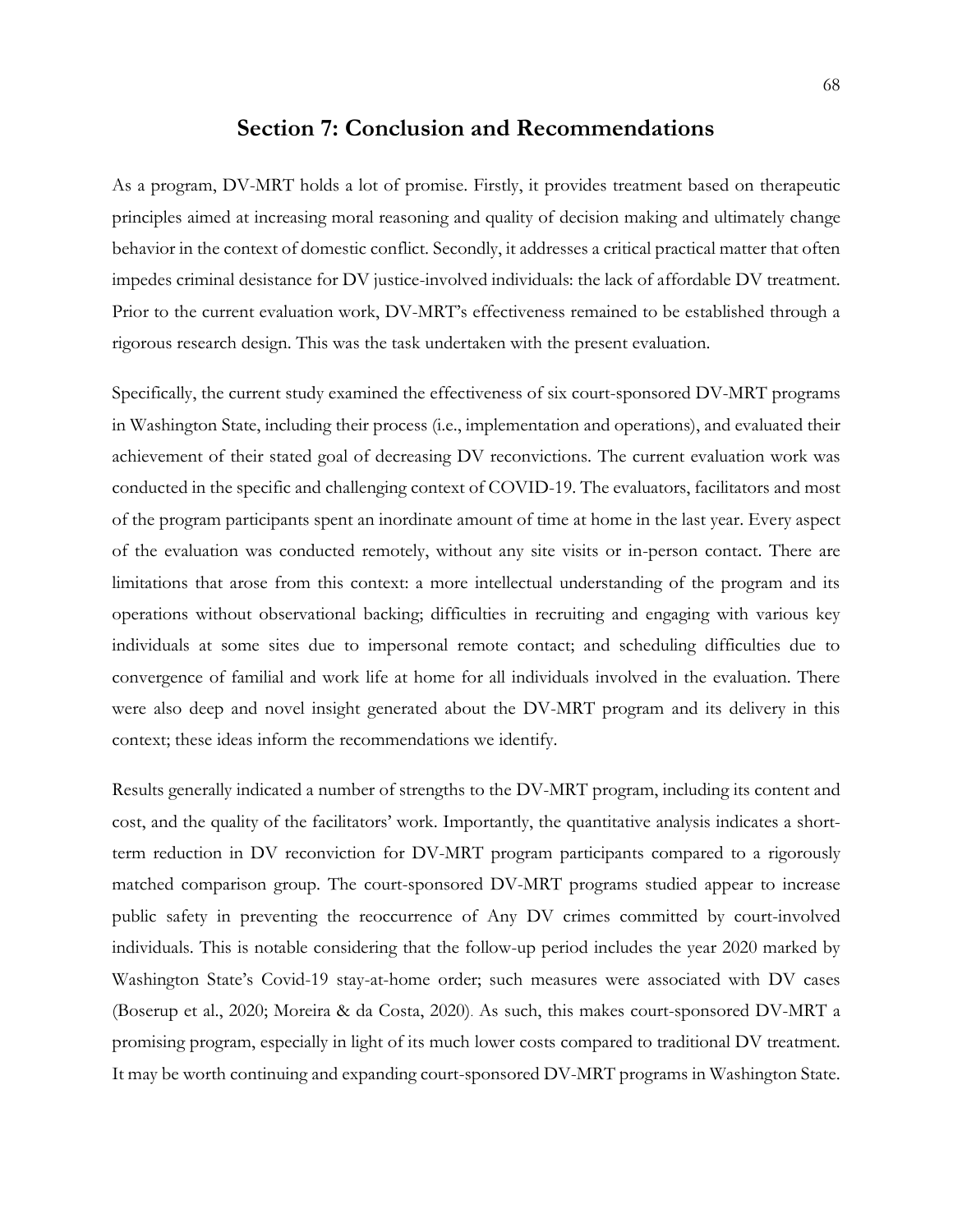## Section 7: Conclusion and Recommendations

As a program, DV-MRT holds a lot of promise. Firstly, it provides treatment based on therapeutic principles aimed at increasing moral reasoning and quality of decision making and ultimately change behavior in the context of domestic conflict. Secondly, it addresses a critical practical matter that often impedes criminal desistance for DV justice-involved individuals: the lack of affordable DV treatment. Prior to the current evaluation work, DV-MRT's effectiveness remained to be established through a rigorous research design. This was the task undertaken with the present evaluation.

Specifically, the current study examined the effectiveness of six court-sponsored DV-MRT programs in Washington State, including their process (i.e., implementation and operations), and evaluated their achievement of their stated goal of decreasing DV reconvictions. The current evaluation work was conducted in the specific and challenging context of COVID-19. The evaluators, facilitators and most of the program participants spent an inordinate amount of time at home in the last year. Every aspect of the evaluation was conducted remotely, without any site visits or in-person contact. There are limitations that arose from this context: a more intellectual understanding of the program and its operations without observational backing; difficulties in recruiting and engaging with various key individuals at some sites due to impersonal remote contact; and scheduling difficulties due to convergence of familial and work life at home for all individuals involved in the evaluation. There were also deep and novel insight generated about the DV-MRT program and its delivery in this context; these ideas inform the recommendations we identify.

Results generally indicated a number of strengths to the DV-MRT program, including its content and cost, and the quality of the facilitators' work. Importantly, the quantitative analysis indicates a short-term reduction in DV reconviction for DV-MRT program participants compared to a rigorously matched comparison group. The court-sponsored DV-MRT programs studied appear to increase public safety in preventing the reoccurrence of Any DV crimes committed by court-involved individuals. This is notable considering that the follow-up period includes the year 2020 marked by Washington State's Covid-19 stay-at-home order; such measures were associated with DV cases (Boserup et al., 2020; Moreira & da Costa, 2020). As such, this makes court-sponsored DV-MRT a promising program, especially in light of its much lower costs compared to traditional DV treatment. It may be worth continuing and expanding court-sponsored DV-MRT programs in Washington State.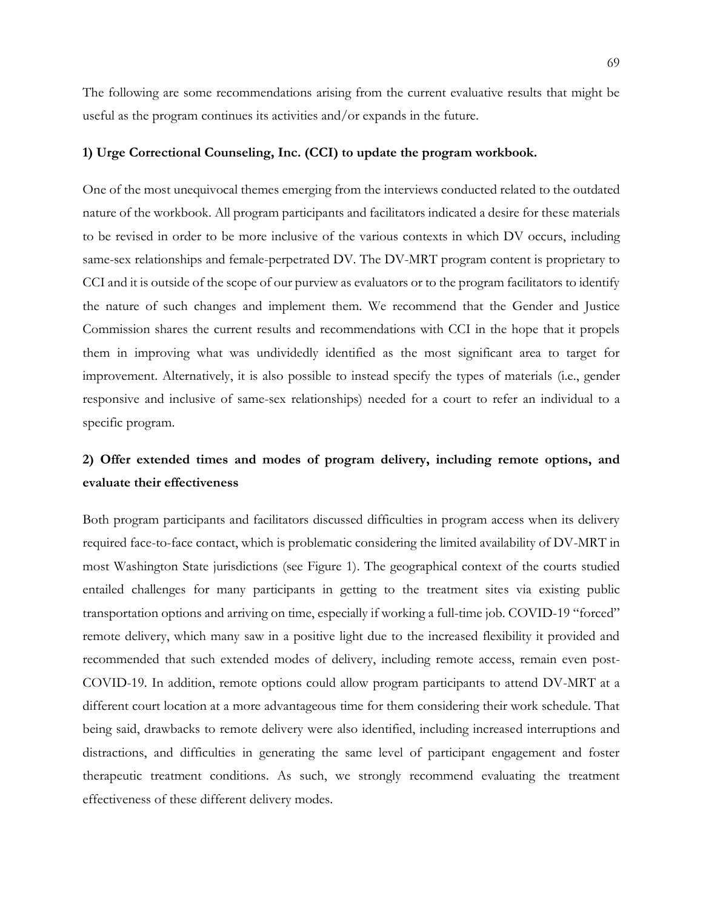The following are some recommendations arising from the current evaluative results that might be useful as the program continues its activities and/or expands in the future.

**1) Urge Correctional Counseling, Inc. (CCI) to update the program workbook.**

One of the most unequivocal themes emerging from the interviews conducted related to the outdated nature of the workbook. All program participants and facilitators indicated a desire for these materials to be revised in order to be more inclusive of the various contexts in which DV occurs, including same-sex relationships and female-perpetrated DV. The DV-MRT program content is proprietary to CCI and it is outside of the scope of our purview as evaluators or to the program facilitators to identify the nature of such changes and implement them. We recommend that the Gender and Justice Commission shares the current results and recommendations with CCI in the hope that it propels them in improving what was undividedly identified as the most significant area to target for improvement. Alternatively, it is also possible to instead specify the types of materials (i.e., gender responsive and inclusive of same-sex relationships) needed for a court to refer an individual to a specific program.

**2) Offer extended times and modes of program delivery, including remote options, and evaluate their effectiveness**

Both program participants and facilitators discussed difficulties in program access when its delivery required face-to-face contact, which is problematic considering the limited availability of DV-MRT in most Washington State jurisdictions (see Figure 1). The geographical context of the courts studied entailed challenges for many participants in getting to the treatment sites via existing public transportation options and arriving on time, especially if working a full-time job. COVID-19 "forced" remote delivery, which many saw in a positive light due to the increased flexibility it provided and recommended that such extended modes of delivery, including remote access, remain even post-COVID-19. In addition, remote options could allow program participants to attend DV-MRT at a different court location at a more advantageous time for them considering their work schedule. That being said, drawbacks to remote delivery were also identified, including increased interruptions and distractions, and difficulties in generating the same level of participant engagement and foster therapeutic treatment conditions. As such, we strongly recommend evaluating the treatment effectiveness of these different delivery modes.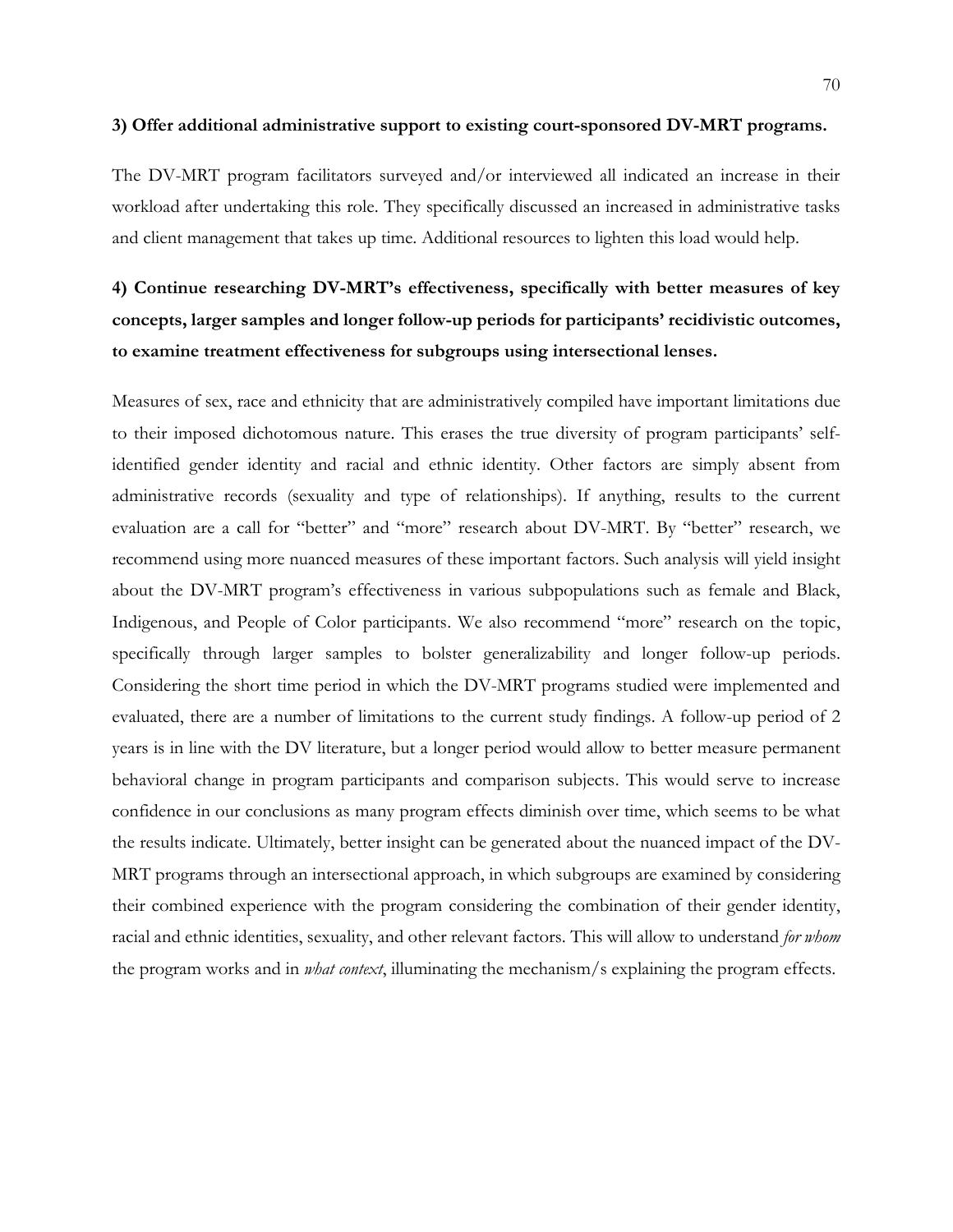**3) Offer additional administrative support to existing court-sponsored DV-MRT programs.**

The DV-MRT program facilitators surveyed and/or interviewed all indicated an increase in their workload after undertaking this role. They specifically discussed an increased in administrative tasks and client management that takes up time. Additional resources to lighten this load would help.

**4) Continue researching DV-MRT's effectiveness, specifically with better measures of key concepts, larger samples and longer follow-up periods for participants' recidivistic outcomes, to examine treatment effectiveness for subgroups using intersectional lenses.**

Measures of sex, race and ethnicity that are administratively compiled have important limitations due to their imposed dichotomous nature. This erases the true diversity of program participants' self-identified gender identity and racial and ethnic identity. Other factors are simply absent from administrative records (sexuality and type of relationships). If anything, results to the current evaluation are a call for "better" and "more" research about DV-MRT. By "better" research, we recommend using more nuanced measures of these important factors. Such analysis will yield insight about the DV-MRT program's effectiveness in various subpopulations such as female and Black, Indigenous, and People of Color participants. We also recommend "more" research on the topic, specifically through larger samples to bolster generalizability and longer follow-up periods. Considering the short time period in which the DV-MRT programs studied were implemented and evaluated, there are a number of limitations to the current study findings. A follow-up period of 2 years is in line with the DV literature, but a longer period would allow to better measure permanent behavioral change in program participants and comparison subjects. This would serve to increase confidence in our conclusions as many program effects diminish over time, which seems to be what the results indicate. Ultimately, better insight can be generated about the nuanced impact of the DV-MRT programs through an intersectional approach, in which subgroups are examined by considering their combined experience with the program considering the combination of their gender identity, racial and ethnic identities, sexuality, and other relevant factors. This will allow to understand *for whom* the program works and in *what context*, illuminating the mechanism/s explaining the program effects.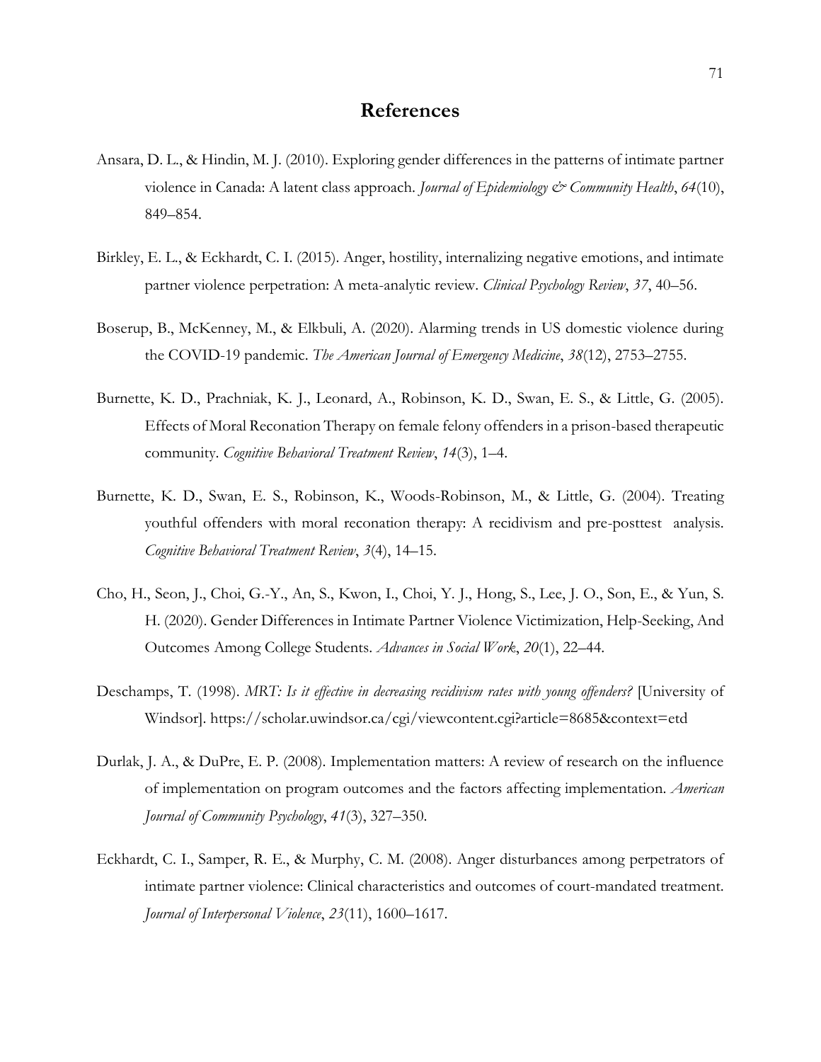# References

Ansara, D. L., & Hindin, M. J. (2010). Exploring gender differences in the patterns of intimate partner violence in Canada: A latent class approach. *Journal of Epidemiology & Community Health*, *64*(10), 849–854.

Birkley, E. L., & Eckhardt, C. I. (2015). Anger, hostility, internalizing negative emotions, and intimate partner violence perpetration: A meta-analytic review. *Clinical Psychology Review*, *37*, 40–56.

Boserup, B., McKenney, M., & Elkbuli, A. (2020). Alarming trends in US domestic violence during the COVID-19 pandemic. *The American Journal of Emergency Medicine*, *38*(12), 2753–2755.

Burnette, K. D., Prachniak, K. J., Leonard, A., Robinson, K. D., Swan, E. S., & Little, G. (2005). Effects of Moral Reconation Therapy on female felony offenders in a prison-based therapeutic community. *Cognitive Behavioral Treatment Review*, *14*(3), 1–4.

Burnette, K. D., Swan, E. S., Robinson, K., Woods-Robinson, M., & Little, G. (2004). Treating youthful offenders with moral reconation therapy: A recidivism and pre-posttest analysis. *Cognitive Behavioral Treatment Review*, *3*(4), 14–15.

Cho, H., Seon, J., Choi, G.-Y., An, S., Kwon, I., Choi, Y. J., Hong, S., Lee, J. O., Son, E., & Yun, S. H. (2020). Gender Differences in Intimate Partner Violence Victimization, Help-Seeking, And Outcomes Among College Students. *Advances in Social Work*, *20*(1), 22–44.

Deschamps, T. (1998). *MRT: Is it effective in decreasing recidivism rates with young offenders?* [University of Windsor]. https://scholar.uwindsor.ca/cgi/viewcontent.cgi?article=8685&context=etd

Durlak, J. A., & DuPre, E. P. (2008). Implementation matters: A review of research on the influence of implementation on program outcomes and the factors affecting implementation. *American Journal of Community Psychology*, *41*(3), 327–350.

Eckhardt, C. I., Samper, R. E., & Murphy, C. M. (2008). Anger disturbances among perpetrators of intimate partner violence: Clinical characteristics and outcomes of court-mandated treatment. *Journal of Interpersonal Violence*, *23*(11), 1600–1617.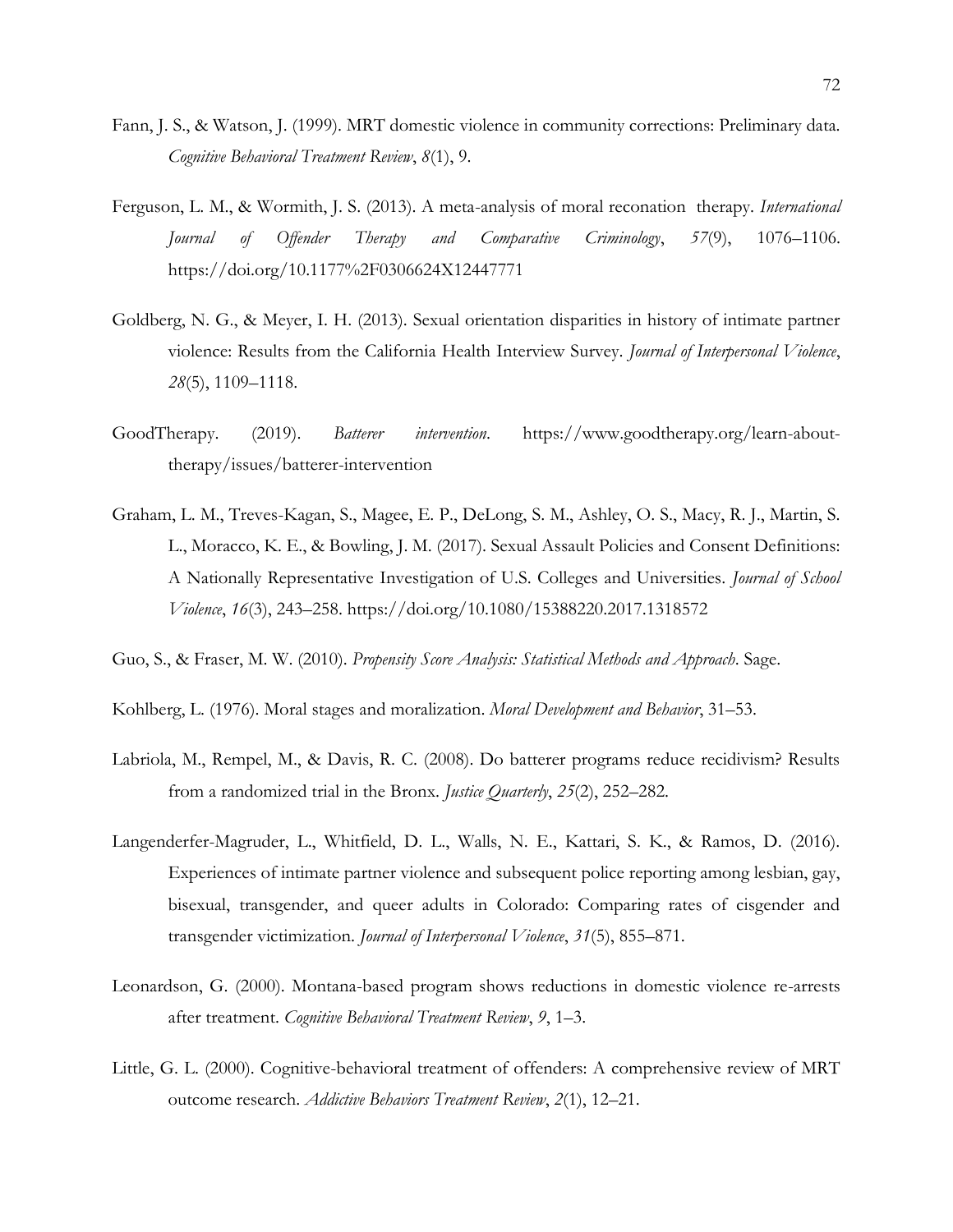Fann, J. S., & Watson, J. (1999). MRT domestic violence in community corrections: Preliminary data. *Cognitive Behavioral Treatment Review*, *8*(1), 9.

Ferguson, L. M., & Wormith, J. S. (2013). A meta-analysis of moral reconation therapy. *International Journal of Offender Therapy and Comparative Criminology*, *57*(9), 1076–1106. https://doi.org/10.1177%2F0306624X12447771

Goldberg, N. G., & Meyer, I. H. (2013). Sexual orientation disparities in history of intimate partner violence: Results from the California Health Interview Survey. *Journal of Interpersonal Violence*, *28*(5), 1109–1118.

GoodTherapy. (2019). *Batterer intervention*. https://www.goodtherapy.org/learn-about-therapy/issues/batterer-intervention

Graham, L. M., Treves-Kagan, S., Magee, E. P., DeLong, S. M., Ashley, O. S., Macy, R. J., Martin, S. L., Moracco, K. E., & Bowling, J. M. (2017). Sexual Assault Policies and Consent Definitions: A Nationally Representative Investigation of U.S. Colleges and Universities. *Journal of School Violence*, *16*(3), 243–258. https://doi.org/10.1080/15388220.2017.1318572

Guo, S., & Fraser, M. W. (2010). *Propensity Score Analysis: Statistical Methods and Approach*. Sage.

Kohlberg, L. (1976). Moral stages and moralization. *Moral Development and Behavior*, 31–53.

Labriola, M., Rempel, M., & Davis, R. C. (2008). Do batterer programs reduce recidivism? Results from a randomized trial in the Bronx. *Justice Quarterly*, *25*(2), 252–282.

Langenderfer-Magruder, L., Whitfield, D. L., Walls, N. E., Kattari, S. K., & Ramos, D. (2016). Experiences of intimate partner violence and subsequent police reporting among lesbian, gay, bisexual, transgender, and queer adults in Colorado: Comparing rates of cisgender and transgender victimization. *Journal of Interpersonal Violence*, *31*(5), 855–871.

Leonardson, G. (2000). Montana-based program shows reductions in domestic violence re-arrests after treatment. *Cognitive Behavioral Treatment Review*, *9*, 1–3.

Little, G. L. (2000). Cognitive-behavioral treatment of offenders: A comprehensive review of MRT outcome research. *Addictive Behaviors Treatment Review*, *2*(1), 12–21.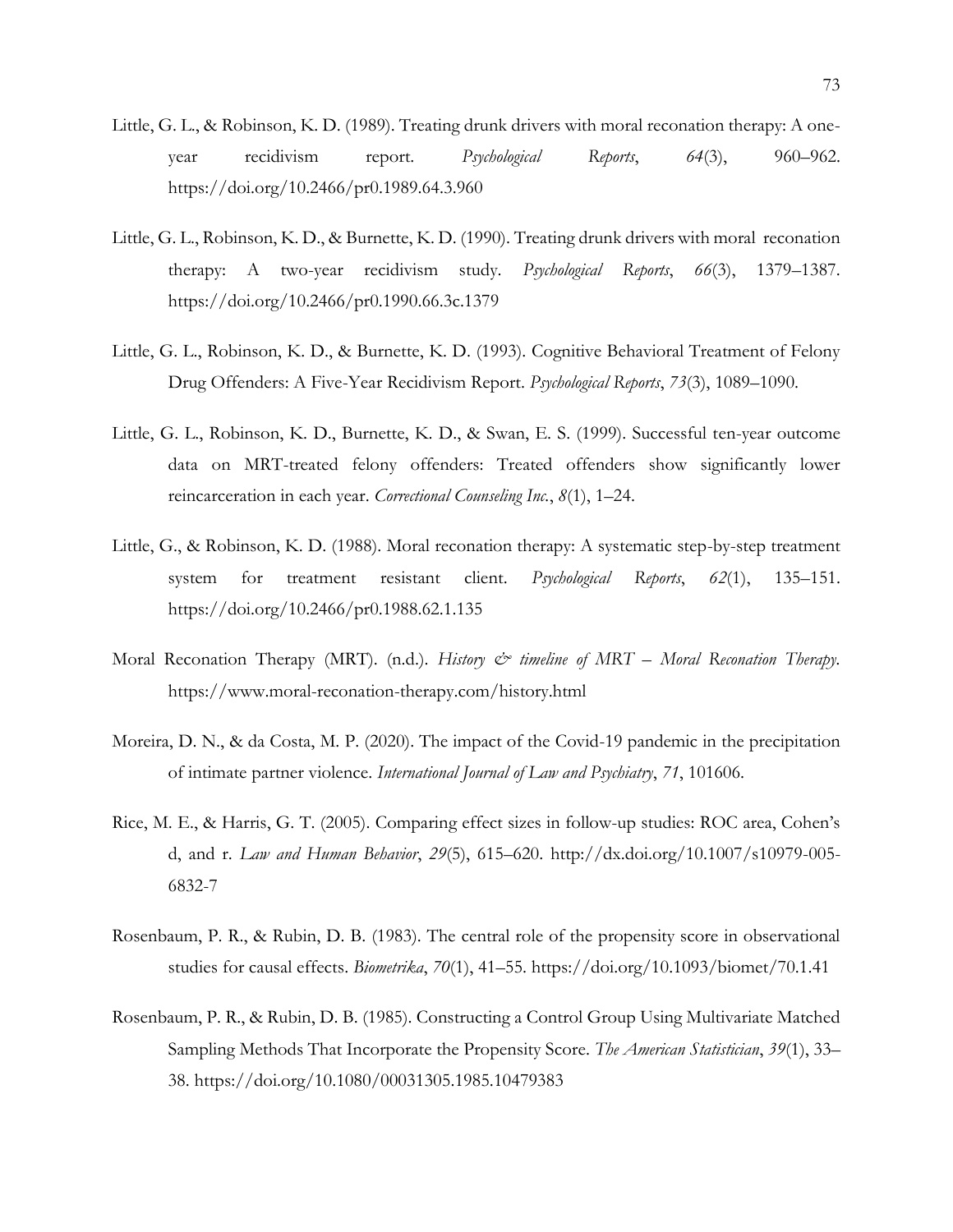Little, G. L., & Robinson, K. D. (1989). Treating drunk drivers with moral reconation therapy: A one-year recidivism report. *Psychological Reports*, *64*(3), 960–962. https://doi.org/10.2466/pr0.1989.64.3.960

Little, G. L., Robinson, K. D., & Burnette, K. D. (1990). Treating drunk drivers with moral reconation therapy: A two-year recidivism study. *Psychological Reports*, *66*(3), 1379–1387. https://doi.org/10.2466/pr0.1990.66.3c.1379

Little, G. L., Robinson, K. D., & Burnette, K. D. (1993). Cognitive Behavioral Treatment of Felony Drug Offenders: A Five-Year Recidivism Report. *Psychological Reports*, *73*(3), 1089–1090.

Little, G. L., Robinson, K. D., Burnette, K. D., & Swan, E. S. (1999). Successful ten-year outcome data on MRT-treated felony offenders: Treated offenders show significantly lower reincarceration in each year. *Correctional Counseling Inc.*, *8*(1), 1–24.

Little, G., & Robinson, K. D. (1988). Moral reconation therapy: A systematic step-by-step treatment system for treatment resistant client. *Psychological Reports*, *62*(1), 135–151. https://doi.org/10.2466/pr0.1988.62.1.135

Moral Reconation Therapy (MRT). (n.d.). *History & timeline of MRT – Moral Reconation Therapy*. https://www.moral-reconation-therapy.com/history.html

Moreira, D. N., & da Costa, M. P. (2020). The impact of the Covid-19 pandemic in the precipitation of intimate partner violence. *International Journal of Law and Psychiatry*, *71*, 101606.

Rice, M. E., & Harris, G. T. (2005). Comparing effect sizes in follow-up studies: ROC area, Cohen's d, and r. *Law and Human Behavior*, *29*(5), 615–620. http://dx.doi.org/10.1007/s10979-005-6832-7

Rosenbaum, P. R., & Rubin, D. B. (1983). The central role of the propensity score in observational studies for causal effects. *Biometrika*, *70*(1), 41–55. https://doi.org/10.1093/biomet/70.1.41

Rosenbaum, P. R., & Rubin, D. B. (1985). Constructing a Control Group Using Multivariate Matched Sampling Methods That Incorporate the Propensity Score. *The American Statistician*, *39*(1), 33–38. https://doi.org/10.1080/00031305.1985.10479383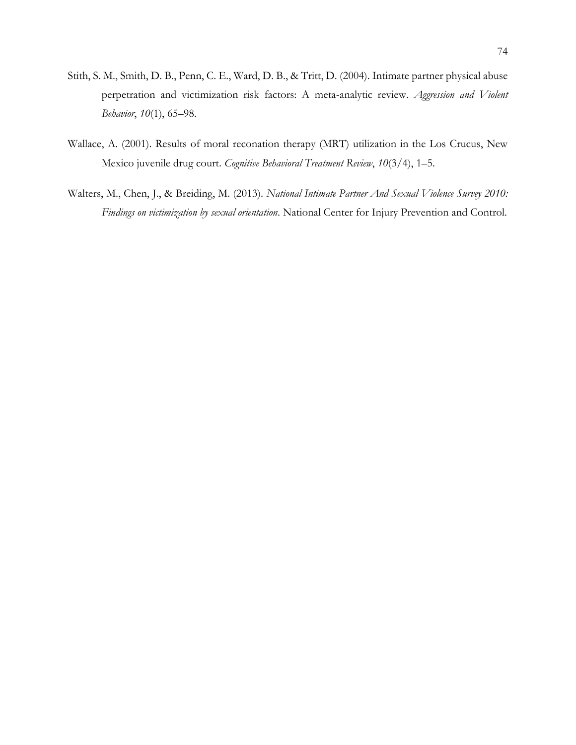Stith, S. M., Smith, D. B., Penn, C. E., Ward, D. B., & Tritt, D. (2004). Intimate partner physical abuse perpetration and victimization risk factors: A meta-analytic review. *Aggression and Violent Behavior*, *10*(1), 65–98.

Wallace, A. (2001). Results of moral reconation therapy (MRT) utilization in the Los Crucus, New Mexico juvenile drug court. *Cognitive Behavioral Treatment Review*, *10*(3/4), 1–5.

Walters, M., Chen, J., & Breiding, M. (2013). *National Intimate Partner And Sexual Violence Survey 2010: Findings on victimization by sexual orientation*. National Center for Injury Prevention and Control.